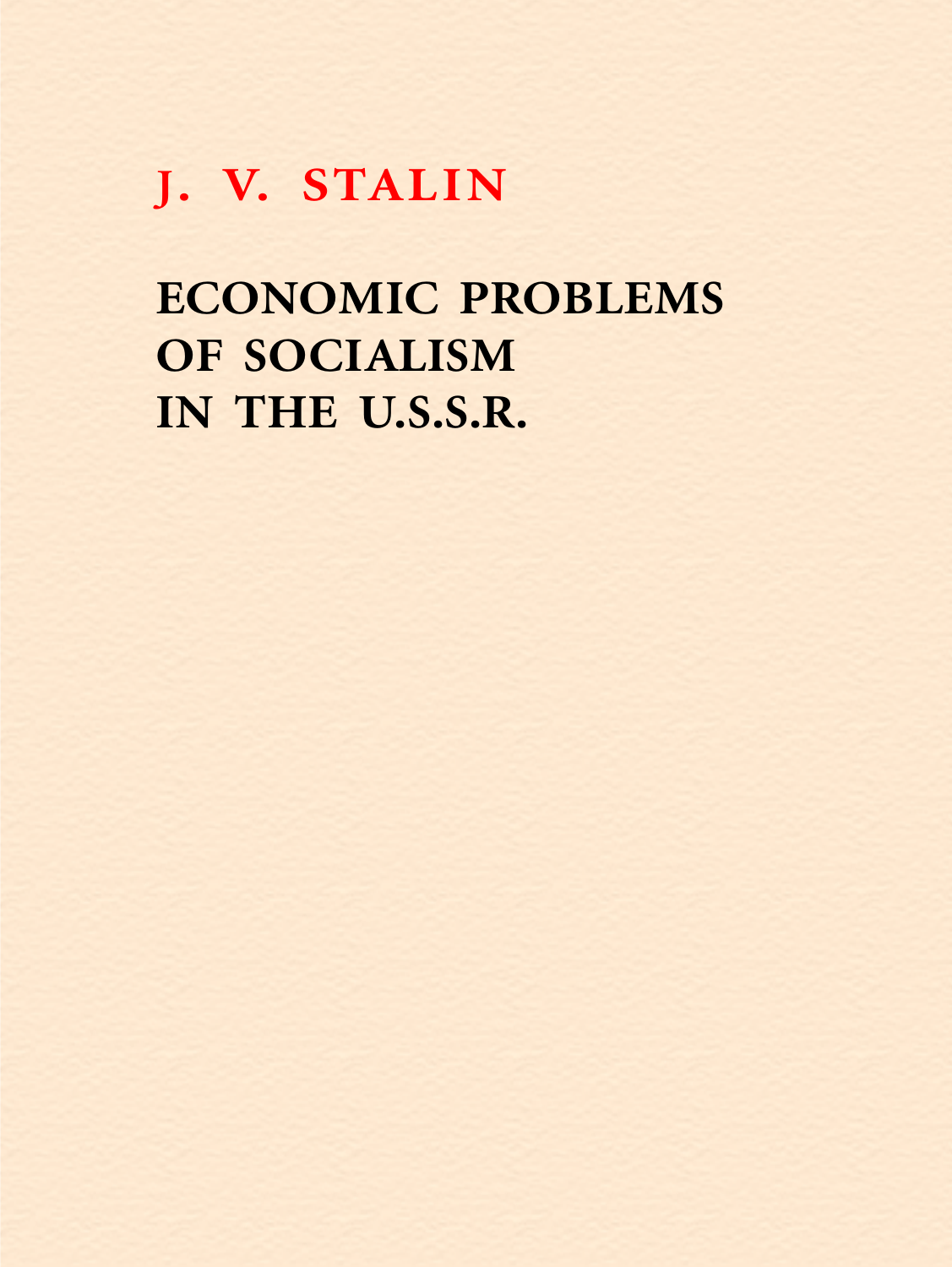J. V. STALIN

# ECONOMIC PROBLEMS OF SOCIALISM IN THE U.S.S.R.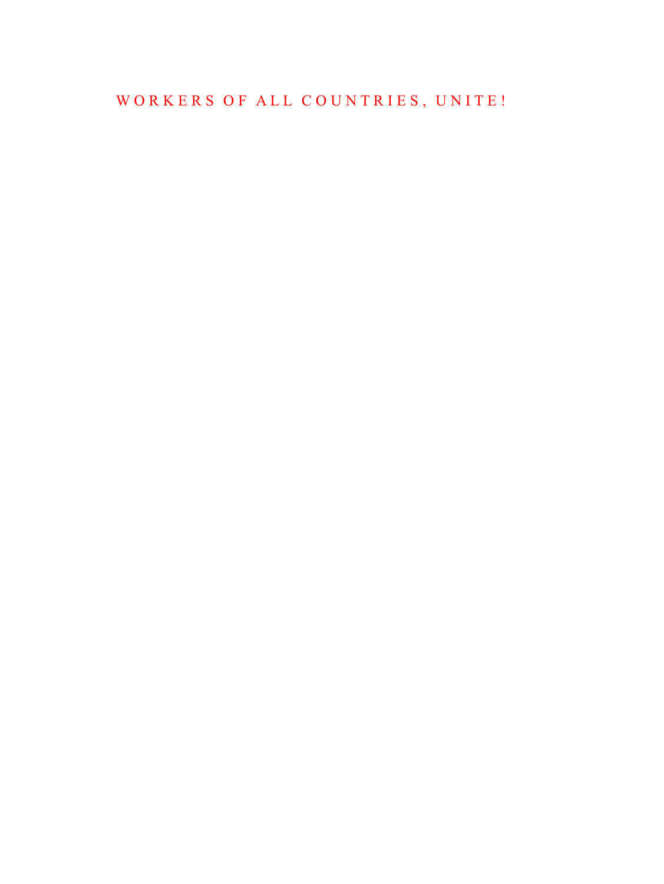WORKERS OF ALL COUNTRIES, UNITE!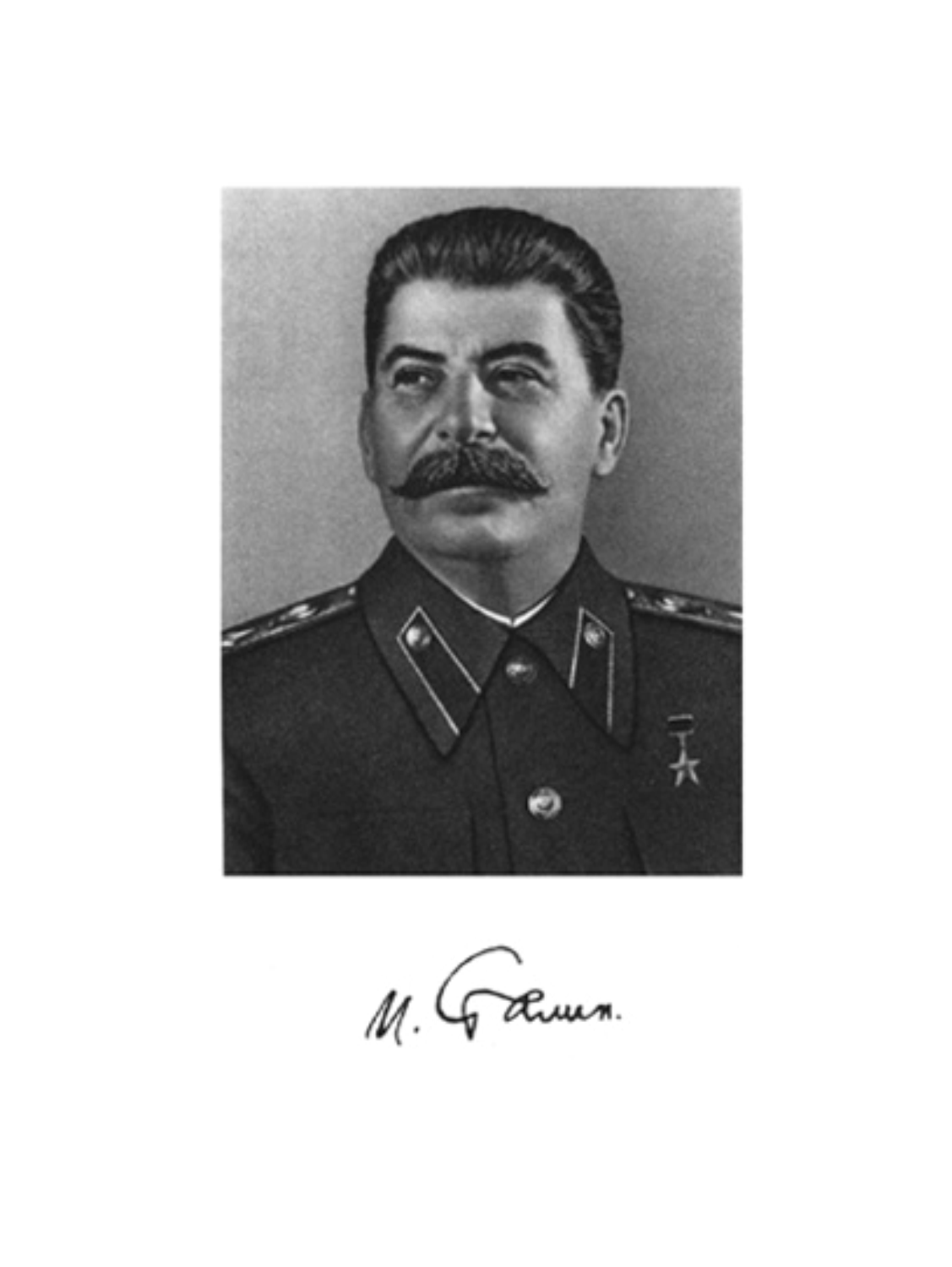И. Сталин.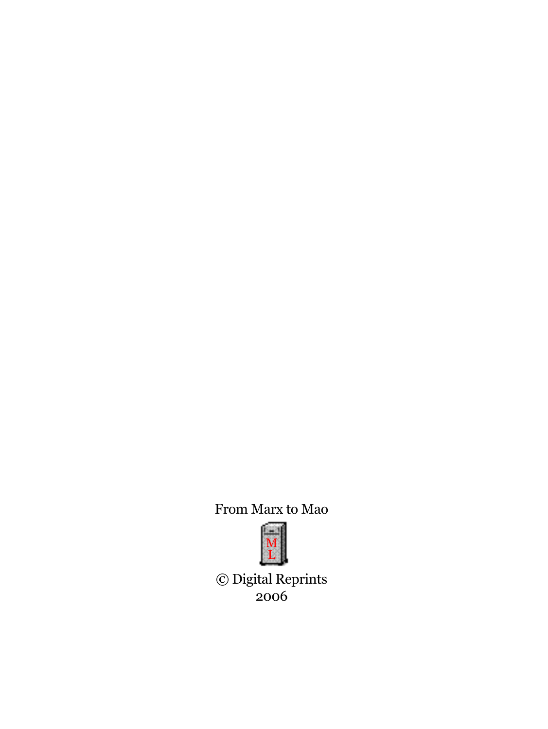From Marx to Mao

M
L

© Digital Reprints
2006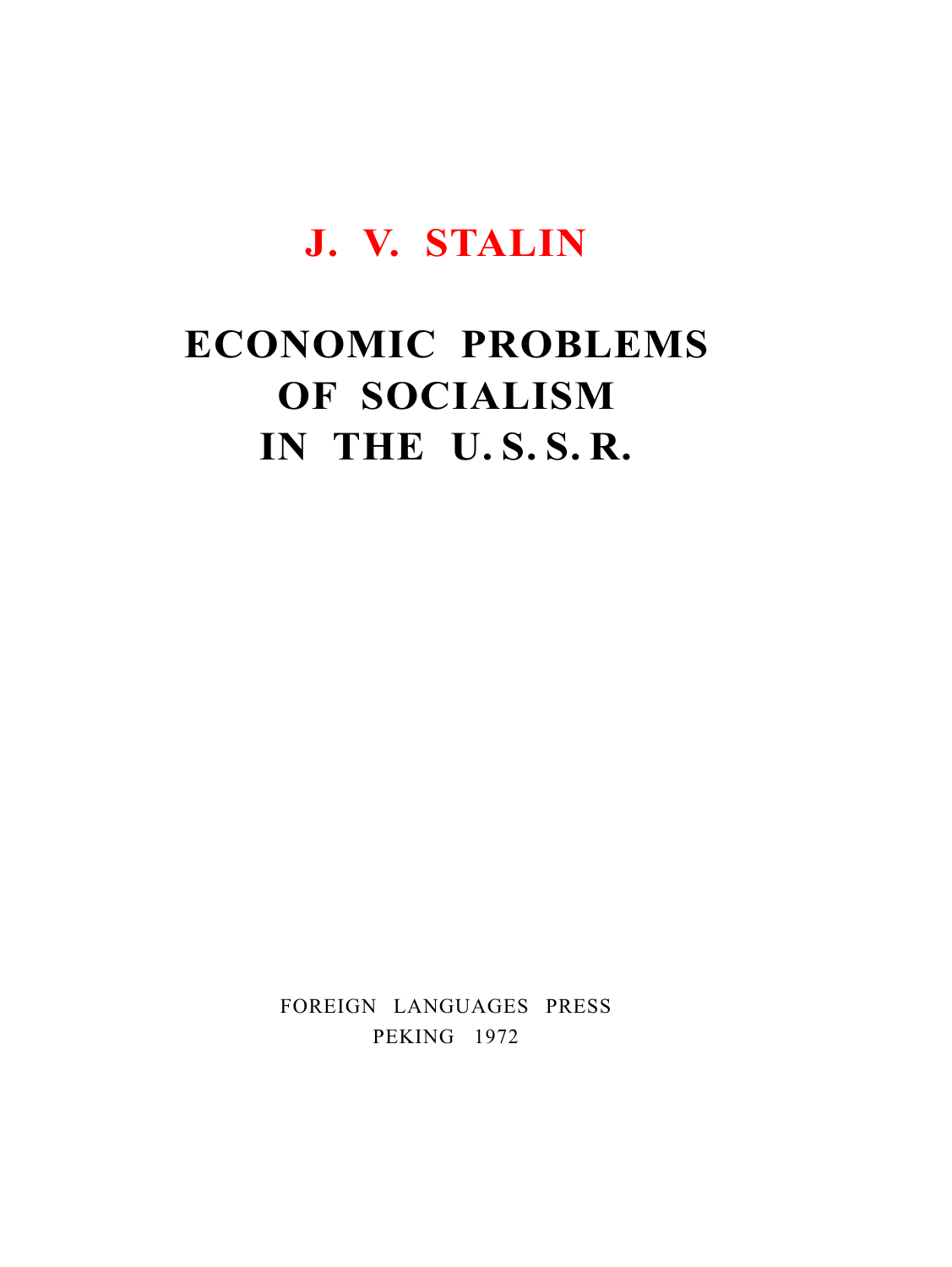# J. V. STALIN

# ECONOMIC PROBLEMS OF SOCIALISM IN THE U. S. S. R.

FOREIGN LANGUAGES PRESS
PEKING 1972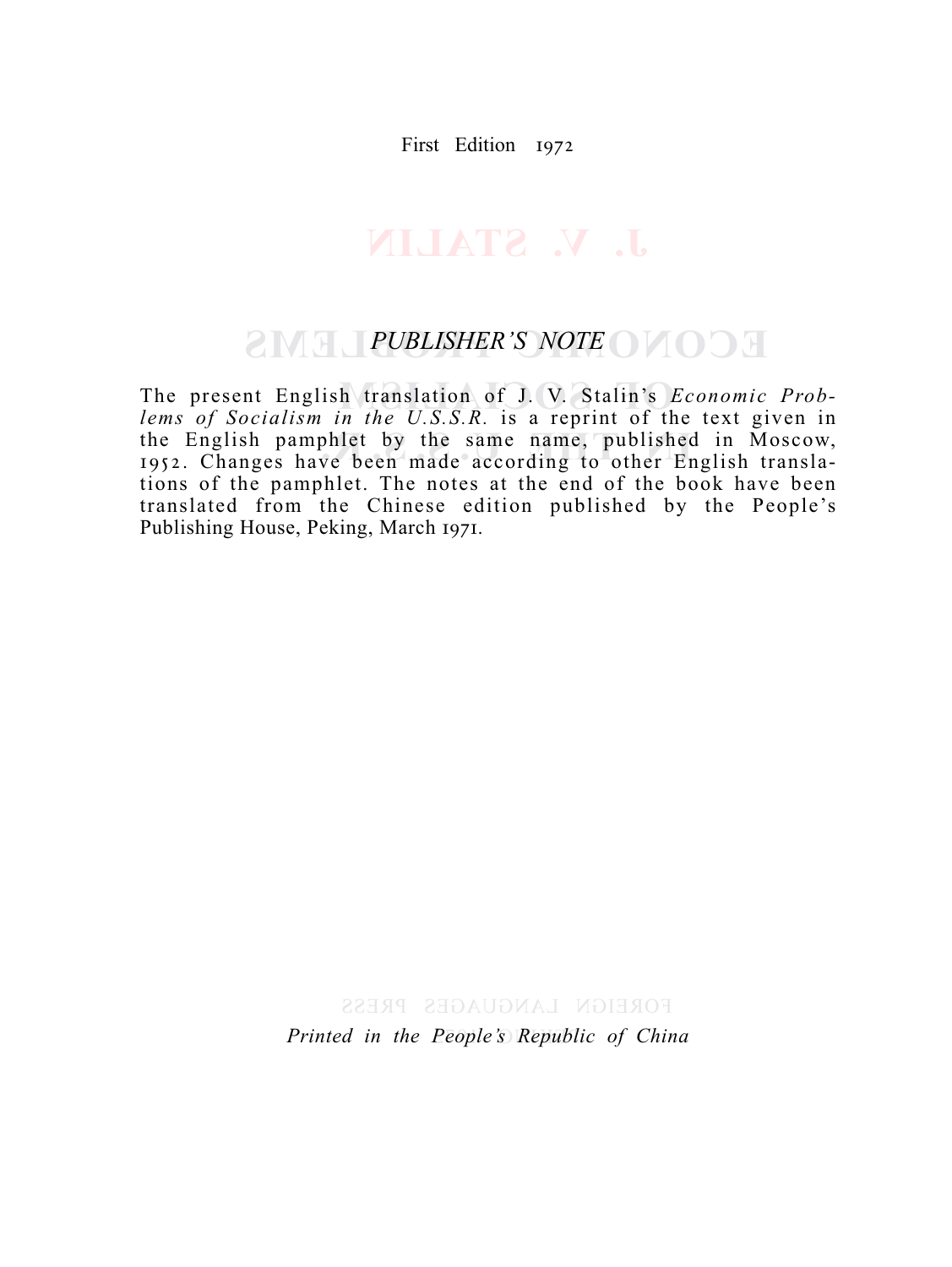First Edition 1972

## *PUBLISHER'S NOTE*

The present English translation of J. V. Stalin's *Economic Problems of Socialism in the U.S.S.R.* is a reprint of the text given in the English pamphlet by the same name, published in Moscow, 1952. Changes have been made according to other English translations of the pamphlet. The notes at the end of the book have been translated from the Chinese edition published by the People's Publishing House, Peking, March 1971.

*Printed in the People's Republic of China*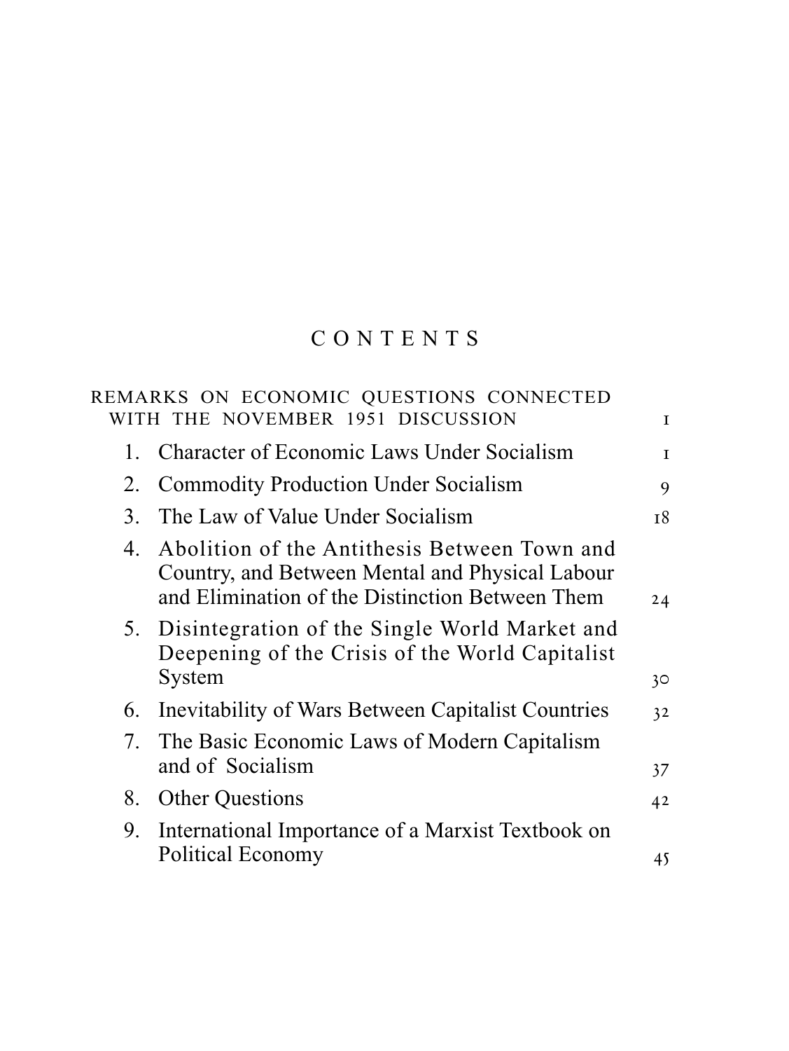# CONTENTS

| | |
|---|---|
| REMARKS ON ECONOMIC QUESTIONS CONNECTED WITH THE NOVEMBER 1951 DISCUSSION | 1 |
| 1. Character of Economic Laws Under Socialism | 1 |
| 2. Commodity Production Under Socialism | 9 |
| 3. The Law of Value Under Socialism | 18 |
| 4. Abolition of the Antithesis Between Town and Country, and Between Mental and Physical Labour and Elimination of the Distinction Between Them | 24 |
| 5. Disintegration of the Single World Market and Deepening of the Crisis of the World Capitalist System | 30 |
| 6. Inevitability of Wars Between Capitalist Countries | 32 |
| 7. The Basic Economic Laws of Modern Capitalism and of Socialism | 37 |
| 8. Other Questions | 42 |
| 9. International Importance of a Marxist Textbook on Political Economy | 45 |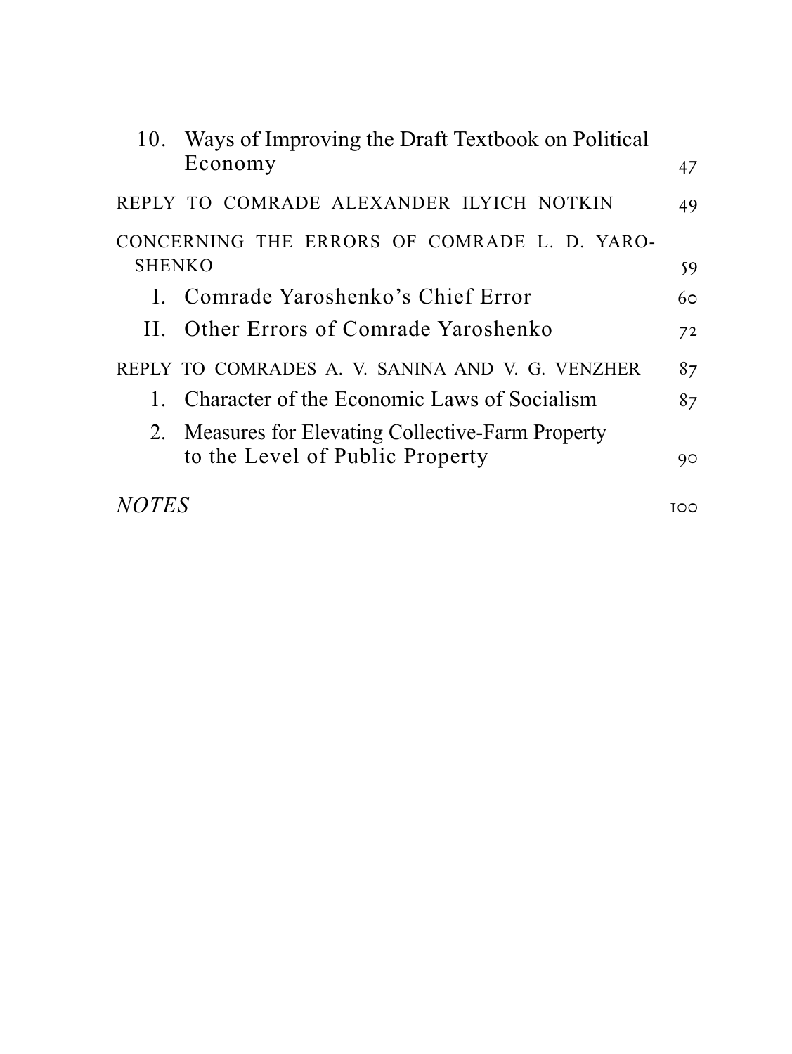10. Ways of Improving the Draft Textbook on Political Economy 47

REPLY TO COMRADE ALEXANDER ILYICH NOTKIN 49

CONCERNING THE ERRORS OF COMRADE L. D. YAROSHENKO 59

I. Comrade Yaroshenko's Chief Error 60

II. Other Errors of Comrade Yaroshenko 72

REPLY TO COMRADES A. V. SANINA AND V. G. VENZHER 87

1. Character of the Economic Laws of Socialism 87

2. Measures for Elevating Collective-Farm Property to the Level of Public Property 90

*NOTES* 100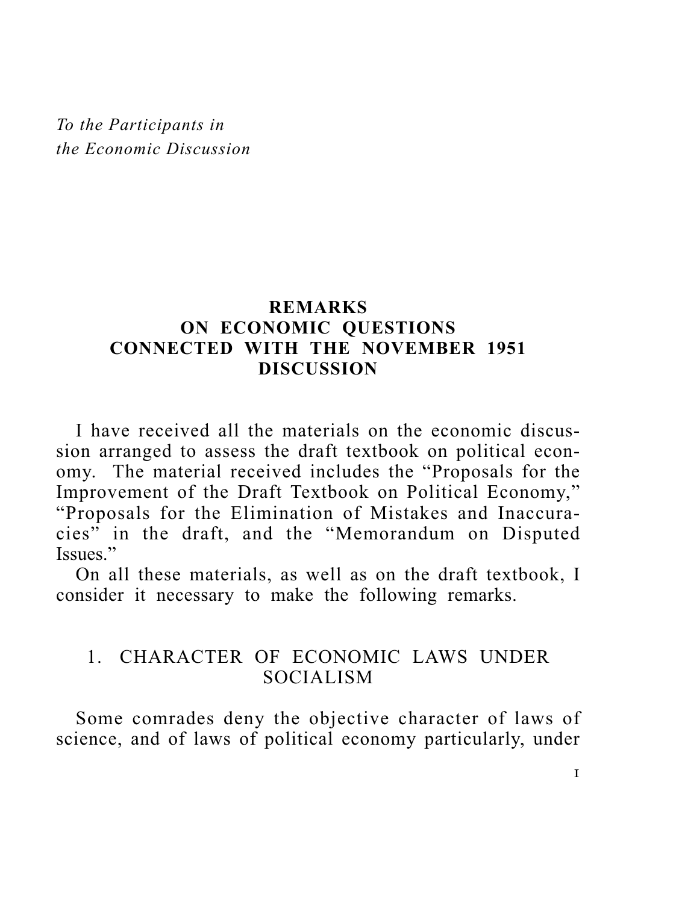*To the Participants in*
*the Economic Discussion*

# REMARKS ON ECONOMIC QUESTIONS CONNECTED WITH THE NOVEMBER 1951 DISCUSSION

I have received all the materials on the economic discussion arranged to assess the draft textbook on political economy. The material received includes the "Proposals for the Improvement of the Draft Textbook on Political Economy," "Proposals for the Elimination of Mistakes and Inaccuracies" in the draft, and the "Memorandum on Disputed Issues."

On all these materials, as well as on the draft textbook, I consider it necessary to make the following remarks.

## 1. CHARACTER OF ECONOMIC LAWS UNDER SOCIALISM

Some comrades deny the objective character of laws of science, and of laws of political economy particularly, under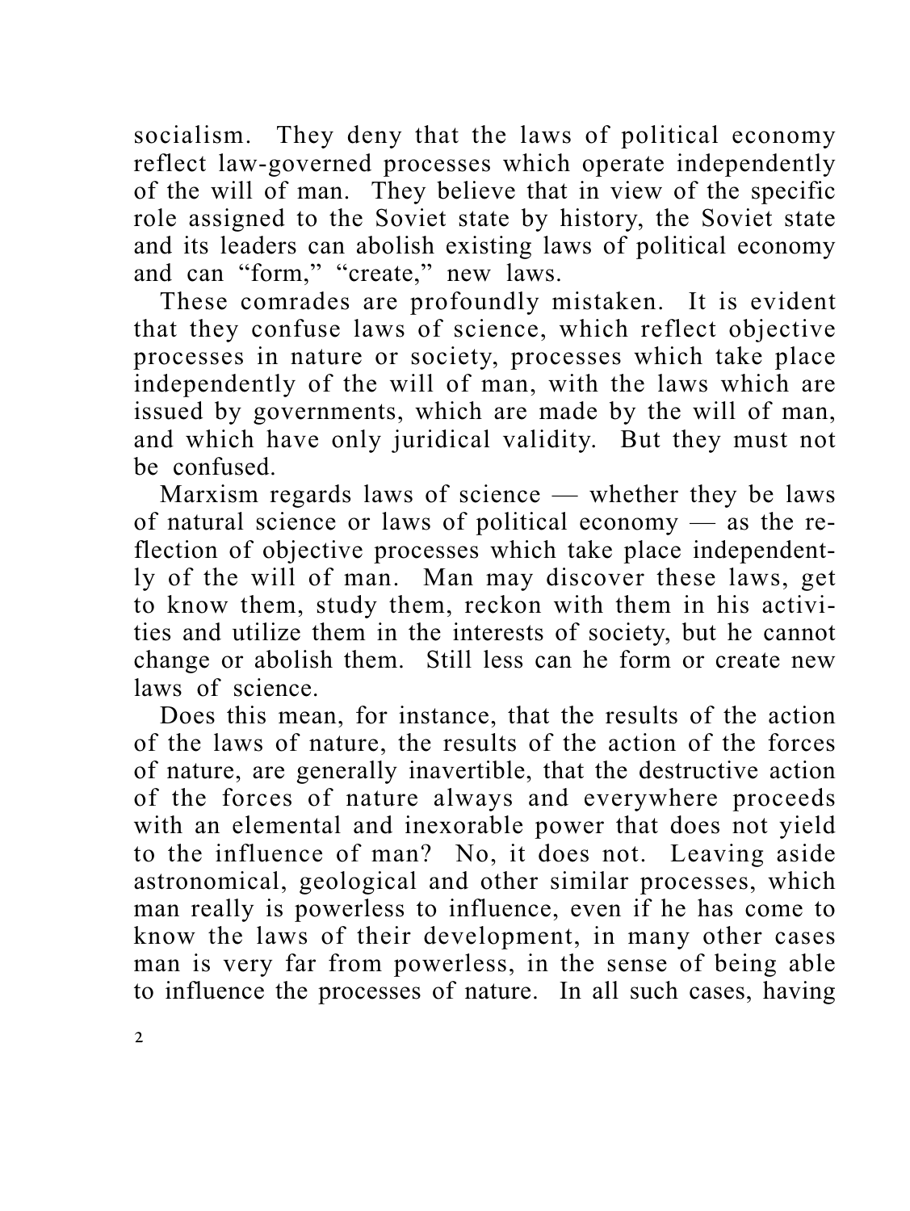socialism. They deny that the laws of political economy reflect law-governed processes which operate independently of the will of man. They believe that in view of the specific role assigned to the Soviet state by history, the Soviet state and its leaders can abolish existing laws of political economy and can "form," "create," new laws.

These comrades are profoundly mistaken. It is evident that they confuse laws of science, which reflect objective processes in nature or society, processes which take place independently of the will of man, with the laws which are issued by governments, which are made by the will of man, and which have only juridical validity. But they must not be confused.

Marxism regards laws of science — whether they be laws of natural science or laws of political economy — as the reflection of objective processes which take place independently of the will of man. Man may discover these laws, get to know them, study them, reckon with them in his activities and utilize them in the interests of society, but he cannot change or abolish them. Still less can he form or create new laws of science.

Does this mean, for instance, that the results of the action of the laws of nature, the results of the action of the forces of nature, are generally inavertible, that the destructive action of the forces of nature always and everywhere proceeds with an elemental and inexorable power that does not yield to the influence of man? No, it does not. Leaving aside astronomical, geological and other similar processes, which man really is powerless to influence, even if he has come to know the laws of their development, in many other cases man is very far from powerless, in the sense of being able to influence the processes of nature. In all such cases, having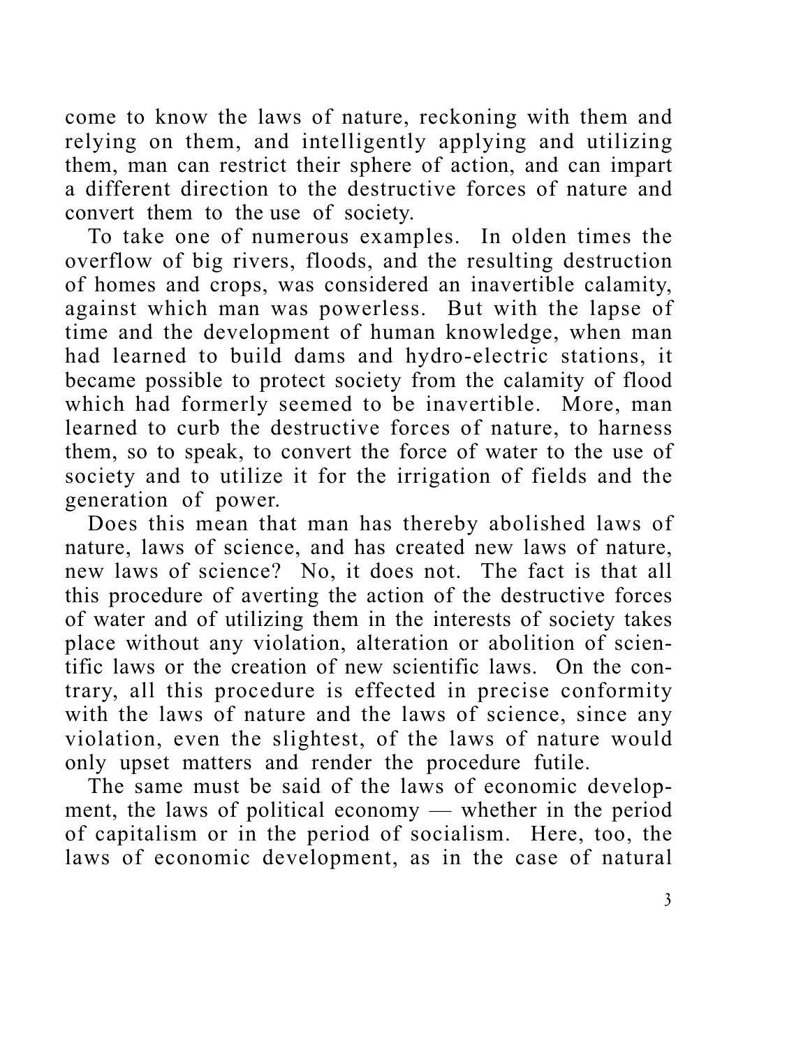come to know the laws of nature, reckoning with them and relying on them, and intelligently applying and utilizing them, man can restrict their sphere of action, and can impart a different direction to the destructive forces of nature and convert them to the use of society.

To take one of numerous examples. In olden times the overflow of big rivers, floods, and the resulting destruction of homes and crops, was considered an inavertible calamity, against which man was powerless. But with the lapse of time and the development of human knowledge, when man had learned to build dams and hydro-electric stations, it became possible to protect society from the calamity of flood which had formerly seemed to be inavertible. More, man learned to curb the destructive forces of nature, to harness them, so to speak, to convert the force of water to the use of society and to utilize it for the irrigation of fields and the generation of power.

Does this mean that man has thereby abolished laws of nature, laws of science, and has created new laws of nature, new laws of science? No, it does not. The fact is that all this procedure of averting the action of the destructive forces of water and of utilizing them in the interests of society takes place without any violation, alteration or abolition of scientific laws or the creation of new scientific laws. On the contrary, all this procedure is effected in precise conformity with the laws of nature and the laws of science, since any violation, even the slightest, of the laws of nature would only upset matters and render the procedure futile.

The same must be said of the laws of economic development, the laws of political economy — whether in the period of capitalism or in the period of socialism. Here, too, the laws of economic development, as in the case of natural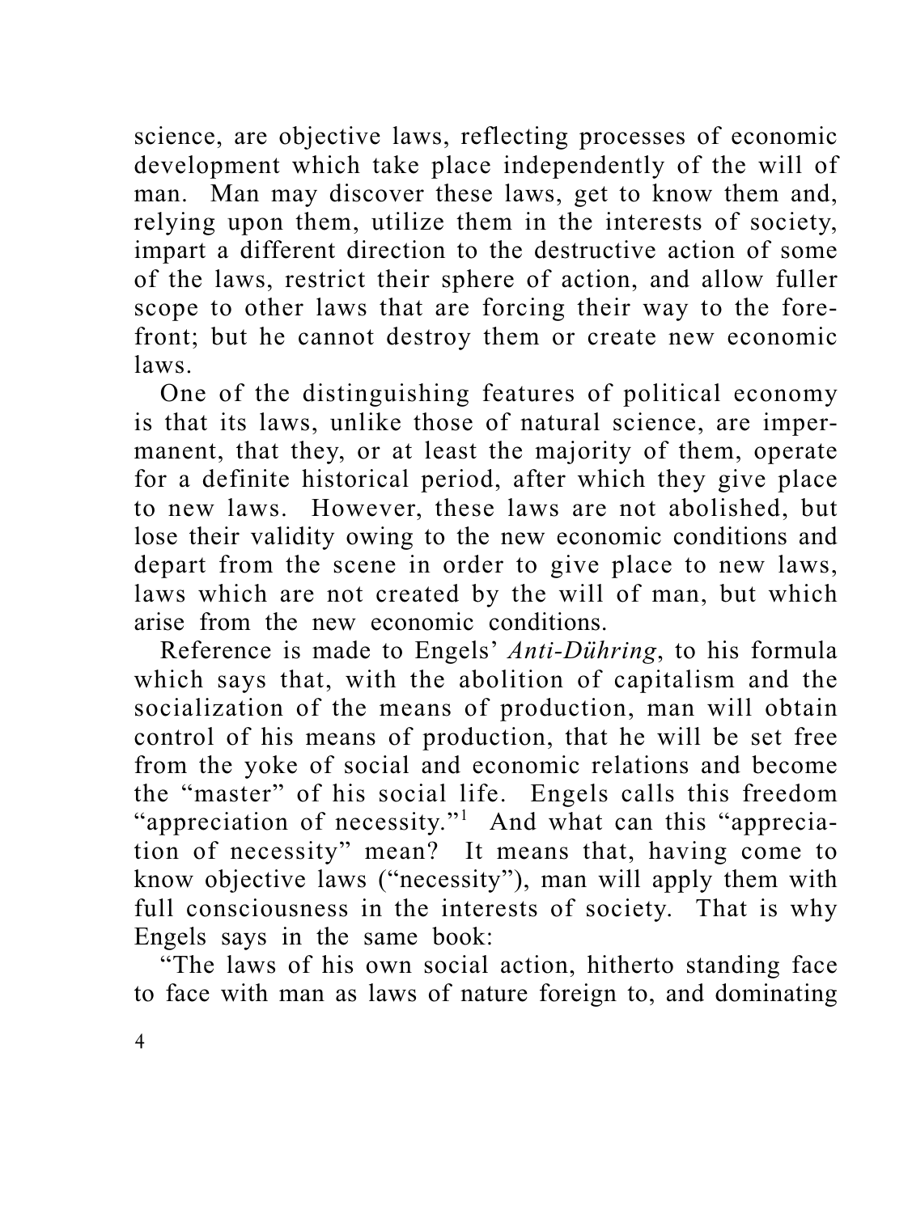science, are objective laws, reflecting processes of economic development which take place independently of the will of man. Man may discover these laws, get to know them and, relying upon them, utilize them in the interests of society, impart a different direction to the destructive action of some of the laws, restrict their sphere of action, and allow fuller scope to other laws that are forcing their way to the forefront; but he cannot destroy them or create new economic laws.

One of the distinguishing features of political economy is that its laws, unlike those of natural science, are impermanent, that they, or at least the majority of them, operate for a definite historical period, after which they give place to new laws. However, these laws are not abolished, but lose their validity owing to the new economic conditions and depart from the scene in order to give place to new laws, laws which are not created by the will of man, but which arise from the new economic conditions.

Reference is made to Engels' *Anti-Dühring*, to his formula which says that, with the abolition of capitalism and the socialization of the means of production, man will obtain control of his means of production, that he will be set free from the yoke of social and economic relations and become the "master" of his social life. Engels calls this freedom "appreciation of necessity."[1] And what can this "appreciation of necessity" mean? It means that, having come to know objective laws ("necessity"), man will apply them with full consciousness in the interests of society. That is why Engels says in the same book:

"The laws of his own social action, hitherto standing face to face with man as laws of nature foreign to, and dominating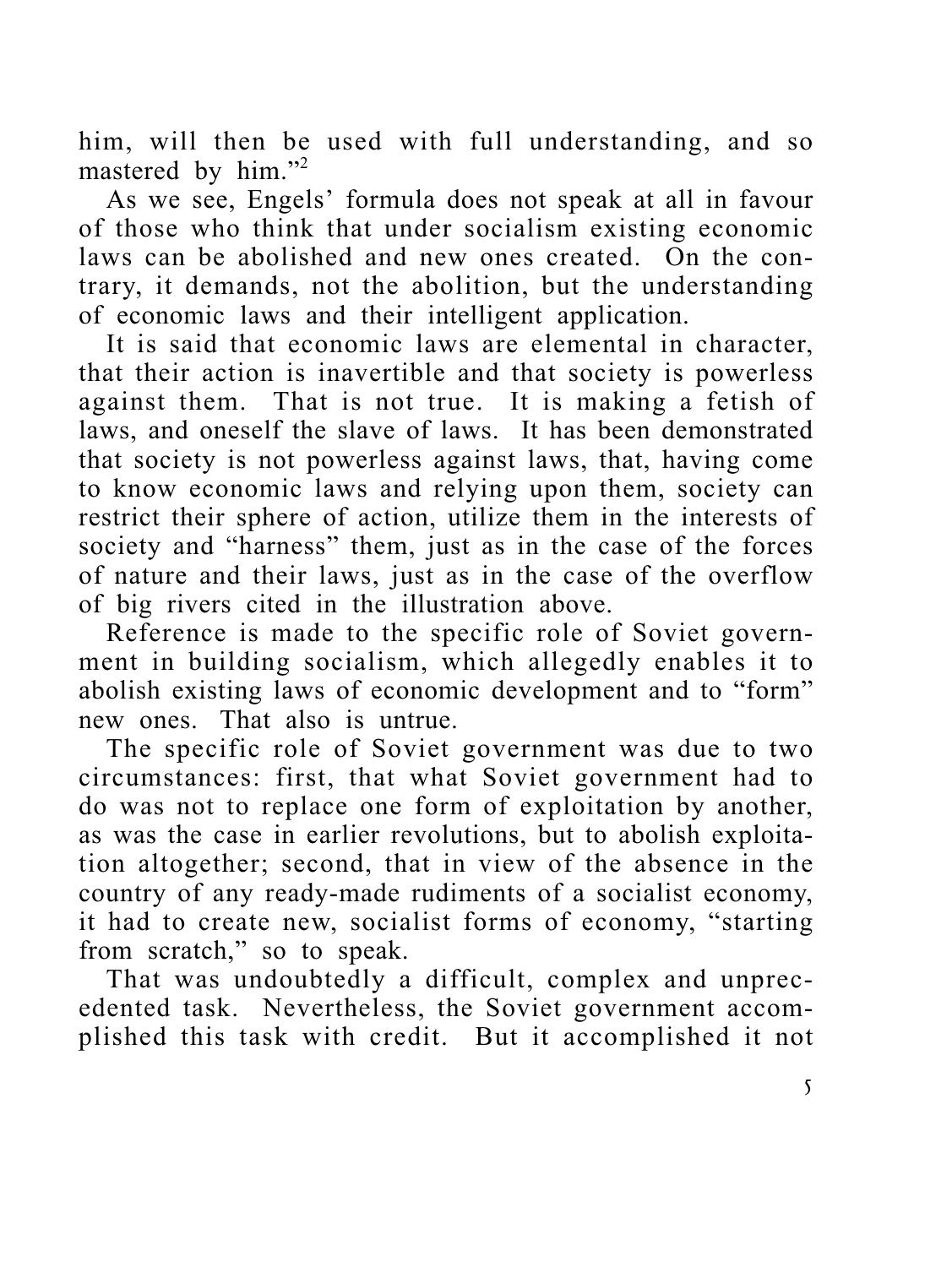him, will then be used with full understanding, and so mastered by him."[2]

As we see, Engels' formula does not speak at all in favour of those who think that under socialism existing economic laws can be abolished and new ones created. On the contrary, it demands, not the abolition, but the understanding of economic laws and their intelligent application.

It is said that economic laws are elemental in character, that their action is inavertible and that society is powerless against them. That is not true. It is making a fetish of laws, and oneself the slave of laws. It has been demonstrated that society is not powerless against laws, that, having come to know economic laws and relying upon them, society can restrict their sphere of action, utilize them in the interests of society and "harness" them, just as in the case of the forces of nature and their laws, just as in the case of the overflow of big rivers cited in the illustration above.

Reference is made to the specific role of Soviet government in building socialism, which allegedly enables it to abolish existing laws of economic development and to "form" new ones. That also is untrue.

The specific role of Soviet government was due to two circumstances: first, that what Soviet government had to do was not to replace one form of exploitation by another, as was the case in earlier revolutions, but to abolish exploitation altogether; second, that in view of the absence in the country of any ready-made rudiments of a socialist economy, it had to create new, socialist forms of economy, "starting from scratch," so to speak.

That was undoubtedly a difficult, complex and unprecedented task. Nevertheless, the Soviet government accomplished this task with credit. But it accomplished it not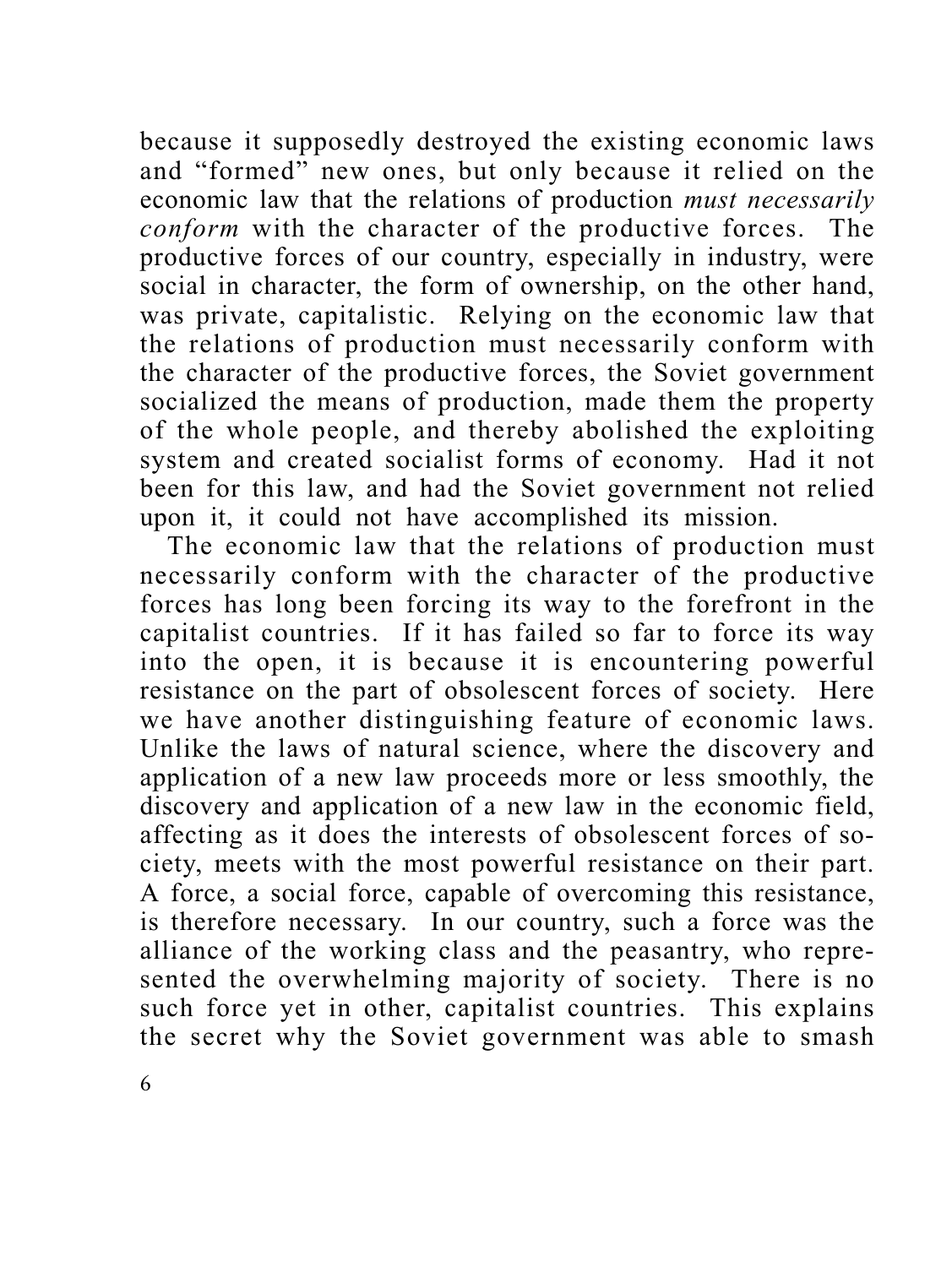because it supposedly destroyed the existing economic laws and "formed" new ones, but only because it relied on the economic law that the relations of production *must necessarily conform* with the character of the productive forces. The productive forces of our country, especially in industry, were social in character, the form of ownership, on the other hand, was private, capitalistic. Relying on the economic law that the relations of production must necessarily conform with the character of the productive forces, the Soviet government socialized the means of production, made them the property of the whole people, and thereby abolished the exploiting system and created socialist forms of economy. Had it not been for this law, and had the Soviet government not relied upon it, it could not have accomplished its mission.

The economic law that the relations of production must necessarily conform with the character of the productive forces has long been forcing its way to the forefront in the capitalist countries. If it has failed so far to force its way into the open, it is because it is encountering powerful resistance on the part of obsolescent forces of society. Here we have another distinguishing feature of economic laws. Unlike the laws of natural science, where the discovery and application of a new law proceeds more or less smoothly, the discovery and application of a new law in the economic field, affecting as it does the interests of obsolescent forces of society, meets with the most powerful resistance on their part. A force, a social force, capable of overcoming this resistance, is therefore necessary. In our country, such a force was the alliance of the working class and the peasantry, who represented the overwhelming majority of society. There is no such force yet in other, capitalist countries. This explains the secret why the Soviet government was able to smash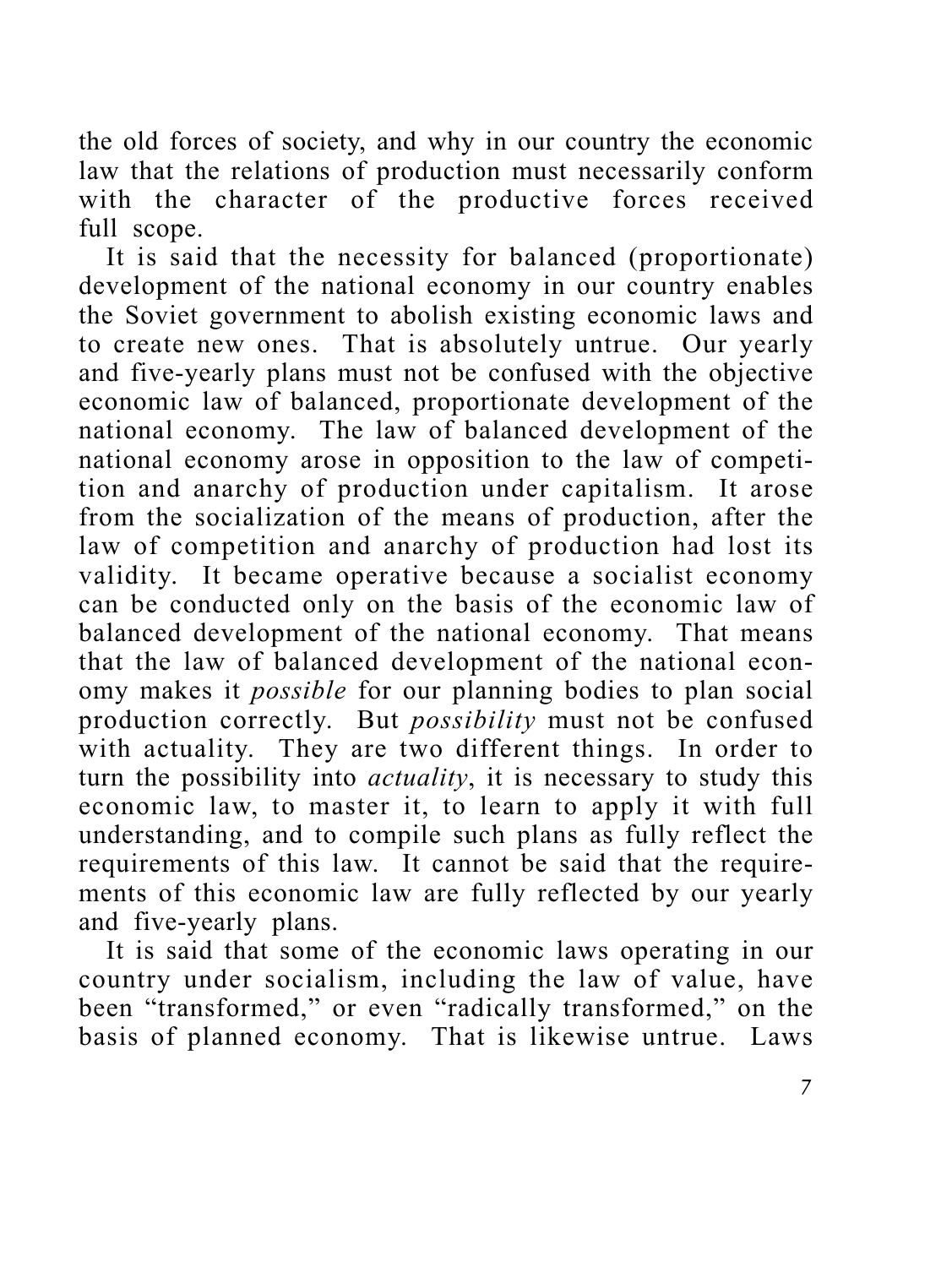the old forces of society, and why in our country the economic law that the relations of production must necessarily conform with the character of the productive forces received full scope.

It is said that the necessity for balanced (proportionate) development of the national economy in our country enables the Soviet government to abolish existing economic laws and to create new ones. That is absolutely untrue. Our yearly and five-yearly plans must not be confused with the objective economic law of balanced, proportionate development of the national economy. The law of balanced development of the national economy arose in opposition to the law of competition and anarchy of production under capitalism. It arose from the socialization of the means of production, after the law of competition and anarchy of production had lost its validity. It became operative because a socialist economy can be conducted only on the basis of the economic law of balanced development of the national economy. That means that the law of balanced development of the national economy makes it *possible* for our planning bodies to plan social production correctly. But *possibility* must not be confused with actuality. They are two different things. In order to turn the possibility into *actuality*, it is necessary to study this economic law, to master it, to learn to apply it with full understanding, and to compile such plans as fully reflect the requirements of this law. It cannot be said that the requirements of this economic law are fully reflected by our yearly and five-yearly plans.

It is said that some of the economic laws operating in our country under socialism, including the law of value, have been "transformed," or even "radically transformed," on the basis of planned economy. That is likewise untrue. Laws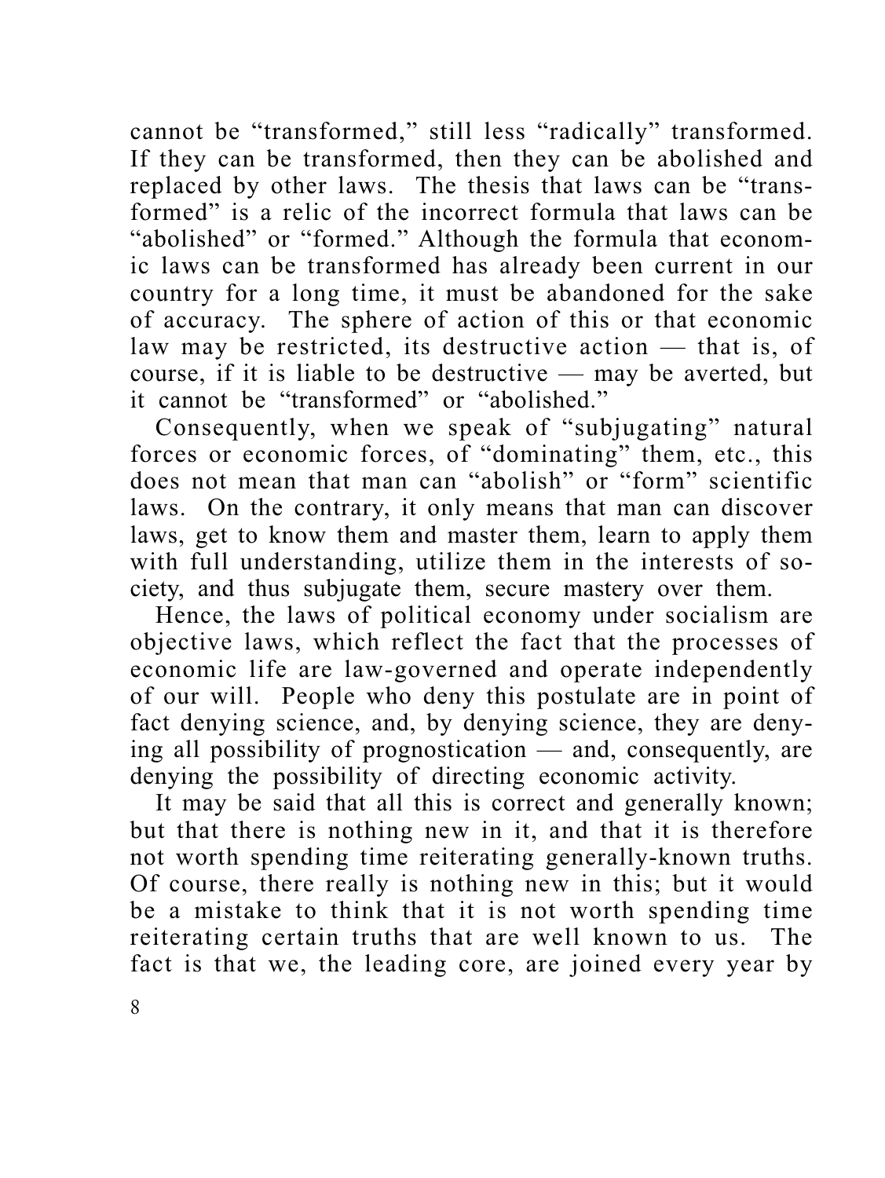cannot be "transformed," still less "radically" transformed. If they can be transformed, then they can be abolished and replaced by other laws. The thesis that laws can be "transformed" is a relic of the incorrect formula that laws can be "abolished" or "formed." Although the formula that economic laws can be transformed has already been current in our country for a long time, it must be abandoned for the sake of accuracy. The sphere of action of this or that economic law may be restricted, its destructive action — that is, of course, if it is liable to be destructive — may be averted, but it cannot be "transformed" or "abolished."

Consequently, when we speak of "subjugating" natural forces or economic forces, of "dominating" them, etc., this does not mean that man can "abolish" or "form" scientific laws. On the contrary, it only means that man can discover laws, get to know them and master them, learn to apply them with full understanding, utilize them in the interests of society, and thus subjugate them, secure mastery over them.

Hence, the laws of political economy under socialism are objective laws, which reflect the fact that the processes of economic life are law-governed and operate independently of our will. People who deny this postulate are in point of fact denying science, and, by denying science, they are denying all possibility of prognostication — and, consequently, are denying the possibility of directing economic activity.

It may be said that all this is correct and generally known; but that there is nothing new in it, and that it is therefore not worth spending time reiterating generally-known truths. Of course, there really is nothing new in this; but it would be a mistake to think that it is not worth spending time reiterating certain truths that are well known to us. The fact is that we, the leading core, are joined every year by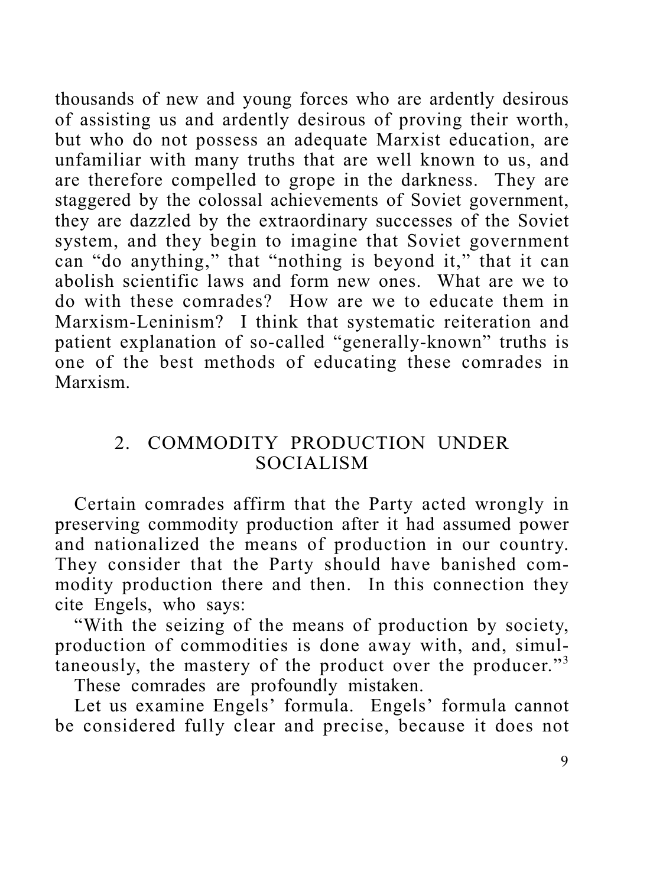thousands of new and young forces who are ardently desirous of assisting us and ardently desirous of proving their worth, but who do not possess an adequate Marxist education, are unfamiliar with many truths that are well known to us, and are therefore compelled to grope in the darkness. They are staggered by the colossal achievements of Soviet government, they are dazzled by the extraordinary successes of the Soviet system, and they begin to imagine that Soviet government can "do anything," that "nothing is beyond it," that it can abolish scientific laws and form new ones. What are we to do with these comrades? How are we to educate them in Marxism-Leninism? I think that systematic reiteration and patient explanation of so-called "generally-known" truths is one of the best methods of educating these comrades in Marxism.

## 2. COMMODITY PRODUCTION UNDER SOCIALISM

Certain comrades affirm that the Party acted wrongly in preserving commodity production after it had assumed power and nationalized the means of production in our country. They consider that the Party should have banished commodity production there and then. In this connection they cite Engels, who says:

"With the seizing of the means of production by society, production of commodities is done away with, and, simultaneously, the mastery of the product over the producer."[3]

These comrades are profoundly mistaken.

Let us examine Engels' formula. Engels' formula cannot be considered fully clear and precise, because it does not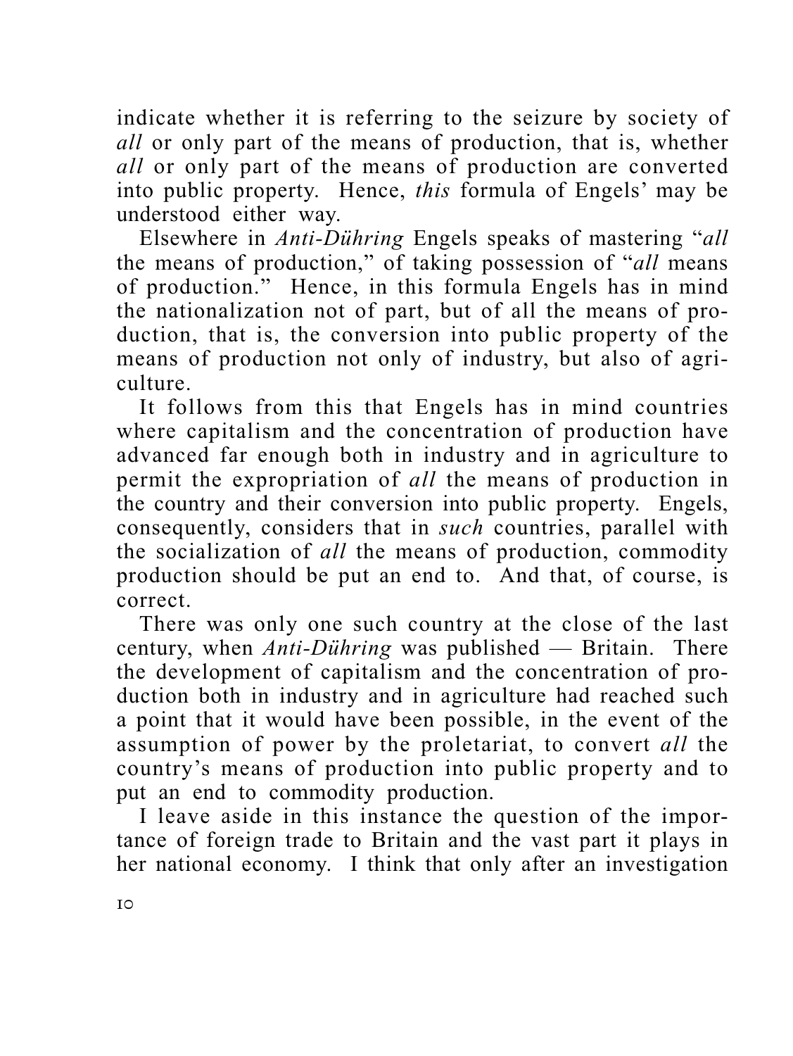indicate whether it is referring to the seizure by society of *all* or only part of the means of production, that is, whether *all* or only part of the means of production are converted into public property. Hence, *this* formula of Engels' may be understood either way.

Elsewhere in *Anti-Dühring* Engels speaks of mastering "*all* the means of production," of taking possession of "*all* means of production." Hence, in this formula Engels has in mind the nationalization not of part, but of all the means of production, that is, the conversion into public property of the means of production not only of industry, but also of agriculture.

It follows from this that Engels has in mind countries where capitalism and the concentration of production have advanced far enough both in industry and in agriculture to permit the expropriation of *all* the means of production in the country and their conversion into public property. Engels, consequently, considers that in *such* countries, parallel with the socialization of *all* the means of production, commodity production should be put an end to. And that, of course, is correct.

There was only one such country at the close of the last century, when *Anti-Dühring* was published — Britain. There the development of capitalism and the concentration of production both in industry and in agriculture had reached such a point that it would have been possible, in the event of the assumption of power by the proletariat, to convert *all* the country's means of production into public property and to put an end to commodity production.

I leave aside in this instance the question of the importance of foreign trade to Britain and the vast part it plays in her national economy. I think that only after an investigation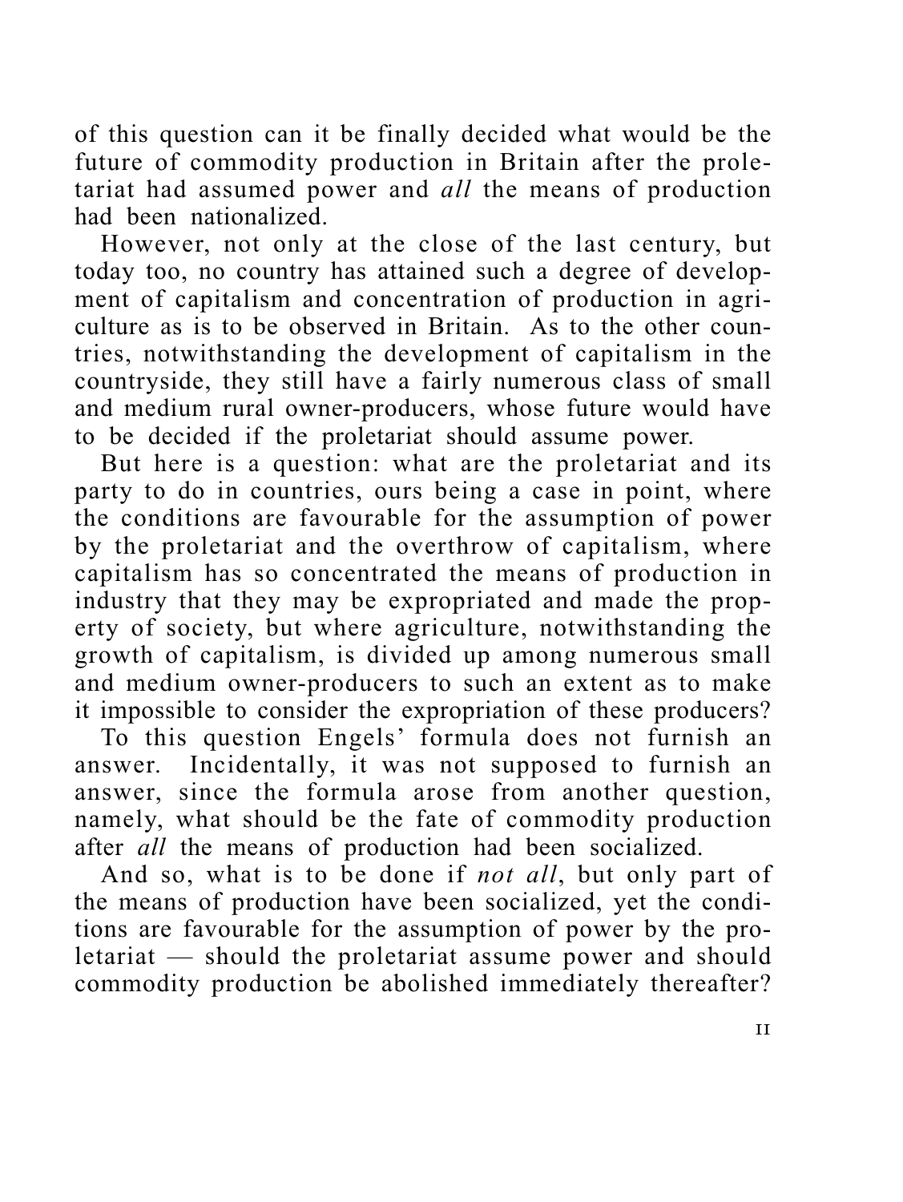of this question can it be finally decided what would be the future of commodity production in Britain after the proletariat had assumed power and *all* the means of production had been nationalized.

However, not only at the close of the last century, but today too, no country has attained such a degree of development of capitalism and concentration of production in agriculture as is to be observed in Britain. As to the other countries, notwithstanding the development of capitalism in the countryside, they still have a fairly numerous class of small and medium rural owner-producers, whose future would have to be decided if the proletariat should assume power.

But here is a question: what are the proletariat and its party to do in countries, ours being a case in point, where the conditions are favourable for the assumption of power by the proletariat and the overthrow of capitalism, where capitalism has so concentrated the means of production in industry that they may be expropriated and made the property of society, but where agriculture, notwithstanding the growth of capitalism, is divided up among numerous small and medium owner-producers to such an extent as to make it impossible to consider the expropriation of these producers?

To this question Engels' formula does not furnish an answer. Incidentally, it was not supposed to furnish an answer, since the formula arose from another question, namely, what should be the fate of commodity production after *all* the means of production had been socialized.

And so, what is to be done if *not all*, but only part of the means of production have been socialized, yet the conditions are favourable for the assumption of power by the proletariat — should the proletariat assume power and should commodity production be abolished immediately thereafter?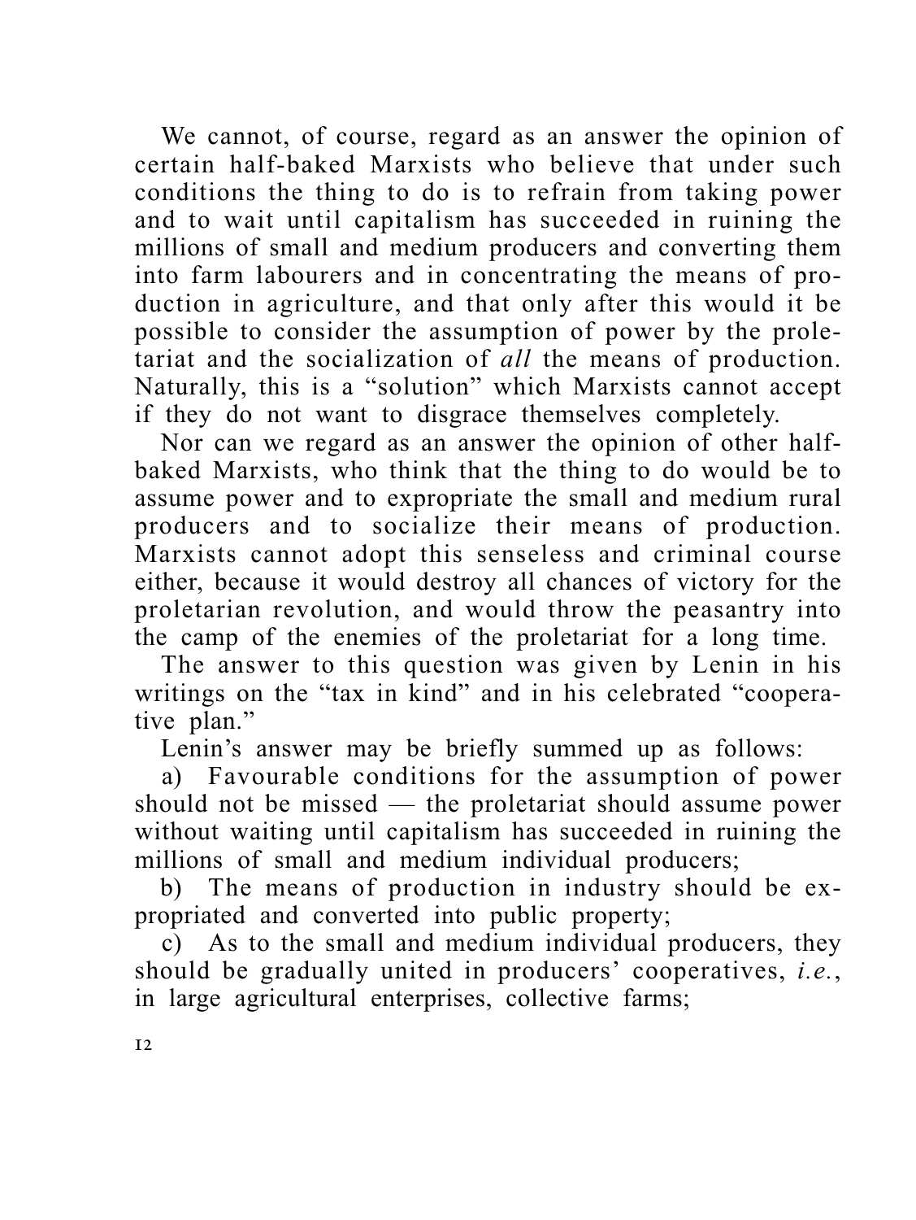We cannot, of course, regard as an answer the opinion of certain half-baked Marxists who believe that under such conditions the thing to do is to refrain from taking power and to wait until capitalism has succeeded in ruining the millions of small and medium producers and converting them into farm labourers and in concentrating the means of production in agriculture, and that only after this would it be possible to consider the assumption of power by the proletariat and the socialization of *all* the means of production. Naturally, this is a "solution" which Marxists cannot accept if they do not want to disgrace themselves completely.

Nor can we regard as an answer the opinion of other half-baked Marxists, who think that the thing to do would be to assume power and to expropriate the small and medium rural producers and to socialize their means of production. Marxists cannot adopt this senseless and criminal course either, because it would destroy all chances of victory for the proletarian revolution, and would throw the peasantry into the camp of the enemies of the proletariat for a long time.

The answer to this question was given by Lenin in his writings on the "tax in kind" and in his celebrated "cooperative plan."

Lenin's answer may be briefly summed up as follows:

a) Favourable conditions for the assumption of power should not be missed — the proletariat should assume power without waiting until capitalism has succeeded in ruining the millions of small and medium individual producers;

b) The means of production in industry should be expropriated and converted into public property;

c) As to the small and medium individual producers, they should be gradually united in producers' cooperatives, *i.e.*, in large agricultural enterprises, collective farms;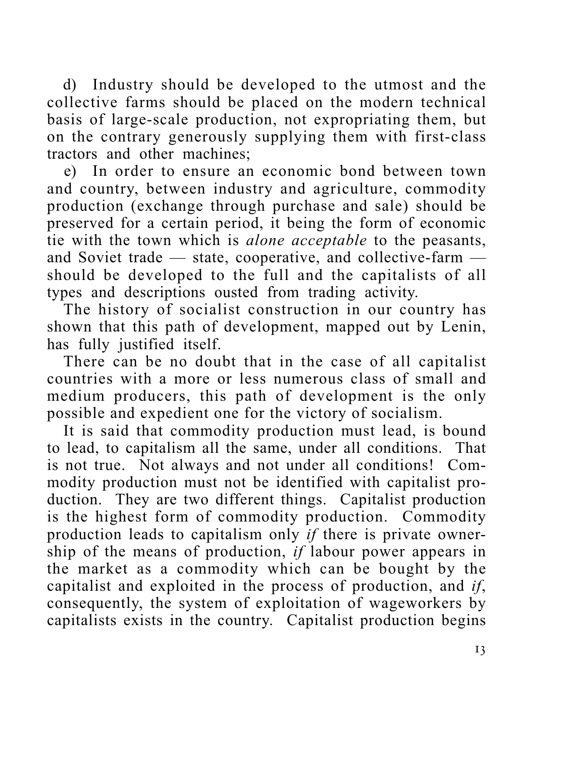d) Industry should be developed to the utmost and the collective farms should be placed on the modern technical basis of large-scale production, not expropriating them, but on the contrary generously supplying them with first-class tractors and other machines;

e) In order to ensure an economic bond between town and country, between industry and agriculture, commodity production (exchange through purchase and sale) should be preserved for a certain period, it being the form of economic tie with the town which is *alone acceptable* to the peasants, and Soviet trade — state, cooperative, and collective-farm — should be developed to the full and the capitalists of all types and descriptions ousted from trading activity.

The history of socialist construction in our country has shown that this path of development, mapped out by Lenin, has fully justified itself.

There can be no doubt that in the case of all capitalist countries with a more or less numerous class of small and medium producers, this path of development is the only possible and expedient one for the victory of socialism.

It is said that commodity production must lead, is bound to lead, to capitalism all the same, under all conditions. That is not true. Not always and not under all conditions! Commodity production must not be identified with capitalist production. They are two different things. Capitalist production is the highest form of commodity production. Commodity production leads to capitalism only *if* there is private ownership of the means of production, *if* labour power appears in the market as a commodity which can be bought by the capitalist and exploited in the process of production, and *if*, consequently, the system of exploitation of wageworkers by capitalists exists in the country. Capitalist production begins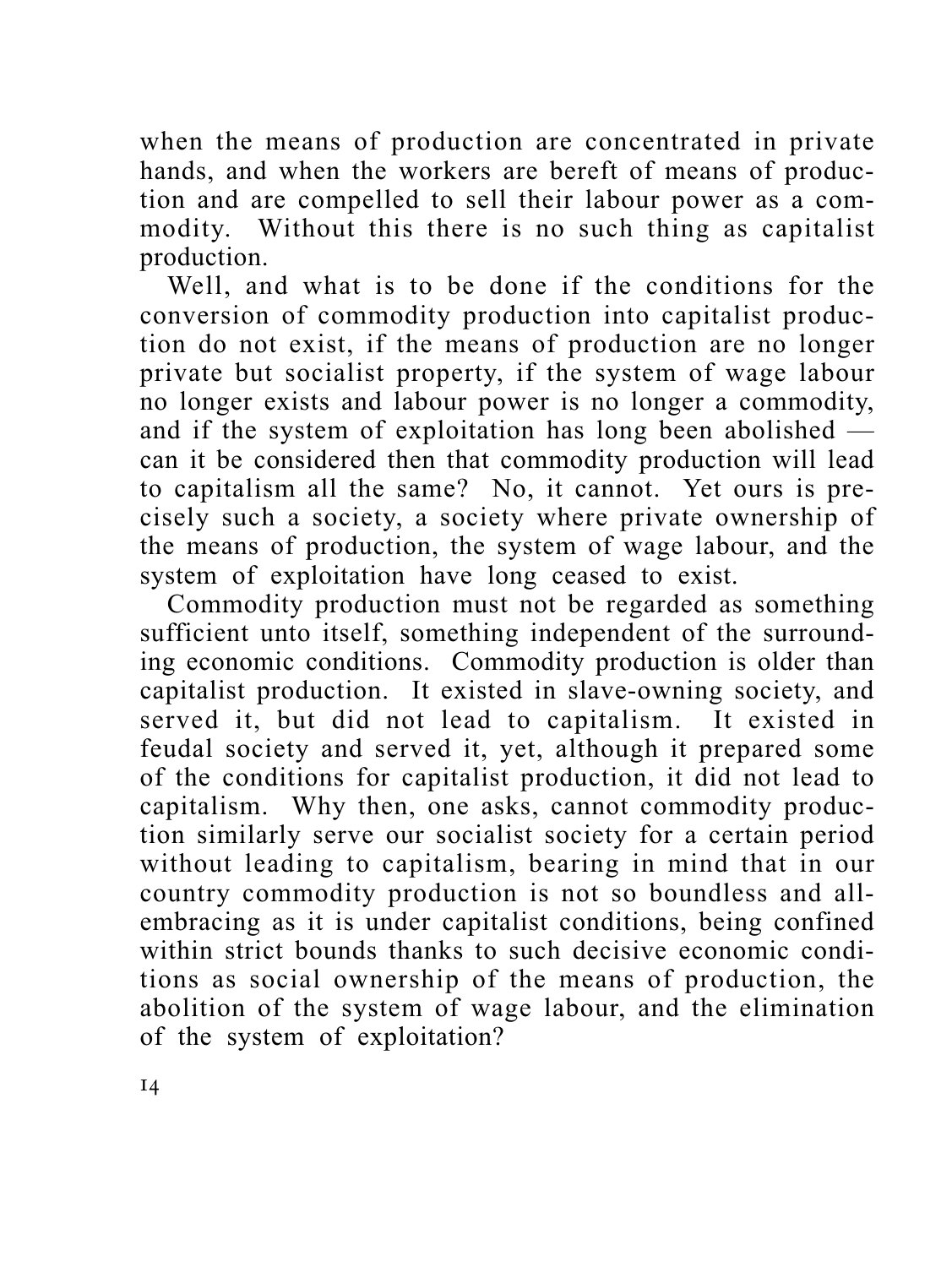when the means of production are concentrated in private hands, and when the workers are bereft of means of production and are compelled to sell their labour power as a commodity. Without this there is no such thing as capitalist production.

Well, and what is to be done if the conditions for the conversion of commodity production into capitalist production do not exist, if the means of production are no longer private but socialist property, if the system of wage labour no longer exists and labour power is no longer a commodity, and if the system of exploitation has long been abolished — can it be considered then that commodity production will lead to capitalism all the same? No, it cannot. Yet ours is precisely such a society, a society where private ownership of the means of production, the system of wage labour, and the system of exploitation have long ceased to exist.

Commodity production must not be regarded as something sufficient unto itself, something independent of the surrounding economic conditions. Commodity production is older than capitalist production. It existed in slave-owning society, and served it, but did not lead to capitalism. It existed in feudal society and served it, yet, although it prepared some of the conditions for capitalist production, it did not lead to capitalism. Why then, one asks, cannot commodity production similarly serve our socialist society for a certain period without leading to capitalism, bearing in mind that in our country commodity production is not so boundless and all-embracing as it is under capitalist conditions, being confined within strict bounds thanks to such decisive economic conditions as social ownership of the means of production, the abolition of the system of wage labour, and the elimination of the system of exploitation?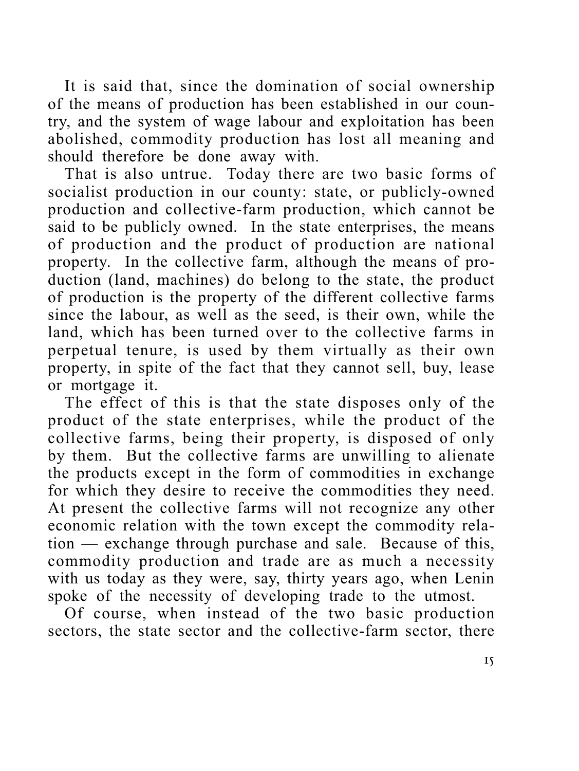It is said that, since the domination of social ownership of the means of production has been established in our country, and the system of wage labour and exploitation has been abolished, commodity production has lost all meaning and should therefore be done away with.

That is also untrue. Today there are two basic forms of socialist production in our county: state, or publicly-owned production and collective-farm production, which cannot be said to be publicly owned. In the state enterprises, the means of production and the product of production are national property. In the collective farm, although the means of production (land, machines) do belong to the state, the product of production is the property of the different collective farms since the labour, as well as the seed, is their own, while the land, which has been turned over to the collective farms in perpetual tenure, is used by them virtually as their own property, in spite of the fact that they cannot sell, buy, lease or mortgage it.

The effect of this is that the state disposes only of the product of the state enterprises, while the product of the collective farms, being their property, is disposed of only by them. But the collective farms are unwilling to alienate the products except in the form of commodities in exchange for which they desire to receive the commodities they need. At present the collective farms will not recognize any other economic relation with the town except the commodity relation — exchange through purchase and sale. Because of this, commodity production and trade are as much a necessity with us today as they were, say, thirty years ago, when Lenin spoke of the necessity of developing trade to the utmost.

Of course, when instead of the two basic production sectors, the state sector and the collective-farm sector, there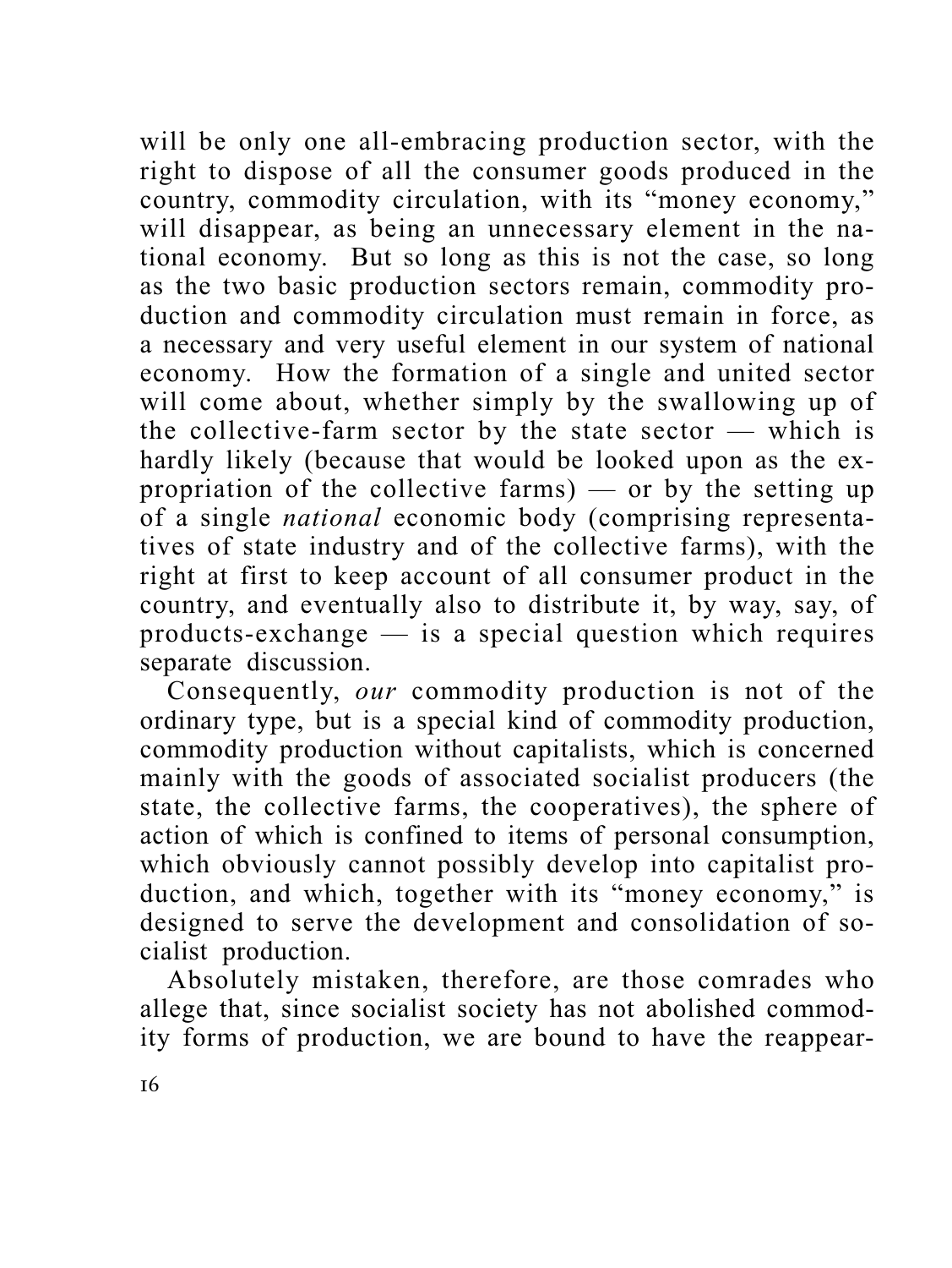will be only one all-embracing production sector, with the right to dispose of all the consumer goods produced in the country, commodity circulation, with its "money economy," will disappear, as being an unnecessary element in the national economy. But so long as this is not the case, so long as the two basic production sectors remain, commodity production and commodity circulation must remain in force, as a necessary and very useful element in our system of national economy. How the formation of a single and united sector will come about, whether simply by the swallowing up of the collective-farm sector by the state sector — which is hardly likely (because that would be looked upon as the expropriation of the collective farms) — or by the setting up of a single *national* economic body (comprising representatives of state industry and of the collective farms), with the right at first to keep account of all consumer product in the country, and eventually also to distribute it, by way, say, of products-exchange — is a special question which requires separate discussion.

Consequently, *our* commodity production is not of the ordinary type, but is a special kind of commodity production, commodity production without capitalists, which is concerned mainly with the goods of associated socialist producers (the state, the collective farms, the cooperatives), the sphere of action of which is confined to items of personal consumption, which obviously cannot possibly develop into capitalist production, and which, together with its "money economy," is designed to serve the development and consolidation of socialist production.

Absolutely mistaken, therefore, are those comrades who allege that, since socialist society has not abolished commodity forms of production, we are bound to have the reappear-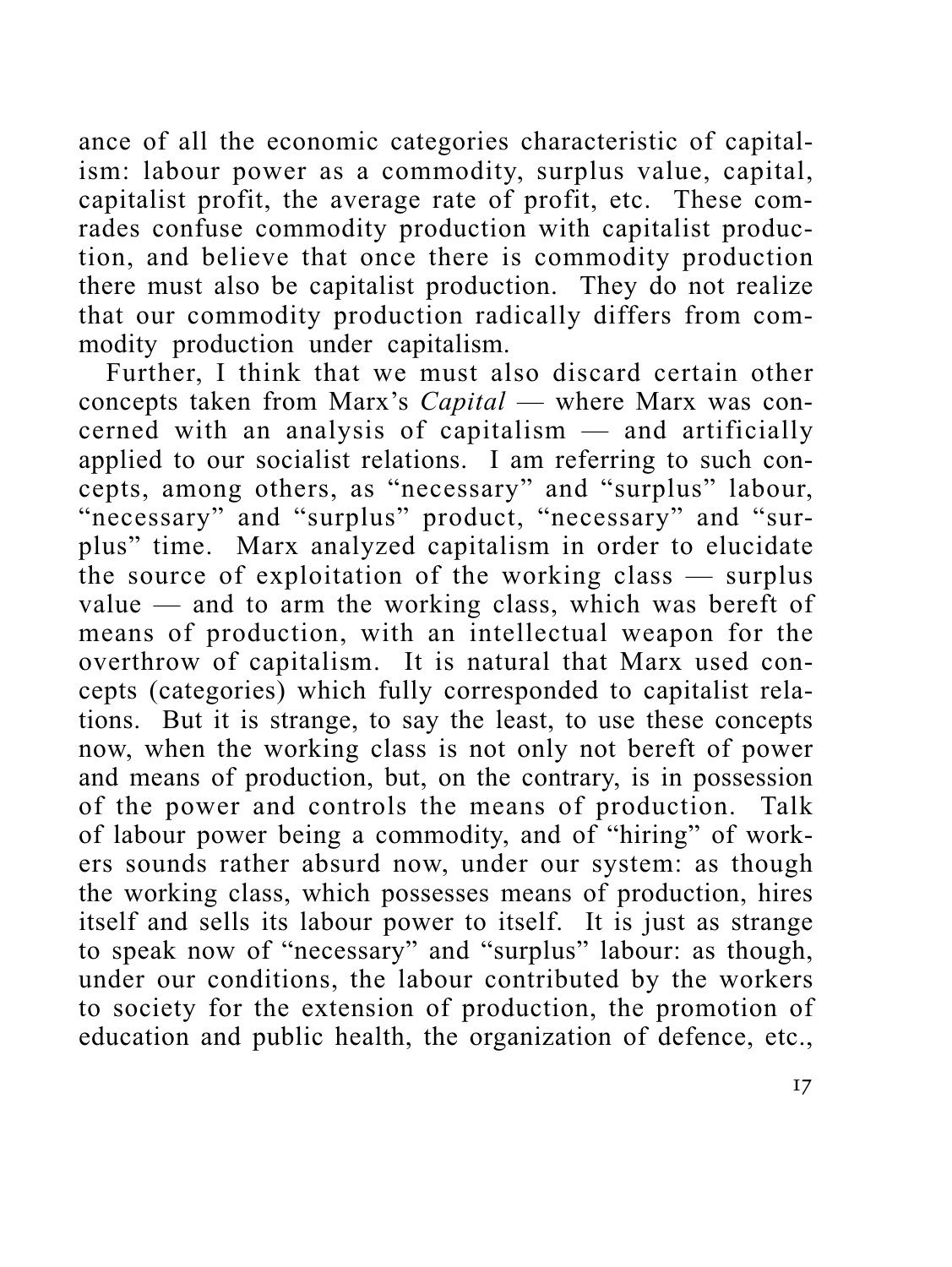ance of all the economic categories characteristic of capitalism: labour power as a commodity, surplus value, capital, capitalist profit, the average rate of profit, etc. These comrades confuse commodity production with capitalist production, and believe that once there is commodity production there must also be capitalist production. They do not realize that our commodity production radically differs from commodity production under capitalism.

Further, I think that we must also discard certain other concepts taken from Marx's *Capital* — where Marx was concerned with an analysis of capitalism — and artificially applied to our socialist relations. I am referring to such concepts, among others, as "necessary" and "surplus" labour, "necessary" and "surplus" product, "necessary" and "surplus" time. Marx analyzed capitalism in order to elucidate the source of exploitation of the working class — surplus value — and to arm the working class, which was bereft of means of production, with an intellectual weapon for the overthrow of capitalism. It is natural that Marx used concepts (categories) which fully corresponded to capitalist relations. But it is strange, to say the least, to use these concepts now, when the working class is not only not bereft of power and means of production, but, on the contrary, is in possession of the power and controls the means of production. Talk of labour power being a commodity, and of "hiring" of workers sounds rather absurd now, under our system: as though the working class, which possesses means of production, hires itself and sells its labour power to itself. It is just as strange to speak now of "necessary" and "surplus" labour: as though, under our conditions, the labour contributed by the workers to society for the extension of production, the promotion of education and public health, the organization of defence, etc.,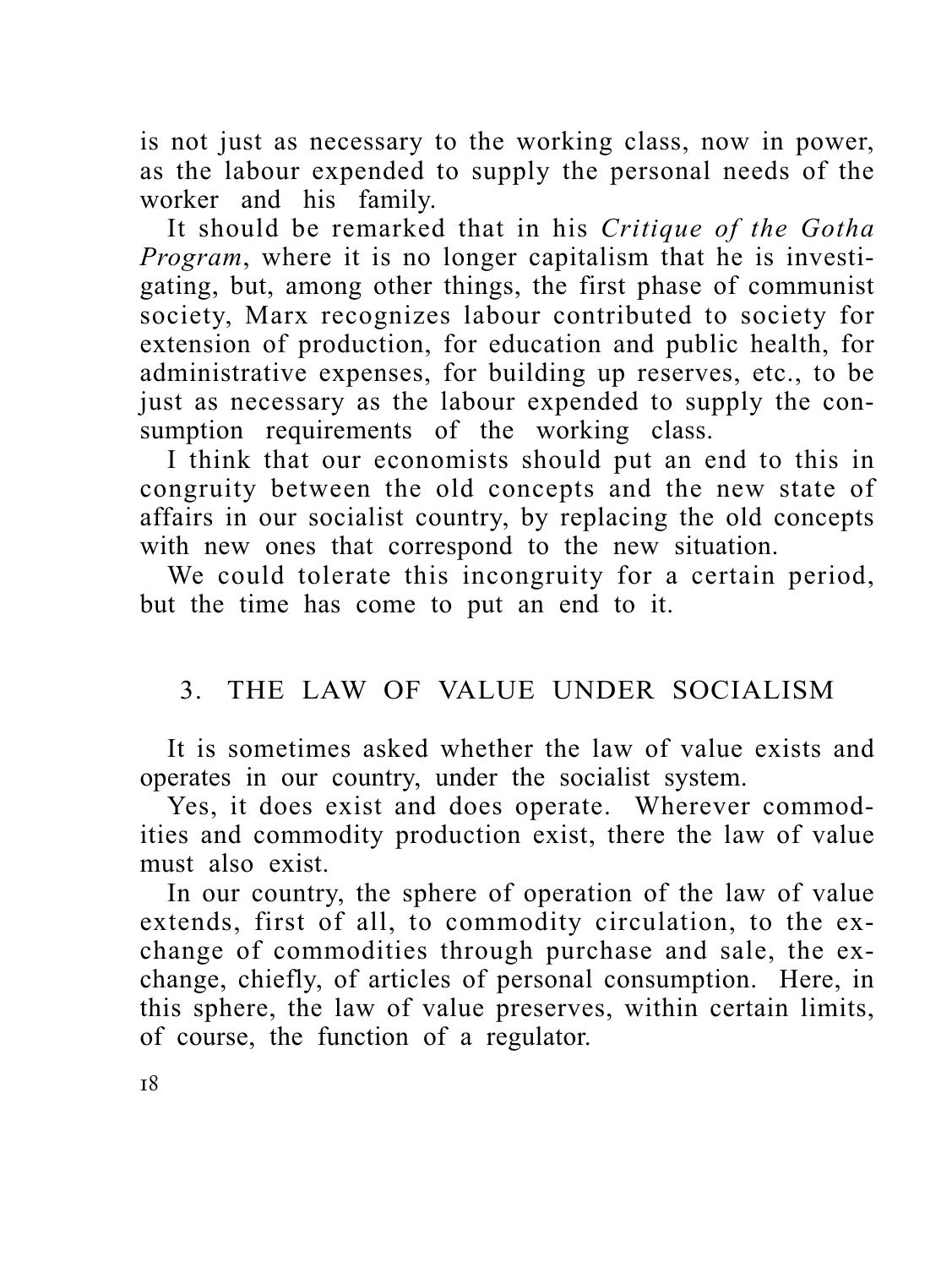is not just as necessary to the working class, now in power, as the labour expended to supply the personal needs of the worker and his family.

It should be remarked that in his *Critique of the Gotha Program*, where it is no longer capitalism that he is investigating, but, among other things, the first phase of communist society, Marx recognizes labour contributed to society for extension of production, for education and public health, for administrative expenses, for building up reserves, etc., to be just as necessary as the labour expended to supply the consumption requirements of the working class.

I think that our economists should put an end to this incongruity between the old concepts and the new state of affairs in our socialist country, by replacing the old concepts with new ones that correspond to the new situation.

We could tolerate this incongruity for a certain period, but the time has come to put an end to it.

## 3. THE LAW OF VALUE UNDER SOCIALISM

It is sometimes asked whether the law of value exists and operates in our country, under the socialist system.

Yes, it does exist and does operate. Wherever commodities and commodity production exist, there the law of value must also exist.

In our country, the sphere of operation of the law of value extends, first of all, to commodity circulation, to the exchange of commodities through purchase and sale, the exchange, chiefly, of articles of personal consumption. Here, in this sphere, the law of value preserves, within certain limits, of course, the function of a regulator.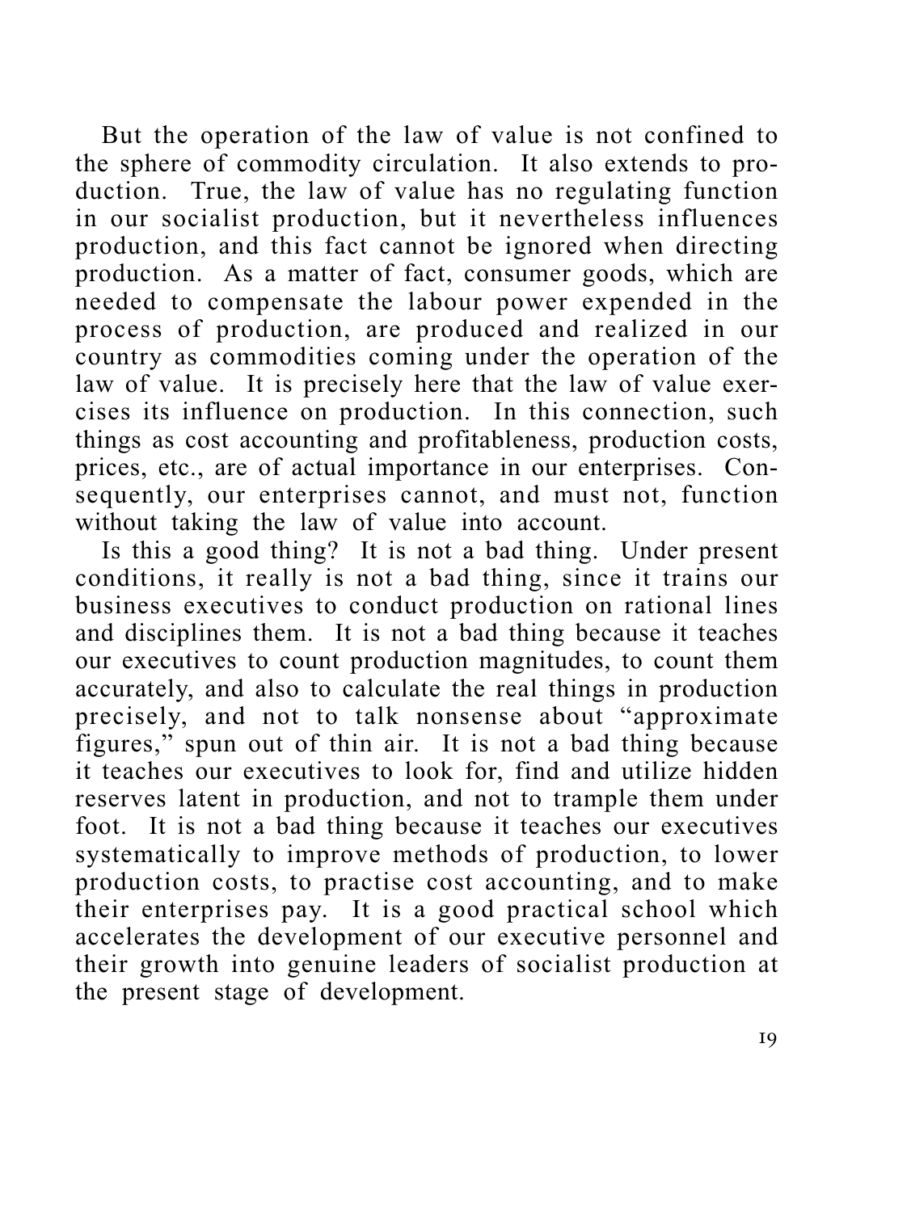But the operation of the law of value is not confined to the sphere of commodity circulation. It also extends to production. True, the law of value has no regulating function in our socialist production, but it nevertheless influences production, and this fact cannot be ignored when directing production. As a matter of fact, consumer goods, which are needed to compensate the labour power expended in the process of production, are produced and realized in our country as commodities coming under the operation of the law of value. It is precisely here that the law of value exercises its influence on production. In this connection, such things as cost accounting and profitableness, production costs, prices, etc., are of actual importance in our enterprises. Consequently, our enterprises cannot, and must not, function without taking the law of value into account.

Is this a good thing? It is not a bad thing. Under present conditions, it really is not a bad thing, since it trains our business executives to conduct production on rational lines and disciplines them. It is not a bad thing because it teaches our executives to count production magnitudes, to count them accurately, and also to calculate the real things in production precisely, and not to talk nonsense about "approximate figures," spun out of thin air. It is not a bad thing because it teaches our executives to look for, find and utilize hidden reserves latent in production, and not to trample them under foot. It is not a bad thing because it teaches our executives systematically to improve methods of production, to lower production costs, to practise cost accounting, and to make their enterprises pay. It is a good practical school which accelerates the development of our executive personnel and their growth into genuine leaders of socialist production at the present stage of development.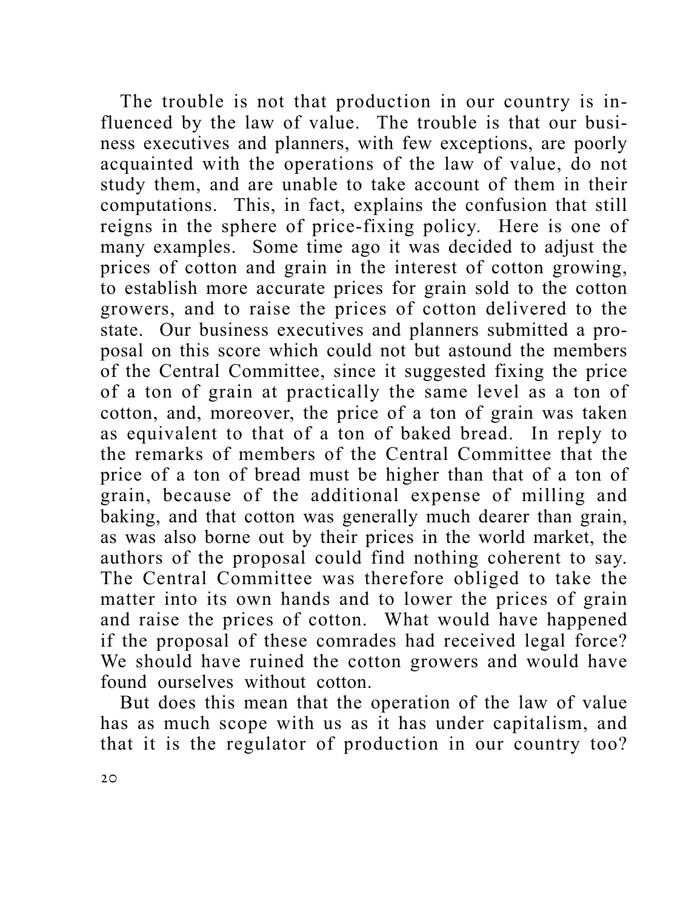The trouble is not that production in our country is influenced by the law of value. The trouble is that our business executives and planners, with few exceptions, are poorly acquainted with the operations of the law of value, do not study them, and are unable to take account of them in their computations. This, in fact, explains the confusion that still reigns in the sphere of price-fixing policy. Here is one of many examples. Some time ago it was decided to adjust the prices of cotton and grain in the interest of cotton growing, to establish more accurate prices for grain sold to the cotton growers, and to raise the prices of cotton delivered to the state. Our business executives and planners submitted a proposal on this score which could not but astound the members of the Central Committee, since it suggested fixing the price of a ton of grain at practically the same level as a ton of cotton, and, moreover, the price of a ton of grain was taken as equivalent to that of a ton of baked bread. In reply to the remarks of members of the Central Committee that the price of a ton of bread must be higher than that of a ton of grain, because of the additional expense of milling and baking, and that cotton was generally much dearer than grain, as was also borne out by their prices in the world market, the authors of the proposal could find nothing coherent to say. The Central Committee was therefore obliged to take the matter into its own hands and to lower the prices of grain and raise the prices of cotton. What would have happened if the proposal of these comrades had received legal force? We should have ruined the cotton growers and would have found ourselves without cotton.

But does this mean that the operation of the law of value has as much scope with us as it has under capitalism, and that it is the regulator of production in our country too?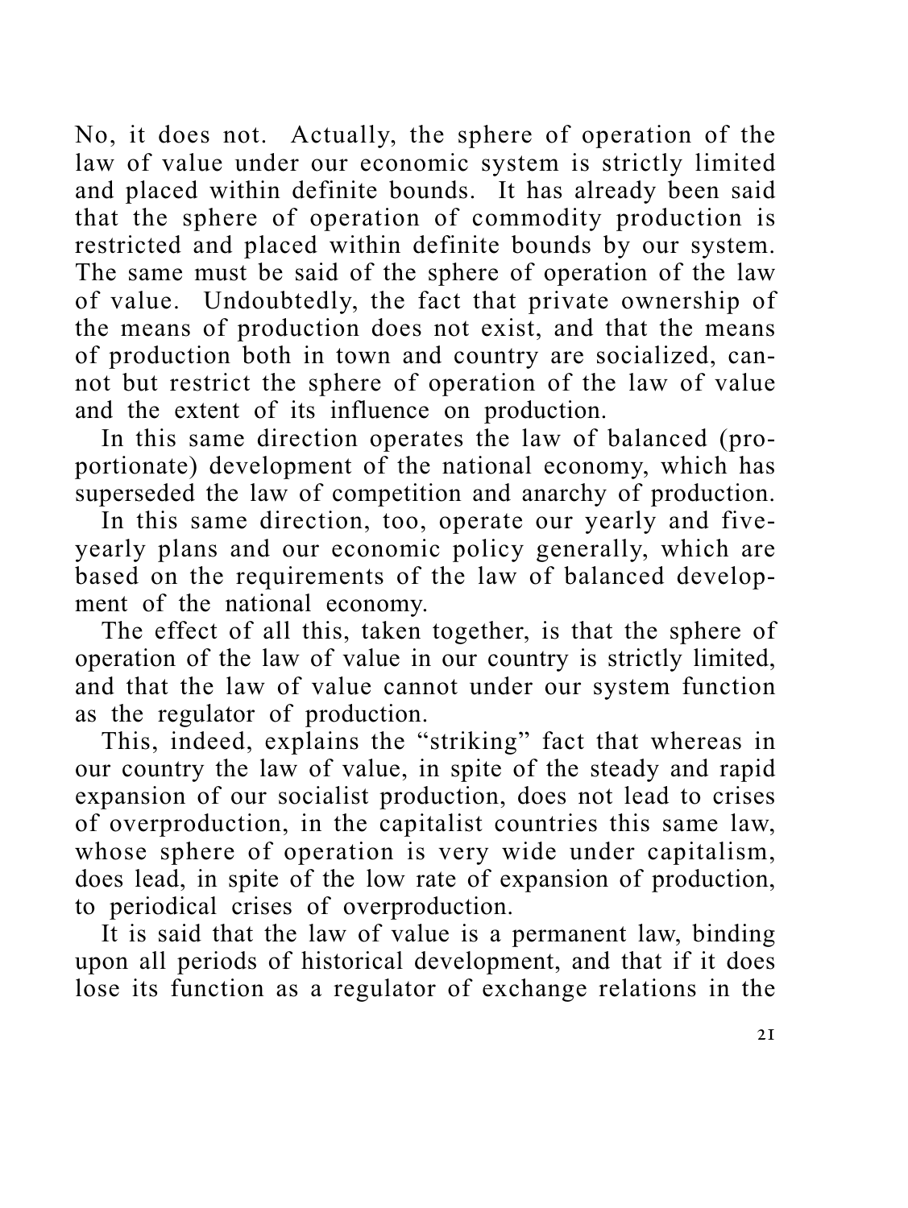No, it does not. Actually, the sphere of operation of the law of value under our economic system is strictly limited and placed within definite bounds. It has already been said that the sphere of operation of commodity production is restricted and placed within definite bounds by our system. The same must be said of the sphere of operation of the law of value. Undoubtedly, the fact that private ownership of the means of production does not exist, and that the means of production both in town and country are socialized, cannot but restrict the sphere of operation of the law of value and the extent of its influence on production.

In this same direction operates the law of balanced (proportionate) development of the national economy, which has superseded the law of competition and anarchy of production.

In this same direction, too, operate our yearly and five-yearly plans and our economic policy generally, which are based on the requirements of the law of balanced development of the national economy.

The effect of all this, taken together, is that the sphere of operation of the law of value in our country is strictly limited, and that the law of value cannot under our system function as the regulator of production.

This, indeed, explains the "striking" fact that whereas in our country the law of value, in spite of the steady and rapid expansion of our socialist production, does not lead to crises of overproduction, in the capitalist countries this same law, whose sphere of operation is very wide under capitalism, does lead, in spite of the low rate of expansion of production, to periodical crises of overproduction.

It is said that the law of value is a permanent law, binding upon all periods of historical development, and that if it does lose its function as a regulator of exchange relations in the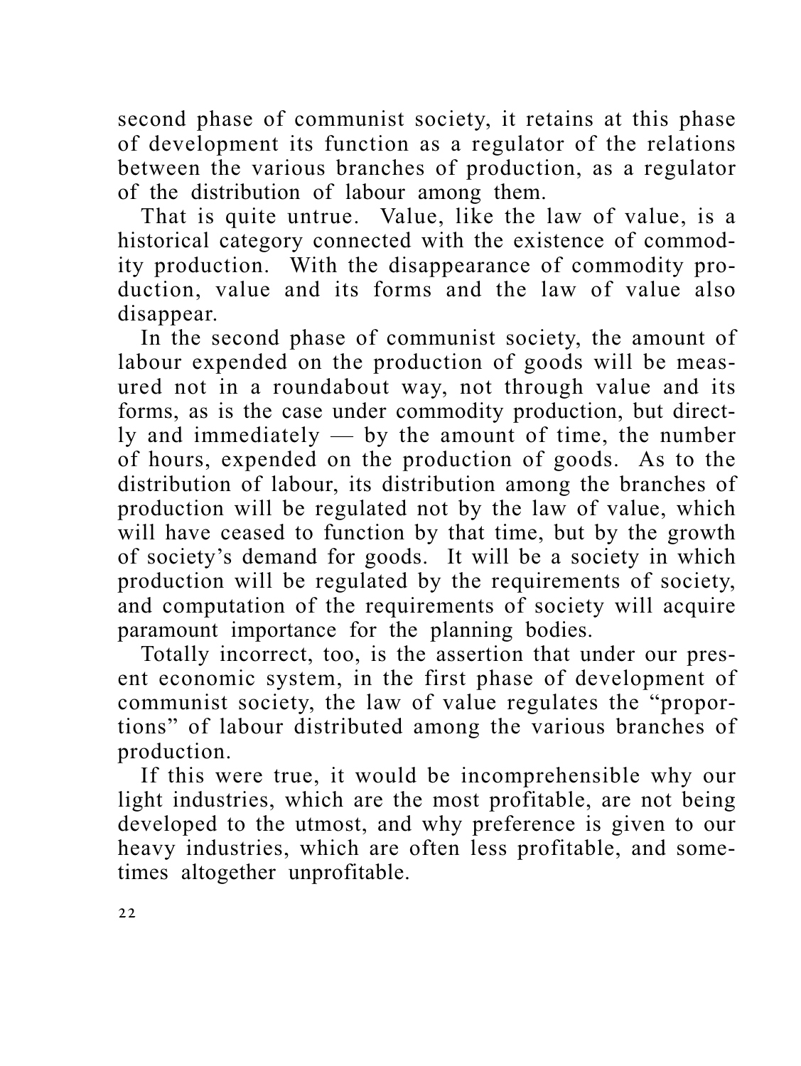second phase of communist society, it retains at this phase of development its function as a regulator of the relations between the various branches of production, as a regulator of the distribution of labour among them.

That is quite untrue. Value, like the law of value, is a historical category connected with the existence of commodity production. With the disappearance of commodity production, value and its forms and the law of value also disappear.

In the second phase of communist society, the amount of labour expended on the production of goods will be measured not in a roundabout way, not through value and its forms, as is the case under commodity production, but directly and immediately — by the amount of time, the number of hours, expended on the production of goods. As to the distribution of labour, its distribution among the branches of production will be regulated not by the law of value, which will have ceased to function by that time, but by the growth of society's demand for goods. It will be a society in which production will be regulated by the requirements of society, and computation of the requirements of society will acquire paramount importance for the planning bodies.

Totally incorrect, too, is the assertion that under our present economic system, in the first phase of development of communist society, the law of value regulates the "proportions" of labour distributed among the various branches of production.

If this were true, it would be incomprehensible why our light industries, which are the most profitable, are not being developed to the utmost, and why preference is given to our heavy industries, which are often less profitable, and sometimes altogether unprofitable.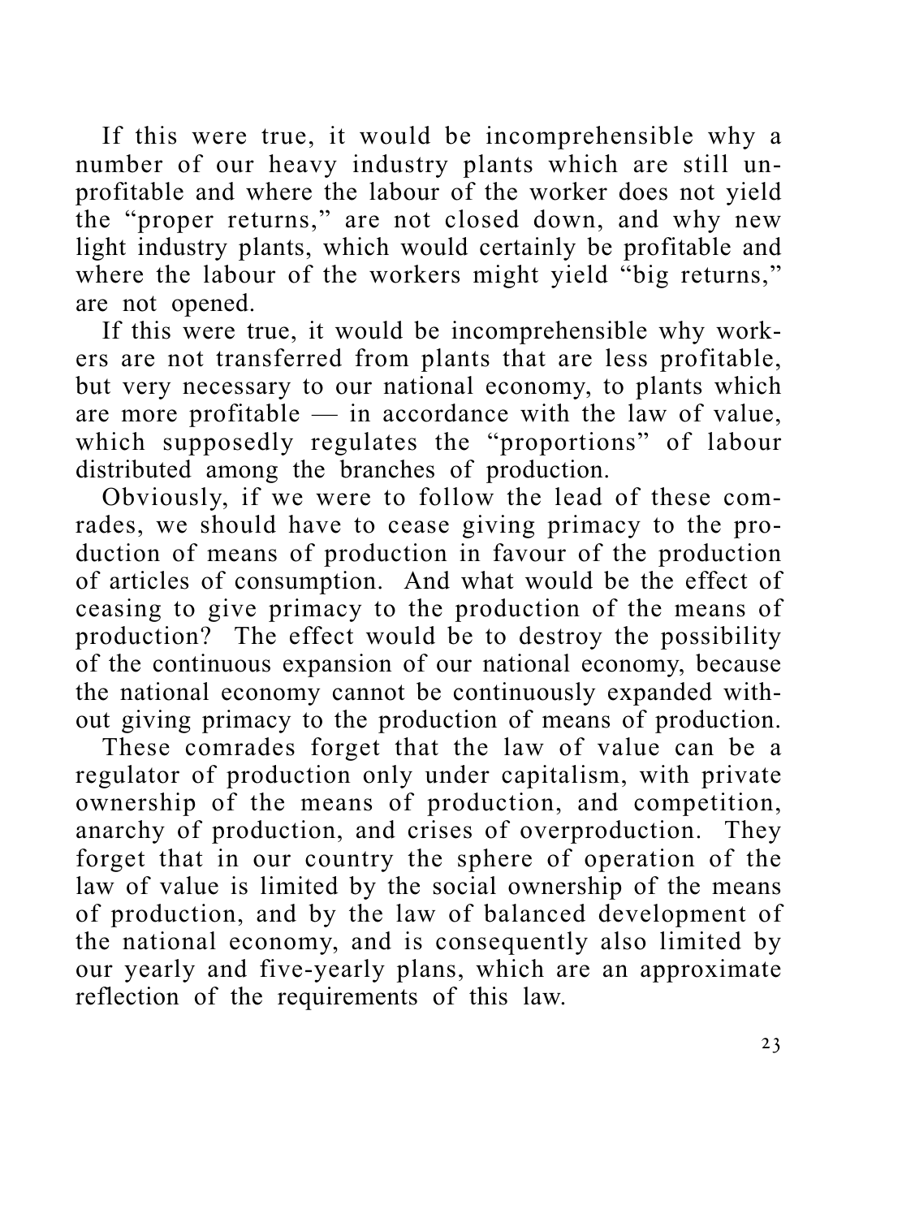If this were true, it would be incomprehensible why a number of our heavy industry plants which are still unprofitable and where the labour of the worker does not yield the "proper returns," are not closed down, and why new light industry plants, which would certainly be profitable and where the labour of the workers might yield "big returns," are not opened.

If this were true, it would be incomprehensible why workers are not transferred from plants that are less profitable, but very necessary to our national economy, to plants which are more profitable — in accordance with the law of value, which supposedly regulates the "proportions" of labour distributed among the branches of production.

Obviously, if we were to follow the lead of these comrades, we should have to cease giving primacy to the production of means of production in favour of the production of articles of consumption. And what would be the effect of ceasing to give primacy to the production of the means of production? The effect would be to destroy the possibility of the continuous expansion of our national economy, because the national economy cannot be continuously expanded without giving primacy to the production of means of production.

These comrades forget that the law of value can be a regulator of production only under capitalism, with private ownership of the means of production, and competition, anarchy of production, and crises of overproduction. They forget that in our country the sphere of operation of the law of value is limited by the social ownership of the means of production, and by the law of balanced development of the national economy, and is consequently also limited by our yearly and five-yearly plans, which are an approximate reflection of the requirements of this law.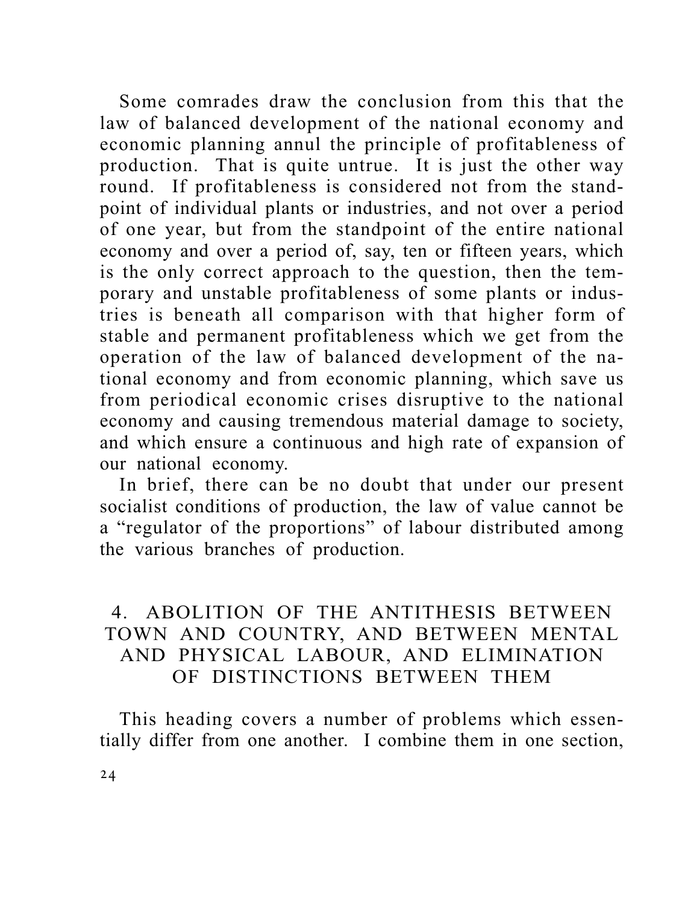Some comrades draw the conclusion from this that the law of balanced development of the national economy and economic planning annul the principle of profitableness of production. That is quite untrue. It is just the other way round. If profitableness is considered not from the standpoint of individual plants or industries, and not over a period of one year, but from the standpoint of the entire national economy and over a period of, say, ten or fifteen years, which is the only correct approach to the question, then the temporary and unstable profitableness of some plants or industries is beneath all comparison with that higher form of stable and permanent profitableness which we get from the operation of the law of balanced development of the national economy and from economic planning, which save us from periodical economic crises disruptive to the national economy and causing tremendous material damage to society, and which ensure a continuous and high rate of expansion of our national economy.

In brief, there can be no doubt that under our present socialist conditions of production, the law of value cannot be a "regulator of the proportions" of labour distributed among the various branches of production.

## 4. ABOLITION OF THE ANTITHESIS BETWEEN TOWN AND COUNTRY, AND BETWEEN MENTAL AND PHYSICAL LABOUR, AND ELIMINATION OF DISTINCTIONS BETWEEN THEM

This heading covers a number of problems which essentially differ from one another. I combine them in one section,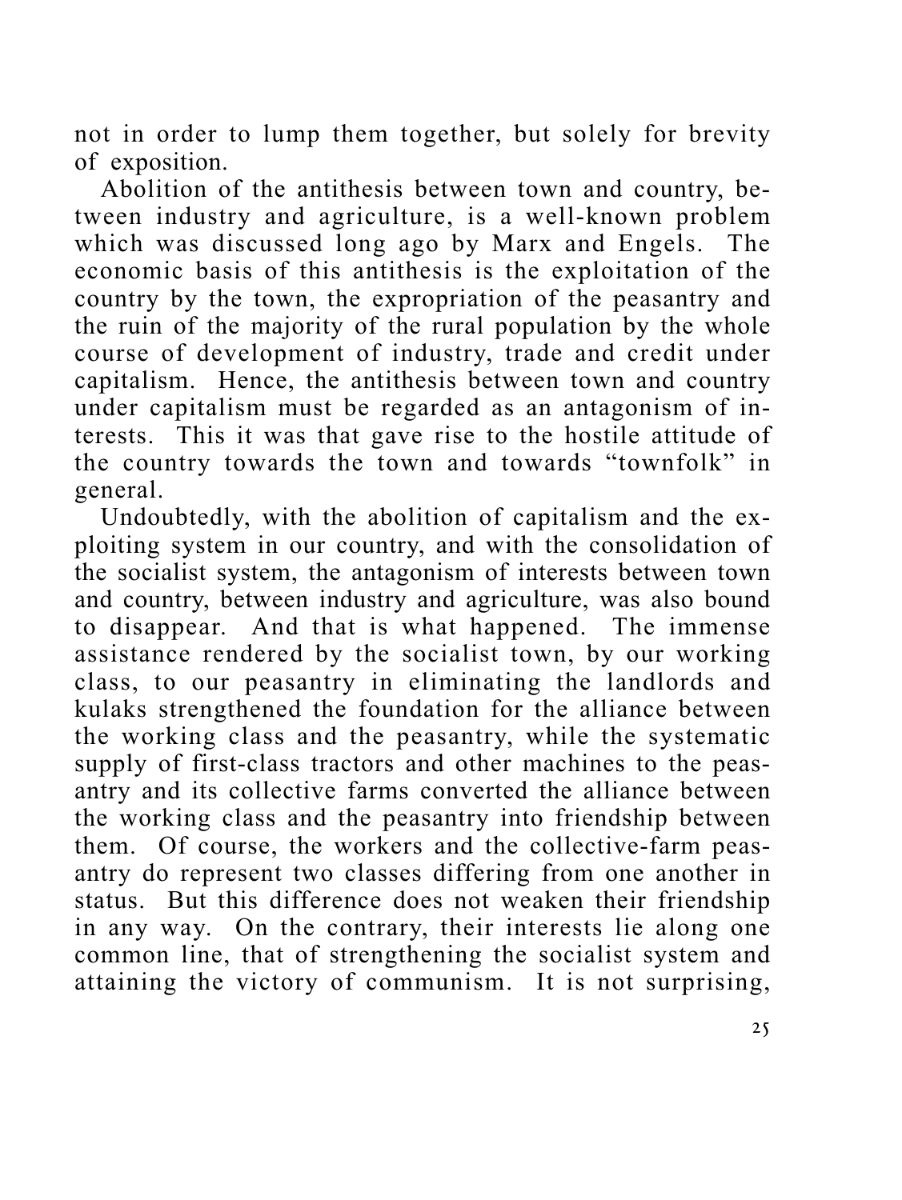not in order to lump them together, but solely for brevity of exposition.

Abolition of the antithesis between town and country, between industry and agriculture, is a well-known problem which was discussed long ago by Marx and Engels. The economic basis of this antithesis is the exploitation of the country by the town, the expropriation of the peasantry and the ruin of the majority of the rural population by the whole course of development of industry, trade and credit under capitalism. Hence, the antithesis between town and country under capitalism must be regarded as an antagonism of interests. This it was that gave rise to the hostile attitude of the country towards the town and towards "townfolk" in general.

Undoubtedly, with the abolition of capitalism and the exploiting system in our country, and with the consolidation of the socialist system, the antagonism of interests between town and country, between industry and agriculture, was also bound to disappear. And that is what happened. The immense assistance rendered by the socialist town, by our working class, to our peasantry in eliminating the landlords and kulaks strengthened the foundation for the alliance between the working class and the peasantry, while the systematic supply of first-class tractors and other machines to the peasantry and its collective farms converted the alliance between the working class and the peasantry into friendship between them. Of course, the workers and the collective-farm peasantry do represent two classes differing from one another in status. But this difference does not weaken their friendship in any way. On the contrary, their interests lie along one common line, that of strengthening the socialist system and attaining the victory of communism. It is not surprising,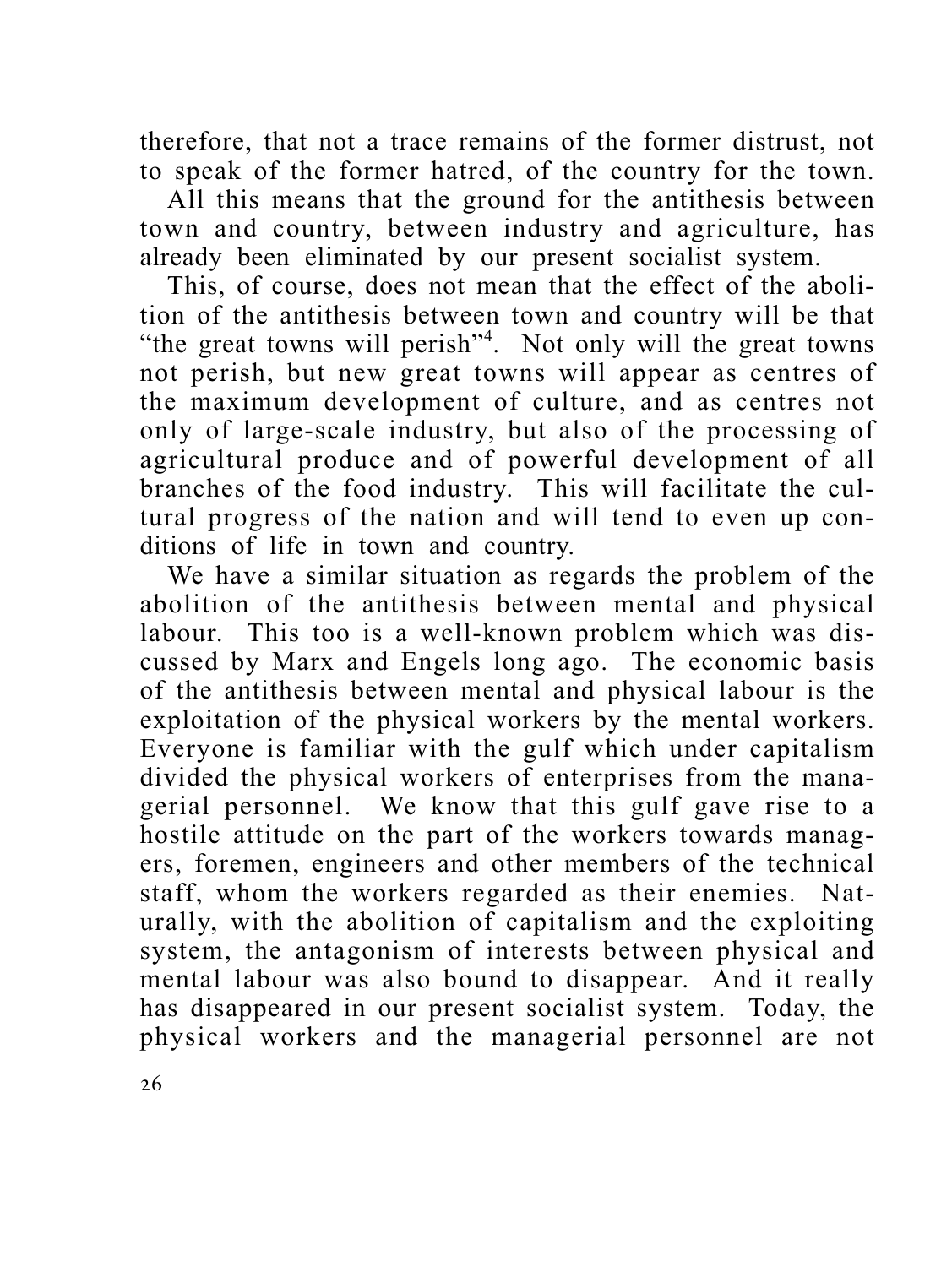therefore, that not a trace remains of the former distrust, not to speak of the former hatred, of the country for the town.

All this means that the ground for the antithesis between town and country, between industry and agriculture, has already been eliminated by our present socialist system.

This, of course, does not mean that the effect of the abolition of the antithesis between town and country will be that "the great towns will perish"[4]. Not only will the great towns not perish, but new great towns will appear as centres of the maximum development of culture, and as centres not only of large-scale industry, but also of the processing of agricultural produce and of powerful development of all branches of the food industry. This will facilitate the cultural progress of the nation and will tend to even up conditions of life in town and country.

We have a similar situation as regards the problem of the abolition of the antithesis between mental and physical labour. This too is a well-known problem which was discussed by Marx and Engels long ago. The economic basis of the antithesis between mental and physical labour is the exploitation of the physical workers by the mental workers. Everyone is familiar with the gulf which under capitalism divided the physical workers of enterprises from the managerial personnel. We know that this gulf gave rise to a hostile attitude on the part of the workers towards managers, foremen, engineers and other members of the technical staff, whom the workers regarded as their enemies. Naturally, with the abolition of capitalism and the exploiting system, the antagonism of interests between physical and mental labour was also bound to disappear. And it really has disappeared in our present socialist system. Today, the physical workers and the managerial personnel are not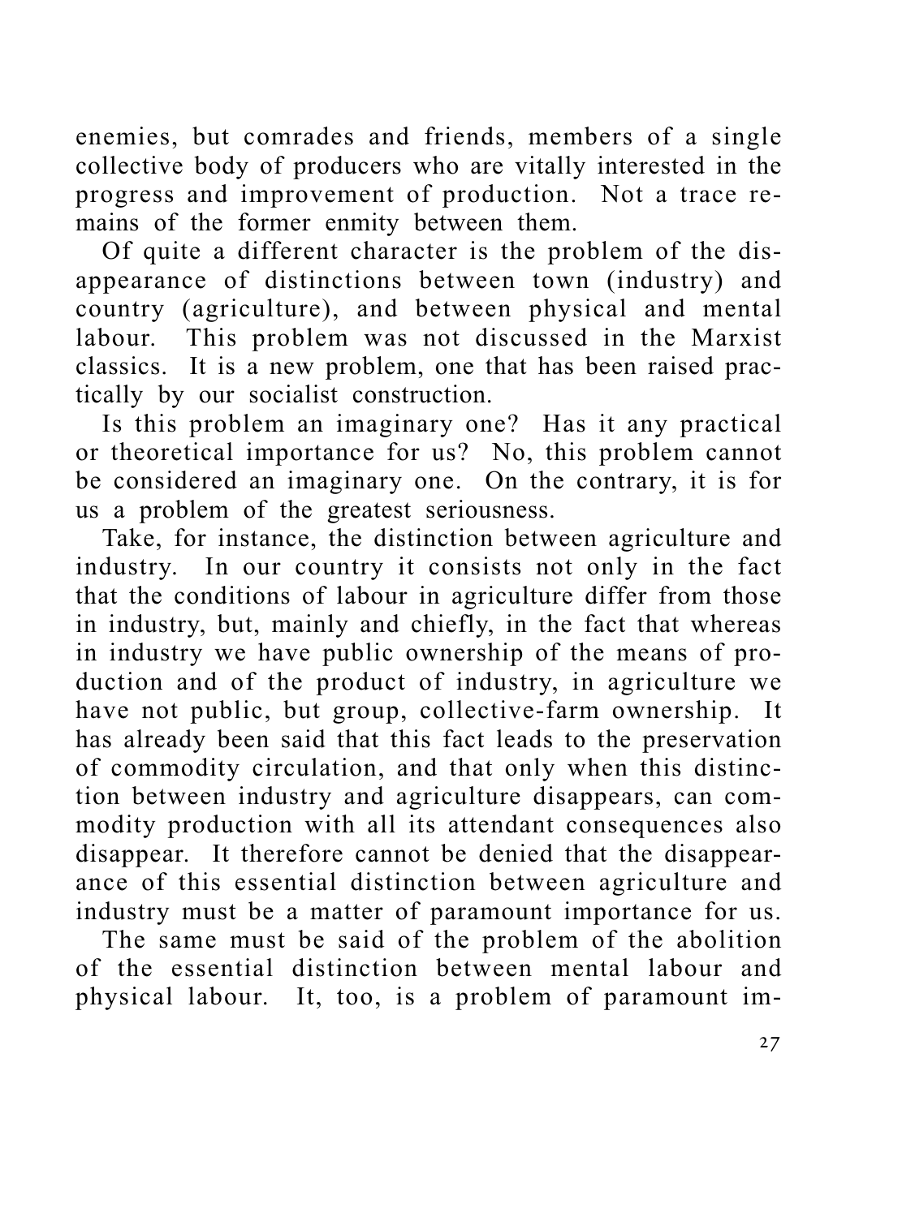enemies, but comrades and friends, members of a single collective body of producers who are vitally interested in the progress and improvement of production. Not a trace remains of the former enmity between them.

Of quite a different character is the problem of the disappearance of distinctions between town (industry) and country (agriculture), and between physical and mental labour. This problem was not discussed in the Marxist classics. It is a new problem, one that has been raised practically by our socialist construction.

Is this problem an imaginary one? Has it any practical or theoretical importance for us? No, this problem cannot be considered an imaginary one. On the contrary, it is for us a problem of the greatest seriousness.

Take, for instance, the distinction between agriculture and industry. In our country it consists not only in the fact that the conditions of labour in agriculture differ from those in industry, but, mainly and chiefly, in the fact that whereas in industry we have public ownership of the means of production and of the product of industry, in agriculture we have not public, but group, collective-farm ownership. It has already been said that this fact leads to the preservation of commodity circulation, and that only when this distinction between industry and agriculture disappears, can commodity production with all its attendant consequences also disappear. It therefore cannot be denied that the disappearance of this essential distinction between agriculture and industry must be a matter of paramount importance for us.

The same must be said of the problem of the abolition of the essential distinction between mental labour and physical labour. It, too, is a problem of paramount im-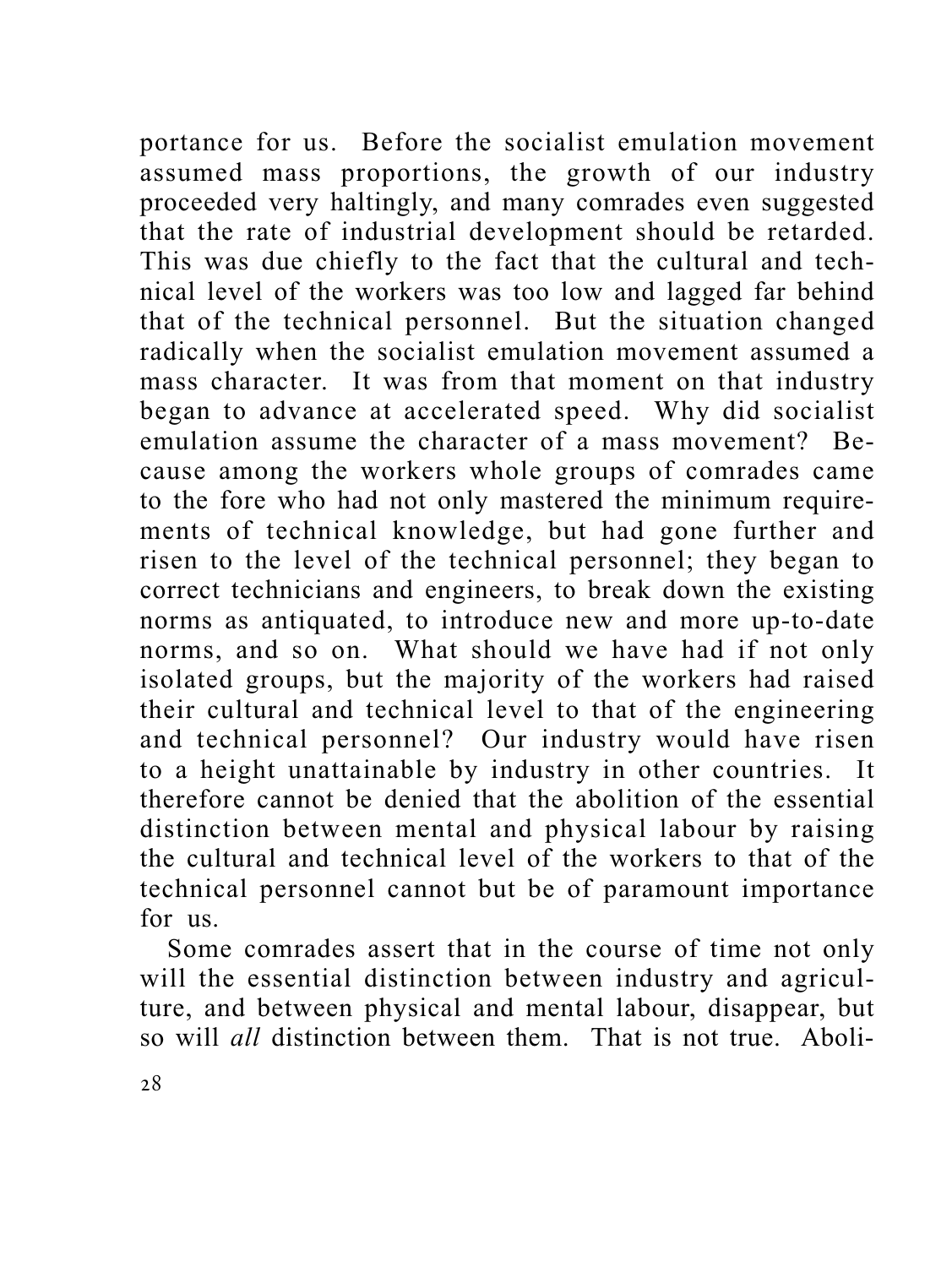portance for us. Before the socialist emulation movement assumed mass proportions, the growth of our industry proceeded very haltingly, and many comrades even suggested that the rate of industrial development should be retarded. This was due chiefly to the fact that the cultural and technical level of the workers was too low and lagged far behind that of the technical personnel. But the situation changed radically when the socialist emulation movement assumed a mass character. It was from that moment on that industry began to advance at accelerated speed. Why did socialist emulation assume the character of a mass movement? Because among the workers whole groups of comrades came to the fore who had not only mastered the minimum requirements of technical knowledge, but had gone further and risen to the level of the technical personnel; they began to correct technicians and engineers, to break down the existing norms as antiquated, to introduce new and more up-to-date norms, and so on. What should we have had if not only isolated groups, but the majority of the workers had raised their cultural and technical level to that of the engineering and technical personnel? Our industry would have risen to a height unattainable by industry in other countries. It therefore cannot be denied that the abolition of the essential distinction between mental and physical labour by raising the cultural and technical level of the workers to that of the technical personnel cannot but be of paramount importance for us.

Some comrades assert that in the course of time not only will the essential distinction between industry and agriculture, and between physical and mental labour, disappear, but so will *all* distinction between them. That is not true. Aboli-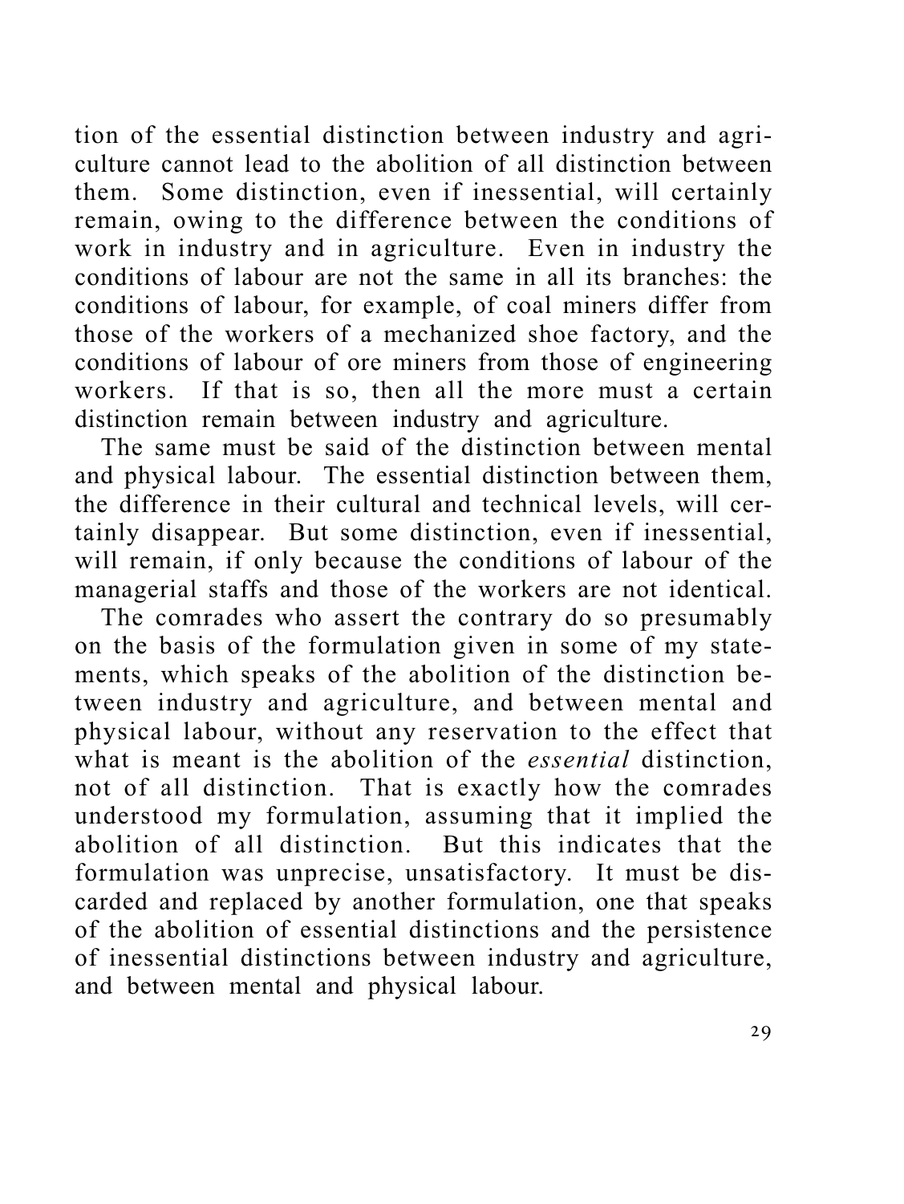tion of the essential distinction between industry and agriculture cannot lead to the abolition of all distinction between them. Some distinction, even if inessential, will certainly remain, owing to the difference between the conditions of work in industry and in agriculture. Even in industry the conditions of labour are not the same in all its branches: the conditions of labour, for example, of coal miners differ from those of the workers of a mechanized shoe factory, and the conditions of labour of ore miners from those of engineering workers. If that is so, then all the more must a certain distinction remain between industry and agriculture.

The same must be said of the distinction between mental and physical labour. The essential distinction between them, the difference in their cultural and technical levels, will certainly disappear. But some distinction, even if inessential, will remain, if only because the conditions of labour of the managerial staffs and those of the workers are not identical.

The comrades who assert the contrary do so presumably on the basis of the formulation given in some of my statements, which speaks of the abolition of the distinction between industry and agriculture, and between mental and physical labour, without any reservation to the effect that what is meant is the abolition of the *essential* distinction, not of all distinction. That is exactly how the comrades understood my formulation, assuming that it implied the abolition of all distinction. But this indicates that the formulation was unprecise, unsatisfactory. It must be discarded and replaced by another formulation, one that speaks of the abolition of essential distinctions and the persistence of inessential distinctions between industry and agriculture, and between mental and physical labour.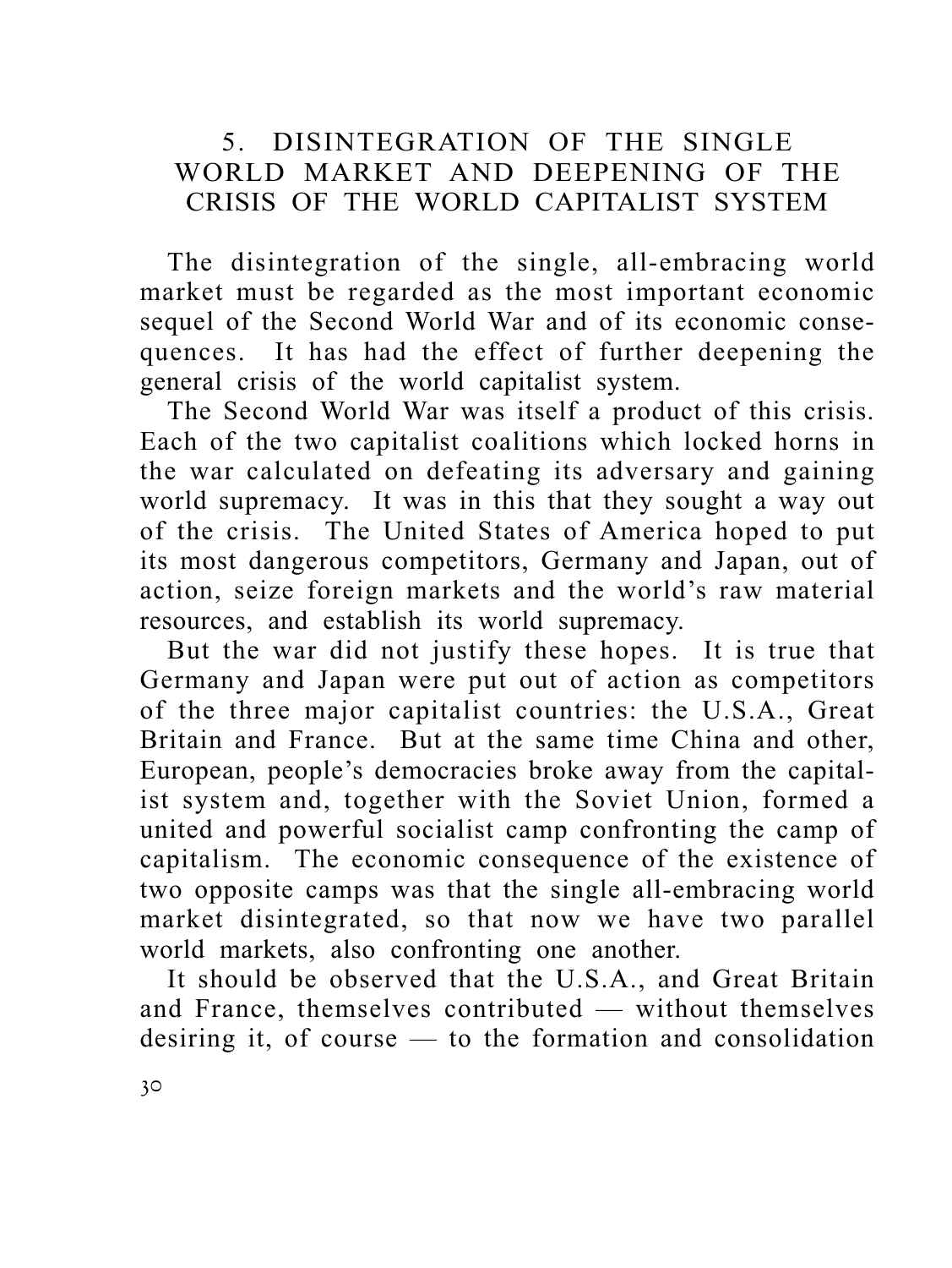## 5. DISINTEGRATION OF THE SINGLE WORLD MARKET AND DEEPENING OF THE CRISIS OF THE WORLD CAPITALIST SYSTEM

The disintegration of the single, all-embracing world market must be regarded as the most important economic sequel of the Second World War and of its economic consequences. It has had the effect of further deepening the general crisis of the world capitalist system.

The Second World War was itself a product of this crisis. Each of the two capitalist coalitions which locked horns in the war calculated on defeating its adversary and gaining world supremacy. It was in this that they sought a way out of the crisis. The United States of America hoped to put its most dangerous competitors, Germany and Japan, out of action, seize foreign markets and the world's raw material resources, and establish its world supremacy.

But the war did not justify these hopes. It is true that Germany and Japan were put out of action as competitors of the three major capitalist countries: the U.S.A., Great Britain and France. But at the same time China and other, European, people's democracies broke away from the capitalist system and, together with the Soviet Union, formed a united and powerful socialist camp confronting the camp of capitalism. The economic consequence of the existence of two opposite camps was that the single all-embracing world market disintegrated, so that now we have two parallel world markets, also confronting one another.

It should be observed that the U.S.A., and Great Britain and France, themselves contributed — without themselves desiring it, of course — to the formation and consolidation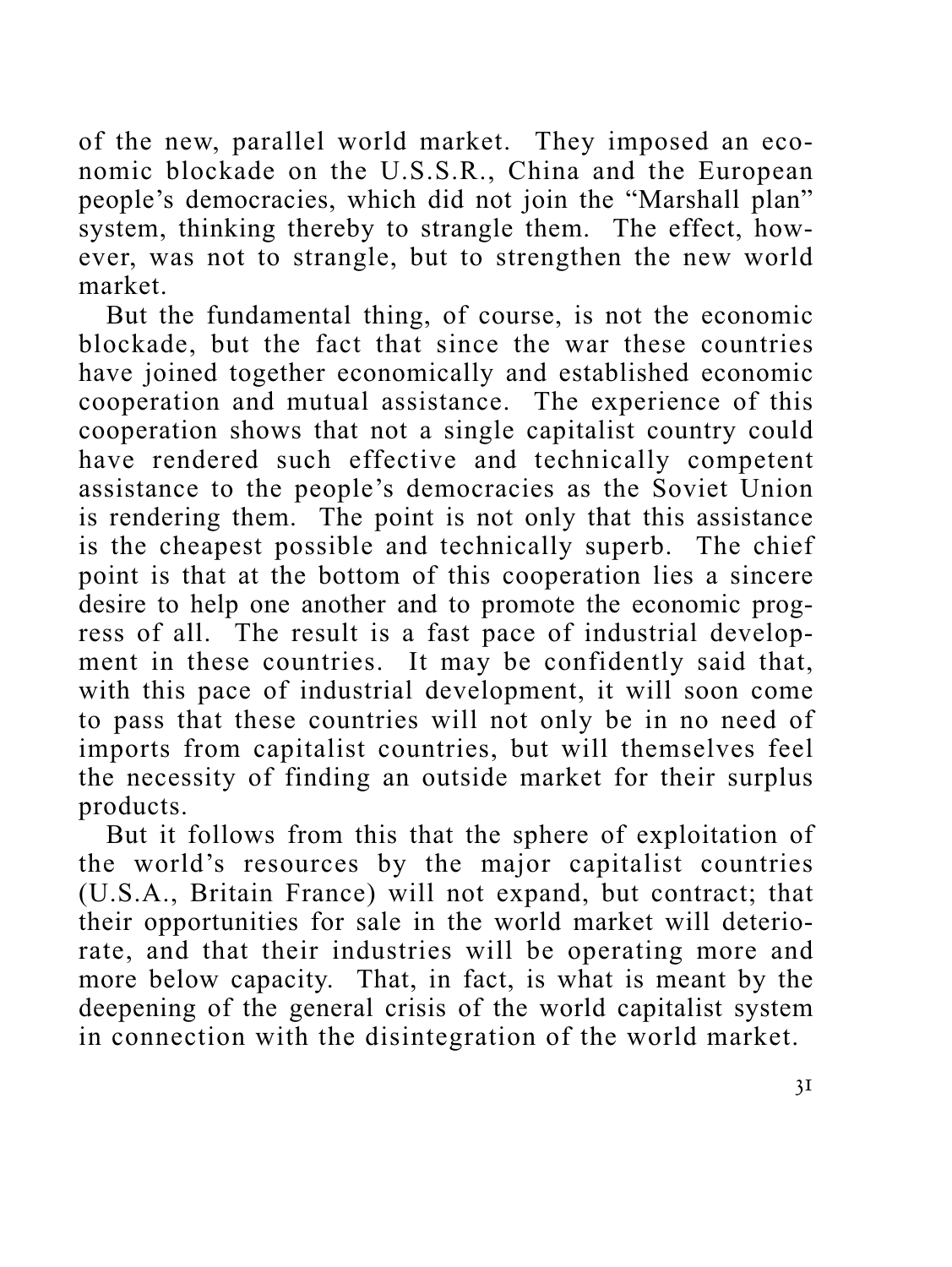of the new, parallel world market. They imposed an economic blockade on the U.S.S.R., China and the European people's democracies, which did not join the "Marshall plan" system, thinking thereby to strangle them. The effect, however, was not to strangle, but to strengthen the new world market.

But the fundamental thing, of course, is not the economic blockade, but the fact that since the war these countries have joined together economically and established economic cooperation and mutual assistance. The experience of this cooperation shows that not a single capitalist country could have rendered such effective and technically competent assistance to the people's democracies as the Soviet Union is rendering them. The point is not only that this assistance is the cheapest possible and technically superb. The chief point is that at the bottom of this cooperation lies a sincere desire to help one another and to promote the economic progress of all. The result is a fast pace of industrial development in these countries. It may be confidently said that, with this pace of industrial development, it will soon come to pass that these countries will not only be in no need of imports from capitalist countries, but will themselves feel the necessity of finding an outside market for their surplus products.

But it follows from this that the sphere of exploitation of the world's resources by the major capitalist countries (U.S.A., Britain France) will not expand, but contract; that their opportunities for sale in the world market will deteriorate, and that their industries will be operating more and more below capacity. That, in fact, is what is meant by the deepening of the general crisis of the world capitalist system in connection with the disintegration of the world market.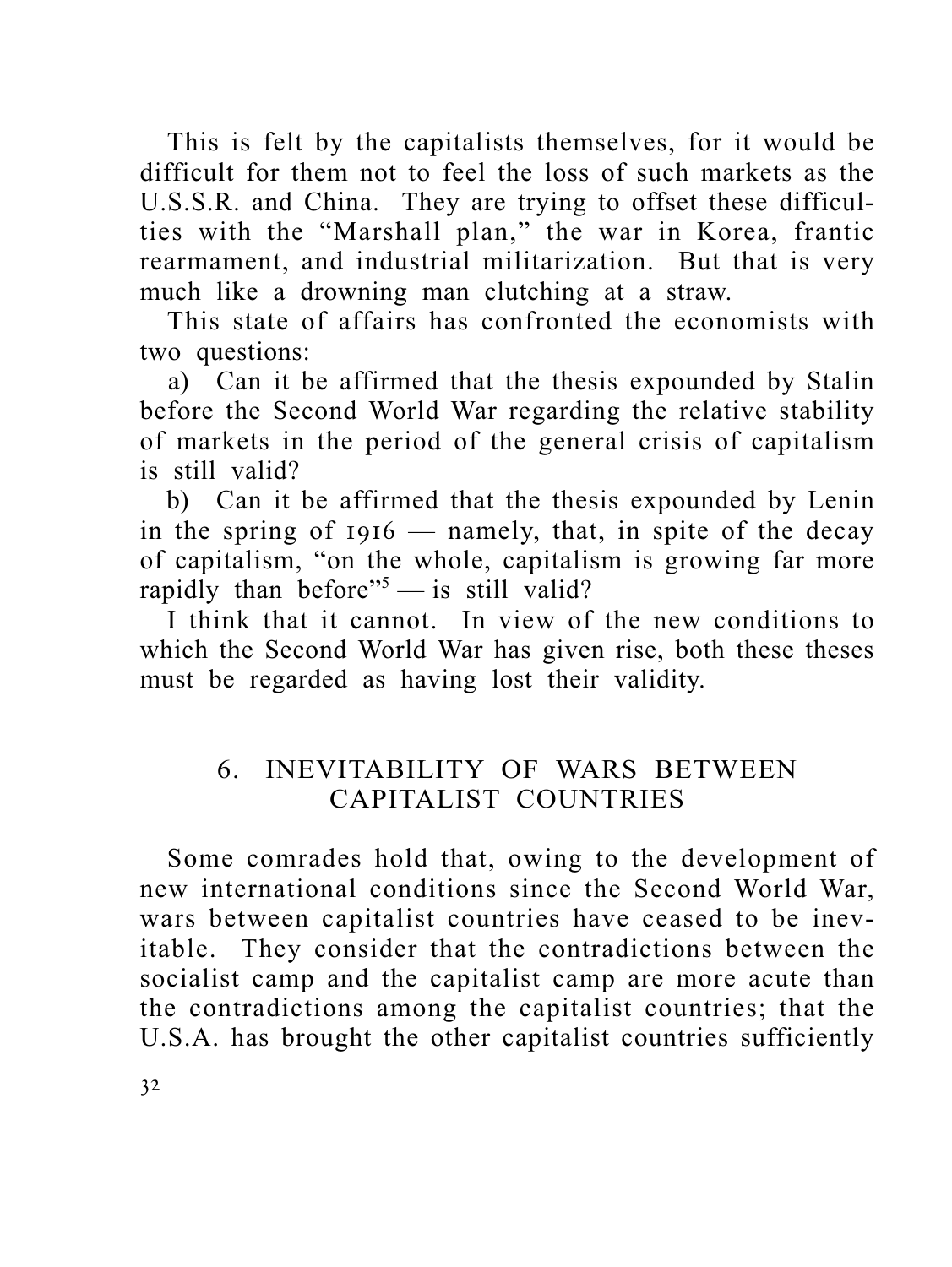This is felt by the capitalists themselves, for it would be difficult for them not to feel the loss of such markets as the U.S.S.R. and China. They are trying to offset these difficulties with the "Marshall plan," the war in Korea, frantic rearmament, and industrial militarization. But that is very much like a drowning man clutching at a straw.

This state of affairs has confronted the economists with two questions:

a) Can it be affirmed that the thesis expounded by Stalin before the Second World War regarding the relative stability of markets in the period of the general crisis of capitalism is still valid?

b) Can it be affirmed that the thesis expounded by Lenin in the spring of 1916 — namely, that, in spite of the decay of capitalism, "on the whole, capitalism is growing far more rapidly than before"[5] — is still valid?

I think that it cannot. In view of the new conditions to which the Second World War has given rise, both these theses must be regarded as having lost their validity.

## 6. INEVITABILITY OF WARS BETWEEN CAPITALIST COUNTRIES

Some comrades hold that, owing to the development of new international conditions since the Second World War, wars between capitalist countries have ceased to be inevitable. They consider that the contradictions between the socialist camp and the capitalist camp are more acute than the contradictions among the capitalist countries; that the U.S.A. has brought the other capitalist countries sufficiently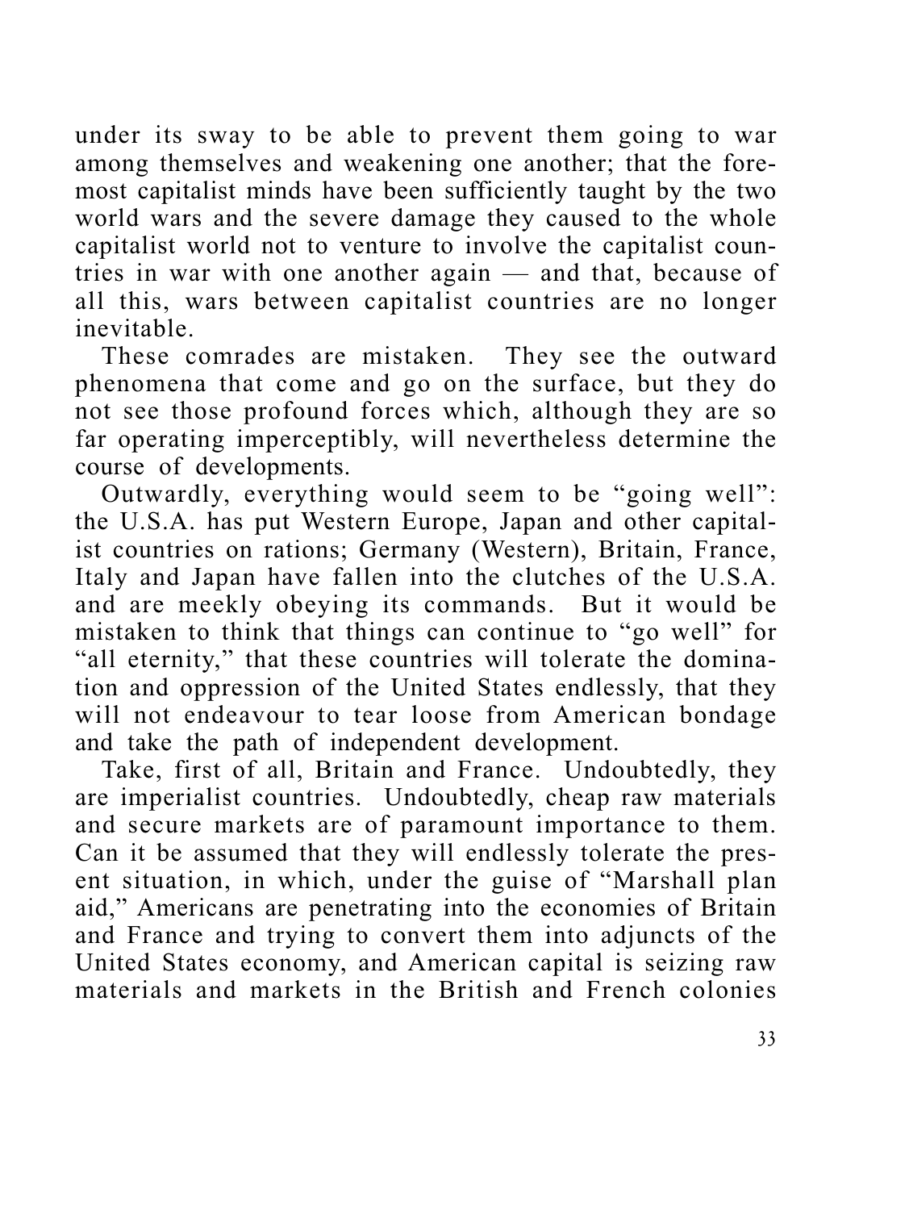under its sway to be able to prevent them going to war among themselves and weakening one another; that the foremost capitalist minds have been sufficiently taught by the two world wars and the severe damage they caused to the whole capitalist world not to venture to involve the capitalist countries in war with one another again — and that, because of all this, wars between capitalist countries are no longer inevitable.

These comrades are mistaken. They see the outward phenomena that come and go on the surface, but they do not see those profound forces which, although they are so far operating imperceptibly, will nevertheless determine the course of developments.

Outwardly, everything would seem to be "going well": the U.S.A. has put Western Europe, Japan and other capitalist countries on rations; Germany (Western), Britain, France, Italy and Japan have fallen into the clutches of the U.S.A. and are meekly obeying its commands. But it would be mistaken to think that things can continue to "go well" for "all eternity," that these countries will tolerate the domination and oppression of the United States endlessly, that they will not endeavour to tear loose from American bondage and take the path of independent development.

Take, first of all, Britain and France. Undoubtedly, they are imperialist countries. Undoubtedly, cheap raw materials and secure markets are of paramount importance to them. Can it be assumed that they will endlessly tolerate the present situation, in which, under the guise of "Marshall plan aid," Americans are penetrating into the economies of Britain and France and trying to convert them into adjuncts of the United States economy, and American capital is seizing raw materials and markets in the British and French colonies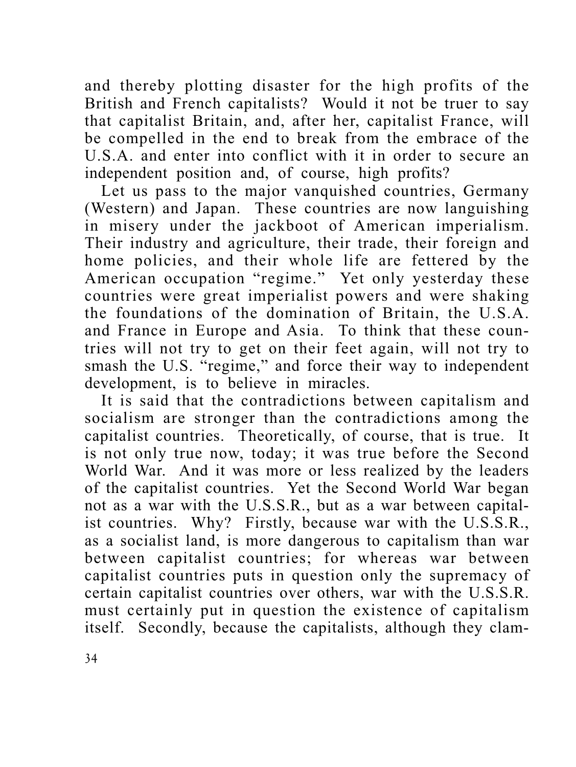and thereby plotting disaster for the high profits of the British and French capitalists? Would it not be truer to say that capitalist Britain, and, after her, capitalist France, will be compelled in the end to break from the embrace of the U.S.A. and enter into conflict with it in order to secure an independent position and, of course, high profits?

Let us pass to the major vanquished countries, Germany (Western) and Japan. These countries are now languishing in misery under the jackboot of American imperialism. Their industry and agriculture, their trade, their foreign and home policies, and their whole life are fettered by the American occupation "regime." Yet only yesterday these countries were great imperialist powers and were shaking the foundations of the domination of Britain, the U.S.A. and France in Europe and Asia. To think that these countries will not try to get on their feet again, will not try to smash the U.S. "regime," and force their way to independent development, is to believe in miracles.

It is said that the contradictions between capitalism and socialism are stronger than the contradictions among the capitalist countries. Theoretically, of course, that is true. It is not only true now, today; it was true before the Second World War. And it was more or less realized by the leaders of the capitalist countries. Yet the Second World War began not as a war with the U.S.S.R., but as a war between capitalist countries. Why? Firstly, because war with the U.S.S.R., as a socialist land, is more dangerous to capitalism than war between capitalist countries; for whereas war between capitalist countries puts in question only the supremacy of certain capitalist countries over others, war with the U.S.S.R. must certainly put in question the existence of capitalism itself. Secondly, because the capitalists, although they clam-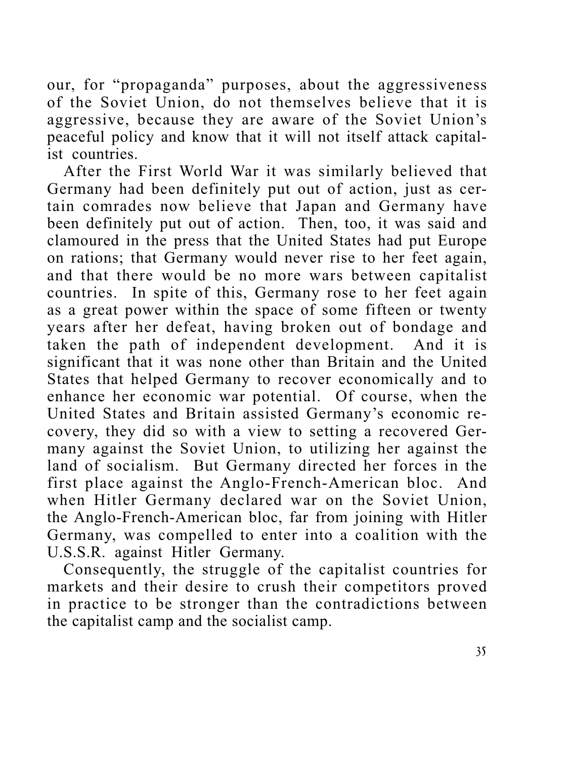our, for "propaganda" purposes, about the aggressiveness of the Soviet Union, do not themselves believe that it is aggressive, because they are aware of the Soviet Union's peaceful policy and know that it will not itself attack capitalist countries.

After the First World War it was similarly believed that Germany had been definitely put out of action, just as certain comrades now believe that Japan and Germany have been definitely put out of action. Then, too, it was said and clamoured in the press that the United States had put Europe on rations; that Germany would never rise to her feet again, and that there would be no more wars between capitalist countries. In spite of this, Germany rose to her feet again as a great power within the space of some fifteen or twenty years after her defeat, having broken out of bondage and taken the path of independent development. And it is significant that it was none other than Britain and the United States that helped Germany to recover economically and to enhance her economic war potential. Of course, when the United States and Britain assisted Germany's economic recovery, they did so with a view to setting a recovered Germany against the Soviet Union, to utilizing her against the land of socialism. But Germany directed her forces in the first place against the Anglo-French-American bloc. And when Hitler Germany declared war on the Soviet Union, the Anglo-French-American bloc, far from joining with Hitler Germany, was compelled to enter into a coalition with the U.S.S.R. against Hitler Germany.

Consequently, the struggle of the capitalist countries for markets and their desire to crush their competitors proved in practice to be stronger than the contradictions between the capitalist camp and the socialist camp.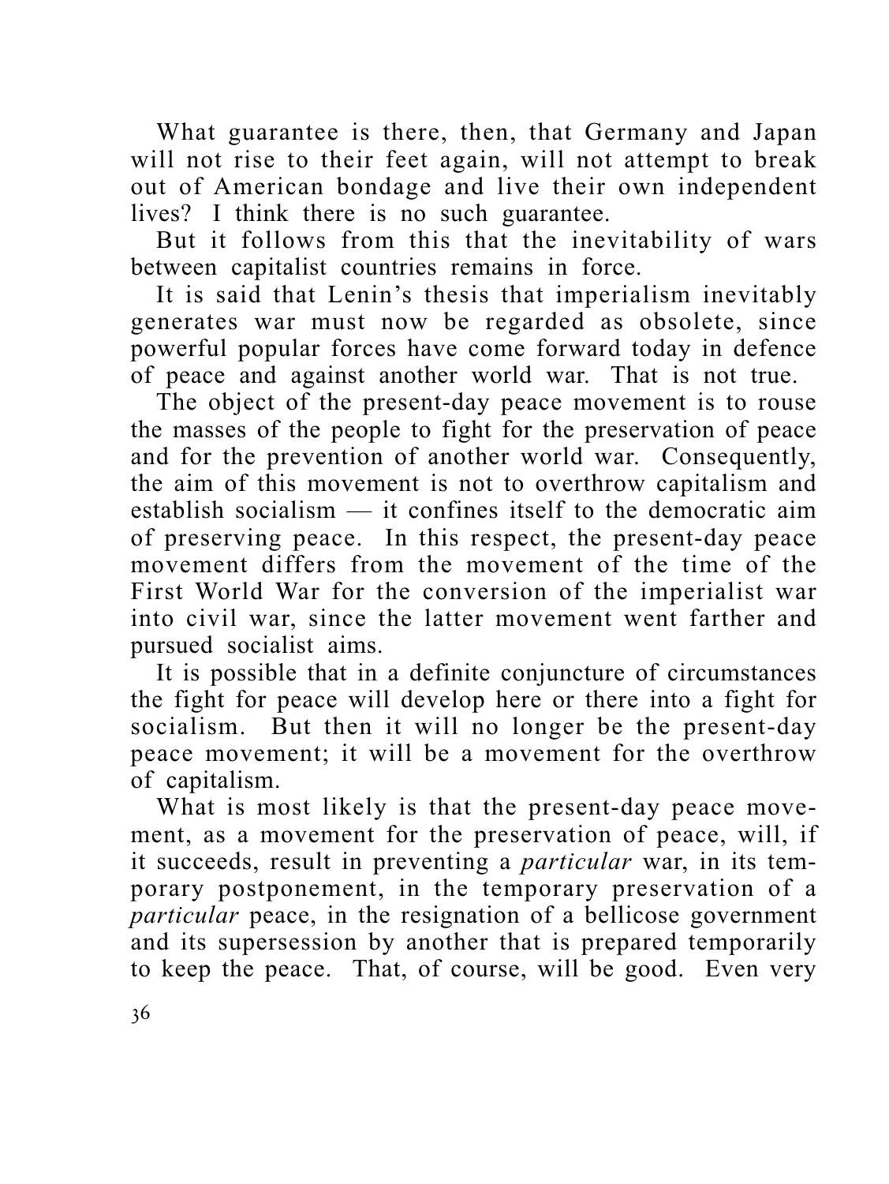What guarantee is there, then, that Germany and Japan will not rise to their feet again, will not attempt to break out of American bondage and live their own independent lives? I think there is no such guarantee.

But it follows from this that the inevitability of wars between capitalist countries remains in force.

It is said that Lenin's thesis that imperialism inevitably generates war must now be regarded as obsolete, since powerful popular forces have come forward today in defence of peace and against another world war. That is not true.

The object of the present-day peace movement is to rouse the masses of the people to fight for the preservation of peace and for the prevention of another world war. Consequently, the aim of this movement is not to overthrow capitalism and establish socialism — it confines itself to the democratic aim of preserving peace. In this respect, the present-day peace movement differs from the movement of the time of the First World War for the conversion of the imperialist war into civil war, since the latter movement went farther and pursued socialist aims.

It is possible that in a definite conjuncture of circumstances the fight for peace will develop here or there into a fight for socialism. But then it will no longer be the present-day peace movement; it will be a movement for the overthrow of capitalism.

What is most likely is that the present-day peace movement, as a movement for the preservation of peace, will, if it succeeds, result in preventing a *particular* war, in its temporary postponement, in the temporary preservation of a *particular* peace, in the resignation of a bellicose government and its supersession by another that is prepared temporarily to keep the peace. That, of course, will be good. Even very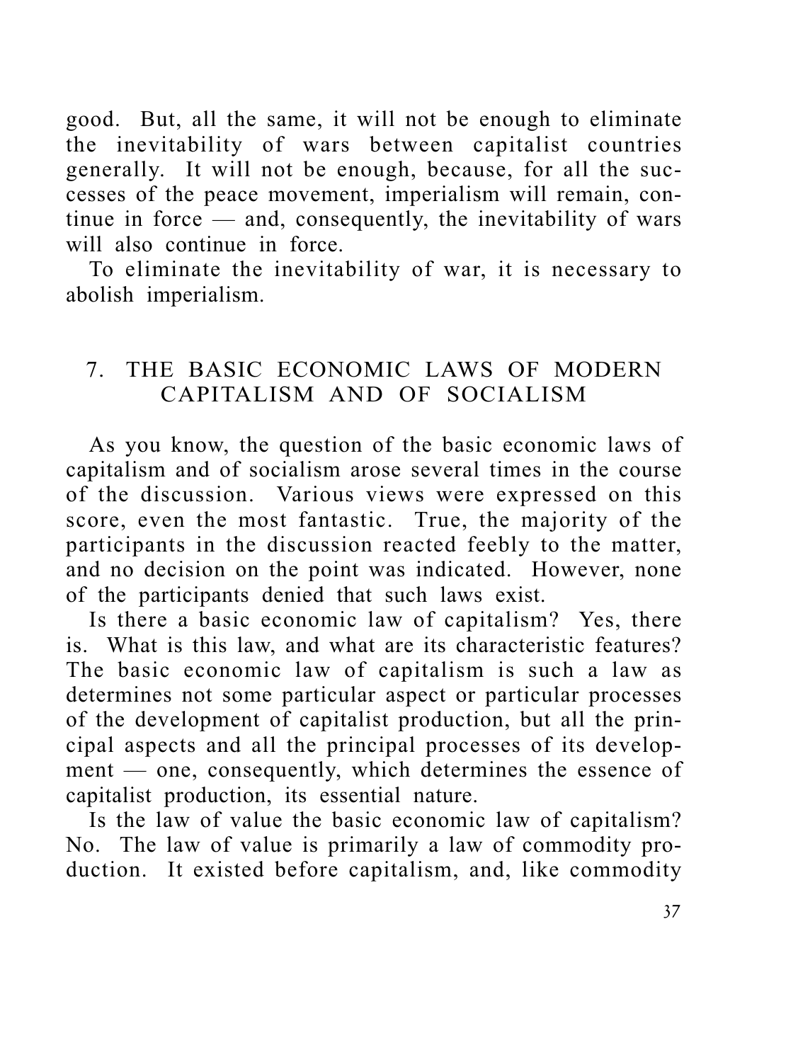good. But, all the same, it will not be enough to eliminate the inevitability of wars between capitalist countries generally. It will not be enough, because, for all the successes of the peace movement, imperialism will remain, continue in force — and, consequently, the inevitability of wars will also continue in force.

To eliminate the inevitability of war, it is necessary to abolish imperialism.

## 7. THE BASIC ECONOMIC LAWS OF MODERN CAPITALISM AND OF SOCIALISM

As you know, the question of the basic economic laws of capitalism and of socialism arose several times in the course of the discussion. Various views were expressed on this score, even the most fantastic. True, the majority of the participants in the discussion reacted feebly to the matter, and no decision on the point was indicated. However, none of the participants denied that such laws exist.

Is there a basic economic law of capitalism? Yes, there is. What is this law, and what are its characteristic features? The basic economic law of capitalism is such a law as determines not some particular aspect or particular processes of the development of capitalist production, but all the principal aspects and all the principal processes of its development — one, consequently, which determines the essence of capitalist production, its essential nature.

Is the law of value the basic economic law of capitalism? No. The law of value is primarily a law of commodity production. It existed before capitalism, and, like commodity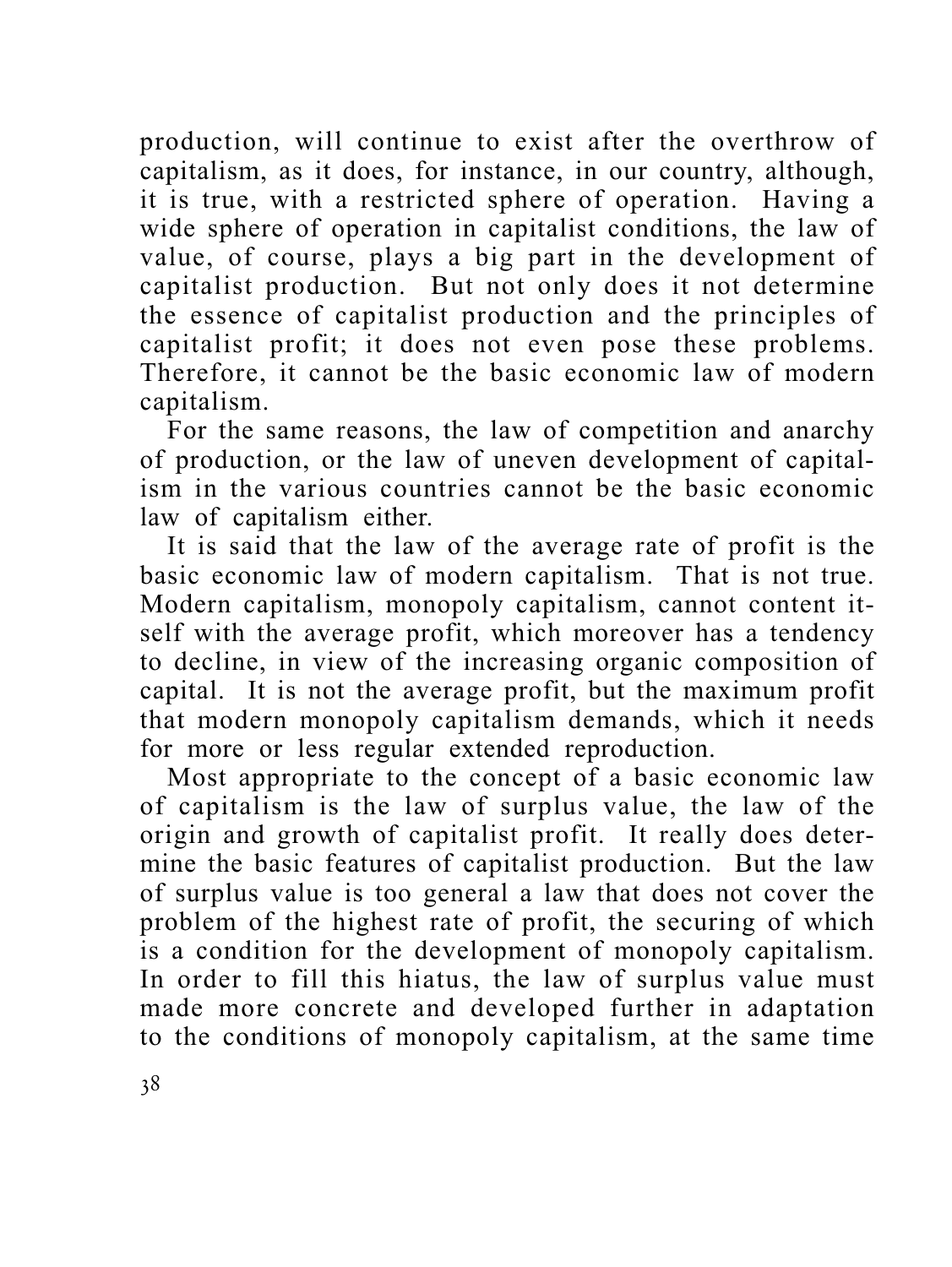production, will continue to exist after the overthrow of capitalism, as it does, for instance, in our country, although, it is true, with a restricted sphere of operation. Having a wide sphere of operation in capitalist conditions, the law of value, of course, plays a big part in the development of capitalist production. But not only does it not determine the essence of capitalist production and the principles of capitalist profit; it does not even pose these problems. Therefore, it cannot be the basic economic law of modern capitalism.

For the same reasons, the law of competition and anarchy of production, or the law of uneven development of capitalism in the various countries cannot be the basic economic law of capitalism either.

It is said that the law of the average rate of profit is the basic economic law of modern capitalism. That is not true. Modern capitalism, monopoly capitalism, cannot content itself with the average profit, which moreover has a tendency to decline, in view of the increasing organic composition of capital. It is not the average profit, but the maximum profit that modern monopoly capitalism demands, which it needs for more or less regular extended reproduction.

Most appropriate to the concept of a basic economic law of capitalism is the law of surplus value, the law of the origin and growth of capitalist profit. It really does determine the basic features of capitalist production. But the law of surplus value is too general a law that does not cover the problem of the highest rate of profit, the securing of which is a condition for the development of monopoly capitalism. In order to fill this hiatus, the law of surplus value must made more concrete and developed further in adaptation to the conditions of monopoly capitalism, at the same time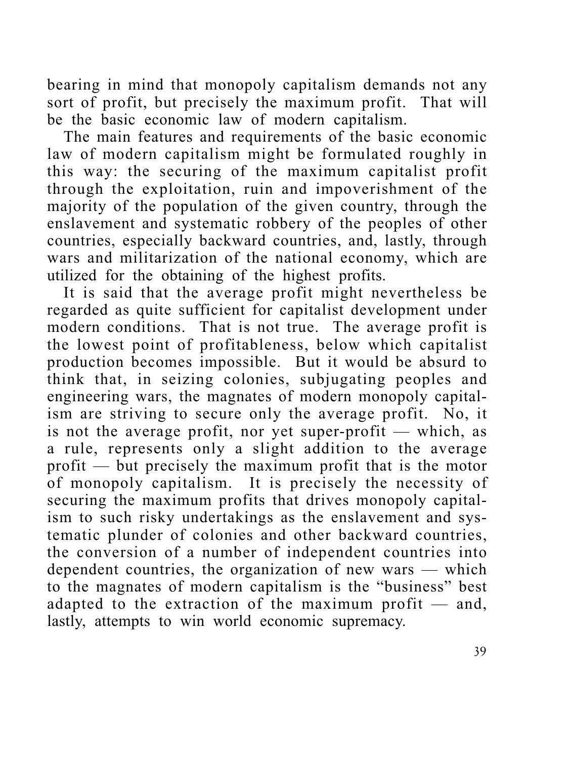bearing in mind that monopoly capitalism demands not any sort of profit, but precisely the maximum profit. That will be the basic economic law of modern capitalism.

The main features and requirements of the basic economic law of modern capitalism might be formulated roughly in this way: the securing of the maximum capitalist profit through the exploitation, ruin and impoverishment of the majority of the population of the given country, through the enslavement and systematic robbery of the peoples of other countries, especially backward countries, and, lastly, through wars and militarization of the national economy, which are utilized for the obtaining of the highest profits.

It is said that the average profit might nevertheless be regarded as quite sufficient for capitalist development under modern conditions. That is not true. The average profit is the lowest point of profitableness, below which capitalist production becomes impossible. But it would be absurd to think that, in seizing colonies, subjugating peoples and engineering wars, the magnates of modern monopoly capitalism are striving to secure only the average profit. No, it is not the average profit, nor yet super-profit — which, as a rule, represents only a slight addition to the average profit — but precisely the maximum profit that is the motor of monopoly capitalism. It is precisely the necessity of securing the maximum profits that drives monopoly capitalism to such risky undertakings as the enslavement and systematic plunder of colonies and other backward countries, the conversion of a number of independent countries into dependent countries, the organization of new wars — which to the magnates of modern capitalism is the "business" best adapted to the extraction of the maximum profit — and, lastly, attempts to win world economic supremacy.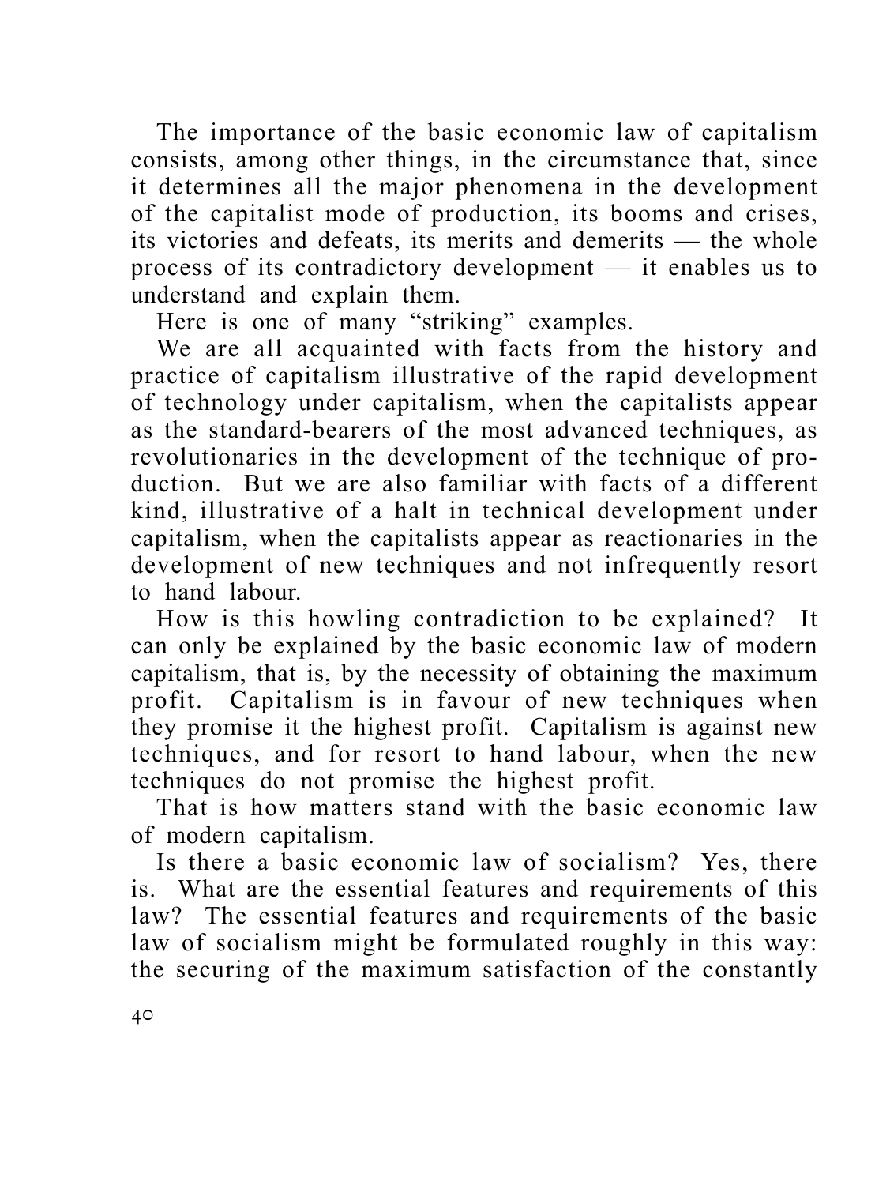The importance of the basic economic law of capitalism consists, among other things, in the circumstance that, since it determines all the major phenomena in the development of the capitalist mode of production, its booms and crises, its victories and defeats, its merits and demerits — the whole process of its contradictory development — it enables us to understand and explain them.

Here is one of many "striking" examples.

We are all acquainted with facts from the history and practice of capitalism illustrative of the rapid development of technology under capitalism, when the capitalists appear as the standard-bearers of the most advanced techniques, as revolutionaries in the development of the technique of production. But we are also familiar with facts of a different kind, illustrative of a halt in technical development under capitalism, when the capitalists appear as reactionaries in the development of new techniques and not infrequently resort to hand labour.

How is this howling contradiction to be explained? It can only be explained by the basic economic law of modern capitalism, that is, by the necessity of obtaining the maximum profit. Capitalism is in favour of new techniques when they promise it the highest profit. Capitalism is against new techniques, and for resort to hand labour, when the new techniques do not promise the highest profit.

That is how matters stand with the basic economic law of modern capitalism.

Is there a basic economic law of socialism? Yes, there is. What are the essential features and requirements of this law? The essential features and requirements of the basic law of socialism might be formulated roughly in this way: the securing of the maximum satisfaction of the constantly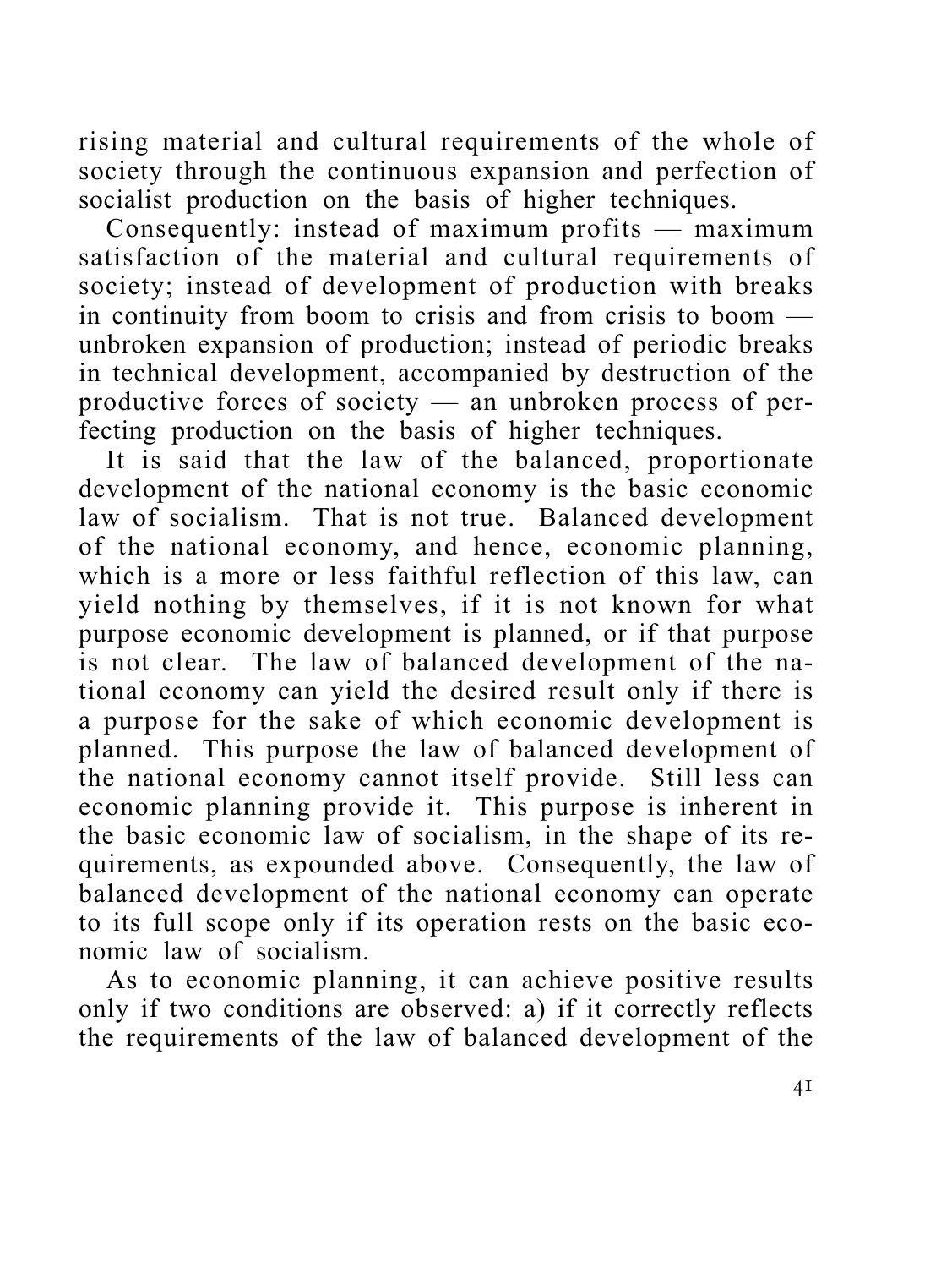rising material and cultural requirements of the whole of society through the continuous expansion and perfection of socialist production on the basis of higher techniques.

Consequently: instead of maximum profits — maximum satisfaction of the material and cultural requirements of society; instead of development of production with breaks in continuity from boom to crisis and from crisis to boom — unbroken expansion of production; instead of periodic breaks in technical development, accompanied by destruction of the productive forces of society — an unbroken process of perfecting production on the basis of higher techniques.

It is said that the law of the balanced, proportionate development of the national economy is the basic economic law of socialism. That is not true. Balanced development of the national economy, and hence, economic planning, which is a more or less faithful reflection of this law, can yield nothing by themselves, if it is not known for what purpose economic development is planned, or if that purpose is not clear. The law of balanced development of the national economy can yield the desired result only if there is a purpose for the sake of which economic development is planned. This purpose the law of balanced development of the national economy cannot itself provide. Still less can economic planning provide it. This purpose is inherent in the basic economic law of socialism, in the shape of its requirements, as expounded above. Consequently, the law of balanced development of the national economy can operate to its full scope only if its operation rests on the basic economic law of socialism.

As to economic planning, it can achieve positive results only if two conditions are observed: a) if it correctly reflects the requirements of the law of balanced development of the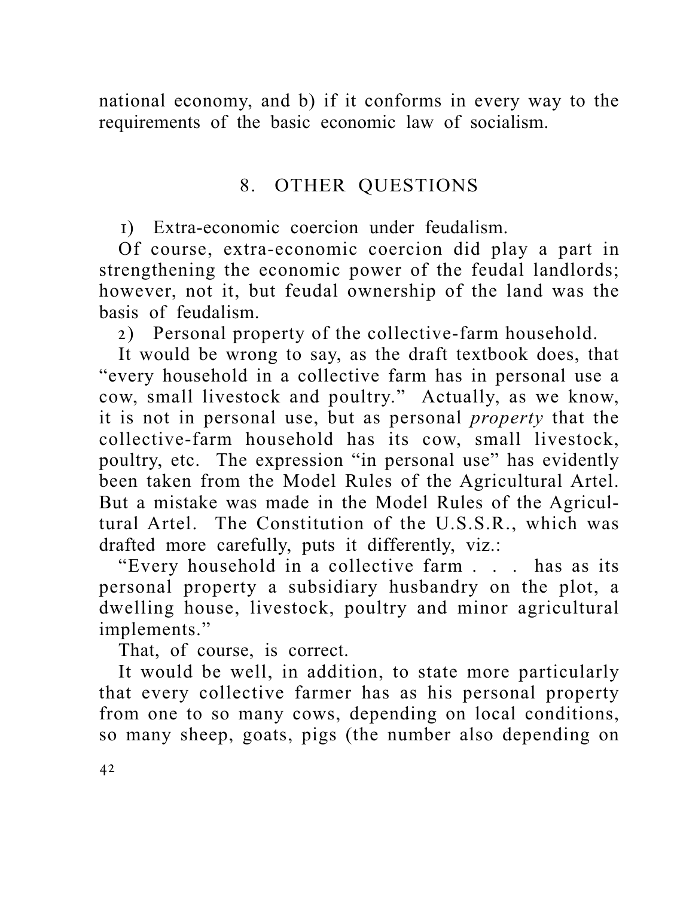national economy, and b) if it conforms in every way to the requirements of the basic economic law of socialism.

## 8. OTHER QUESTIONS

1) Extra-economic coercion under feudalism.

Of course, extra-economic coercion did play a part in strengthening the economic power of the feudal landlords; however, not it, but feudal ownership of the land was the basis of feudalism.

2) Personal property of the collective-farm household.

It would be wrong to say, as the draft textbook does, that "every household in a collective farm has in personal use a cow, small livestock and poultry." Actually, as we know, it is not in personal use, but as personal *property* that the collective-farm household has its cow, small livestock, poultry, etc. The expression "in personal use" has evidently been taken from the Model Rules of the Agricultural Artel. But a mistake was made in the Model Rules of the Agricultural Artel. The Constitution of the U.S.S.R., which was drafted more carefully, puts it differently, viz.:

"Every household in a collective farm . . . has as its personal property a subsidiary husbandry on the plot, a dwelling house, livestock, poultry and minor agricultural implements."

That, of course, is correct.

It would be well, in addition, to state more particularly that every collective farmer has as his personal property from one to so many cows, depending on local conditions, so many sheep, goats, pigs (the number also depending on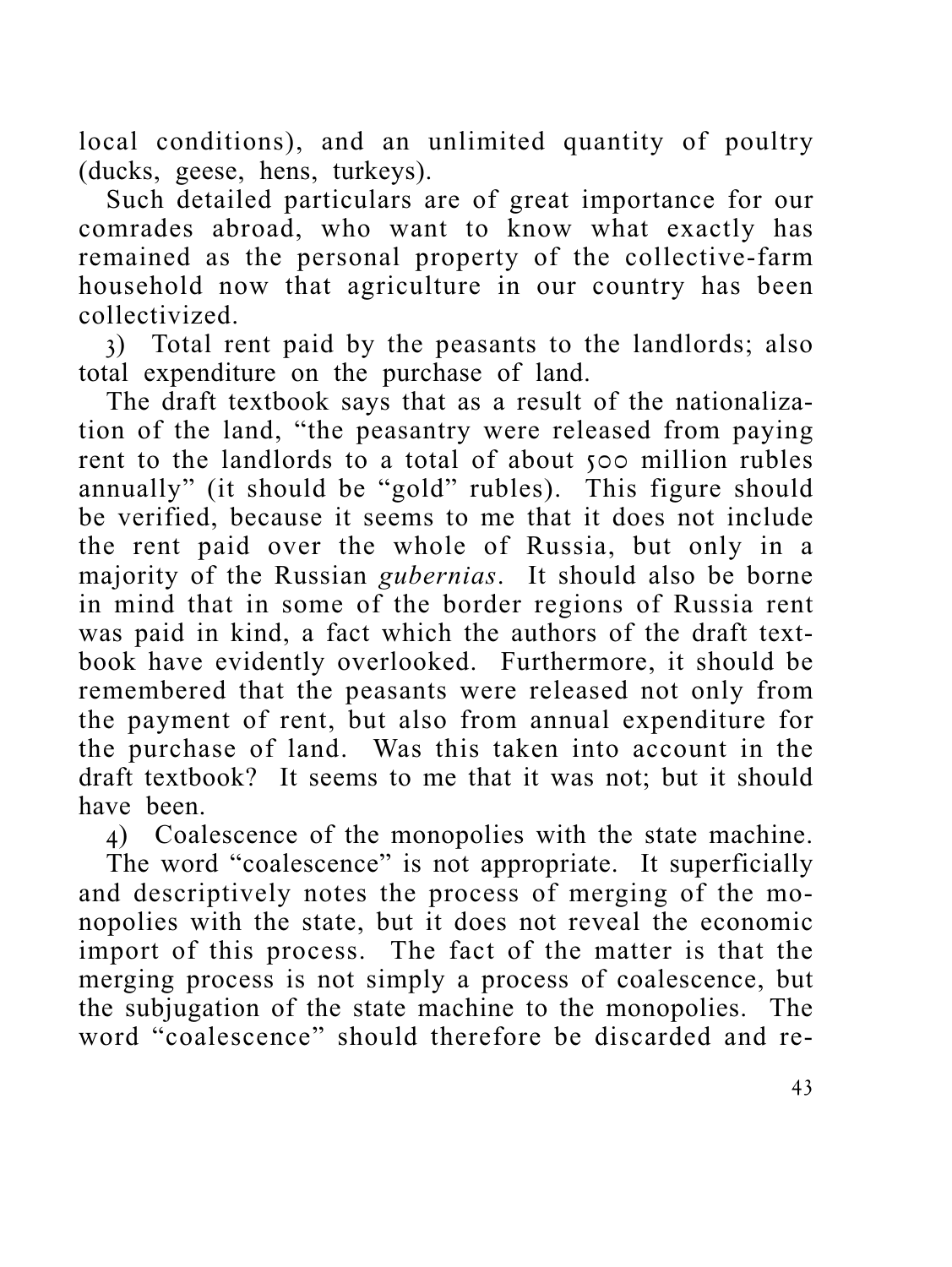local conditions), and an unlimited quantity of poultry (ducks, geese, hens, turkeys).

Such detailed particulars are of great importance for our comrades abroad, who want to know what exactly has remained as the personal property of the collective-farm household now that agriculture in our country has been collectivized.

3) Total rent paid by the peasants to the landlords; also total expenditure on the purchase of land.

The draft textbook says that as a result of the nationalization of the land, "the peasantry were released from paying rent to the landlords to a total of about 500 million rubles annually" (it should be "gold" rubles). This figure should be verified, because it seems to me that it does not include the rent paid over the whole of Russia, but only in a majority of the Russian *gubernias*. It should also be borne in mind that in some of the border regions of Russia rent was paid in kind, a fact which the authors of the draft textbook have evidently overlooked. Furthermore, it should be remembered that the peasants were released not only from the payment of rent, but also from annual expenditure for the purchase of land. Was this taken into account in the draft textbook? It seems to me that it was not; but it should have been.

4) Coalescence of the monopolies with the state machine.

The word "coalescence" is not appropriate. It superficially and descriptively notes the process of merging of the monopolies with the state, but it does not reveal the economic import of this process. The fact of the matter is that the merging process is not simply a process of coalescence, but the subjugation of the state machine to the monopolies. The word "coalescence" should therefore be discarded and re-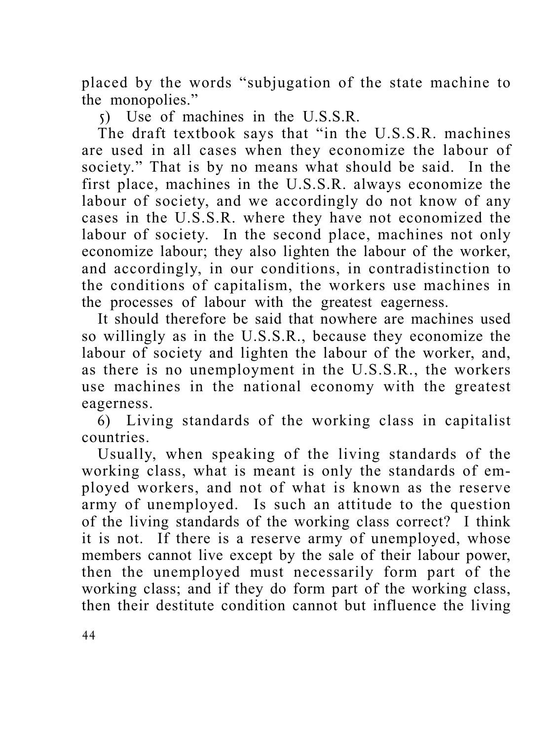placed by the words "subjugation of the state machine to the monopolies."

5) Use of machines in the U.S.S.R.

The draft textbook says that "in the U.S.S.R. machines are used in all cases when they economize the labour of society." That is by no means what should be said. In the first place, machines in the U.S.S.R. always economize the labour of society, and we accordingly do not know of any cases in the U.S.S.R. where they have not economized the labour of society. In the second place, machines not only economize labour; they also lighten the labour of the worker, and accordingly, in our conditions, in contradistinction to the conditions of capitalism, the workers use machines in the processes of labour with the greatest eagerness.

It should therefore be said that nowhere are machines used so willingly as in the U.S.S.R., because they economize the labour of society and lighten the labour of the worker, and, as there is no unemployment in the U.S.S.R., the workers use machines in the national economy with the greatest eagerness.

6) Living standards of the working class in capitalist countries.

Usually, when speaking of the living standards of the working class, what is meant is only the standards of employed workers, and not of what is known as the reserve army of unemployed. Is such an attitude to the question of the living standards of the working class correct? I think it is not. If there is a reserve army of unemployed, whose members cannot live except by the sale of their labour power, then the unemployed must necessarily form part of the working class; and if they do form part of the working class, then their destitute condition cannot but influence the living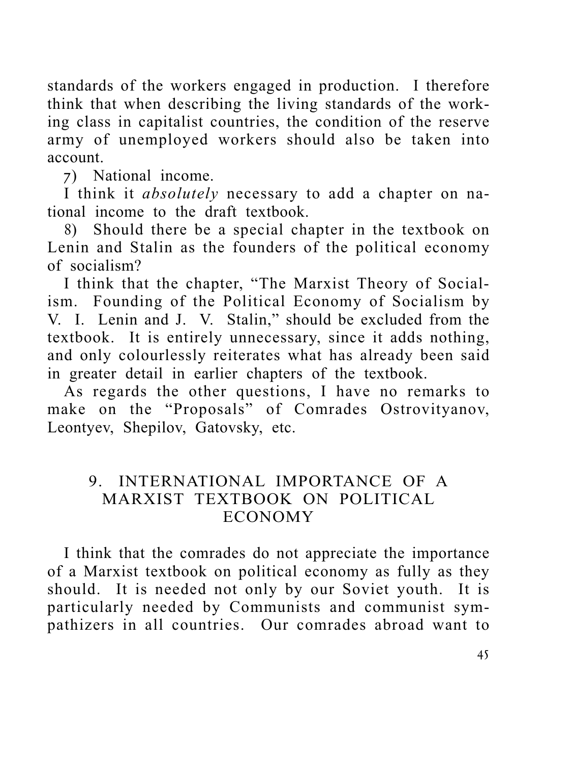standards of the workers engaged in production. I therefore think that when describing the living standards of the working class in capitalist countries, the condition of the reserve army of unemployed workers should also be taken into account.

7) National income.

I think it *absolutely* necessary to add a chapter on national income to the draft textbook.

8) Should there be a special chapter in the textbook on Lenin and Stalin as the founders of the political economy of socialism?

I think that the chapter, "The Marxist Theory of Socialism. Founding of the Political Economy of Socialism by V. I. Lenin and J. V. Stalin," should be excluded from the textbook. It is entirely unnecessary, since it adds nothing, and only colourlessly reiterates what has already been said in greater detail in earlier chapters of the textbook.

As regards the other questions, I have no remarks to make on the "Proposals" of Comrades Ostrovityanov, Leontyev, Shepilov, Gatovsky, etc.

## 9. INTERNATIONAL IMPORTANCE OF A MARXIST TEXTBOOK ON POLITICAL ECONOMY

I think that the comrades do not appreciate the importance of a Marxist textbook on political economy as fully as they should. It is needed not only by our Soviet youth. It is particularly needed by Communists and communist sympathizers in all countries. Our comrades abroad want to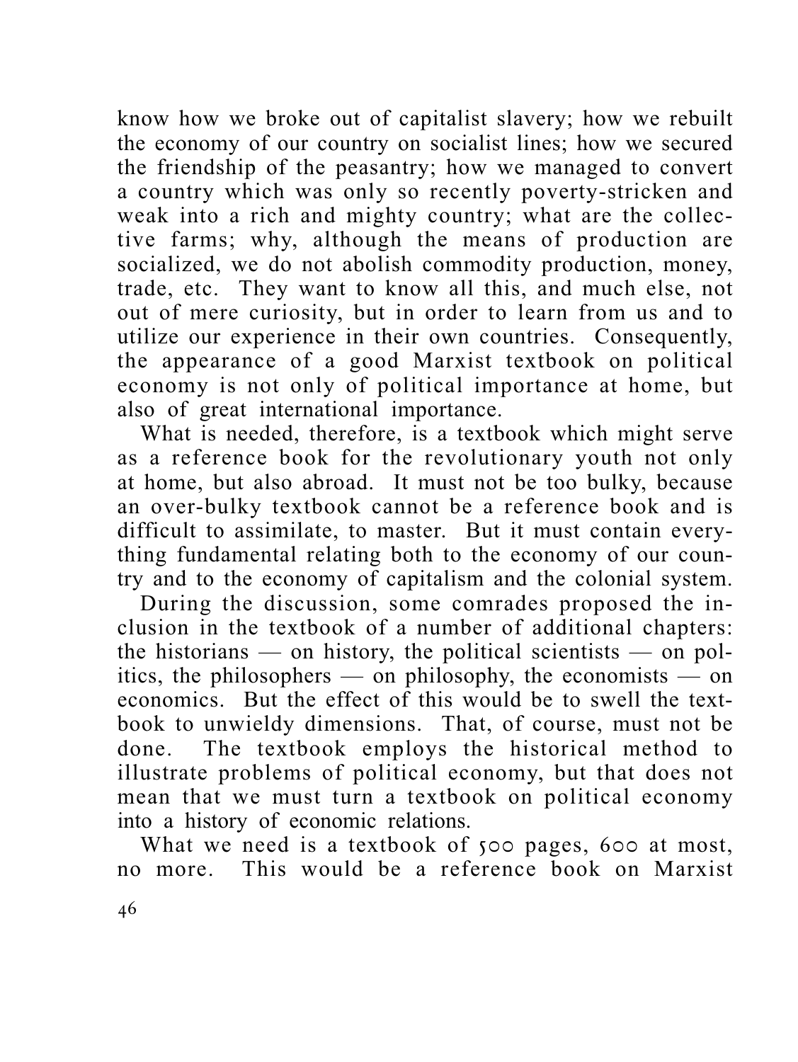know how we broke out of capitalist slavery; how we rebuilt the economy of our country on socialist lines; how we secured the friendship of the peasantry; how we managed to convert a country which was only so recently poverty-stricken and weak into a rich and mighty country; what are the collective farms; why, although the means of production are socialized, we do not abolish commodity production, money, trade, etc. They want to know all this, and much else, not out of mere curiosity, but in order to learn from us and to utilize our experience in their own countries. Consequently, the appearance of a good Marxist textbook on political economy is not only of political importance at home, but also of great international importance.

What is needed, therefore, is a textbook which might serve as a reference book for the revolutionary youth not only at home, but also abroad. It must not be too bulky, because an over-bulky textbook cannot be a reference book and is difficult to assimilate, to master. But it must contain everything fundamental relating both to the economy of our country and to the economy of capitalism and the colonial system.

During the discussion, some comrades proposed the inclusion in the textbook of a number of additional chapters: the historians — on history, the political scientists — on politics, the philosophers — on philosophy, the economists — on economics. But the effect of this would be to swell the textbook to unwieldy dimensions. That, of course, must not be done. The textbook employs the historical method to illustrate problems of political economy, but that does not mean that we must turn a textbook on political economy into a history of economic relations.

What we need is a textbook of 500 pages, 600 at most, no more. This would be a reference book on Marxist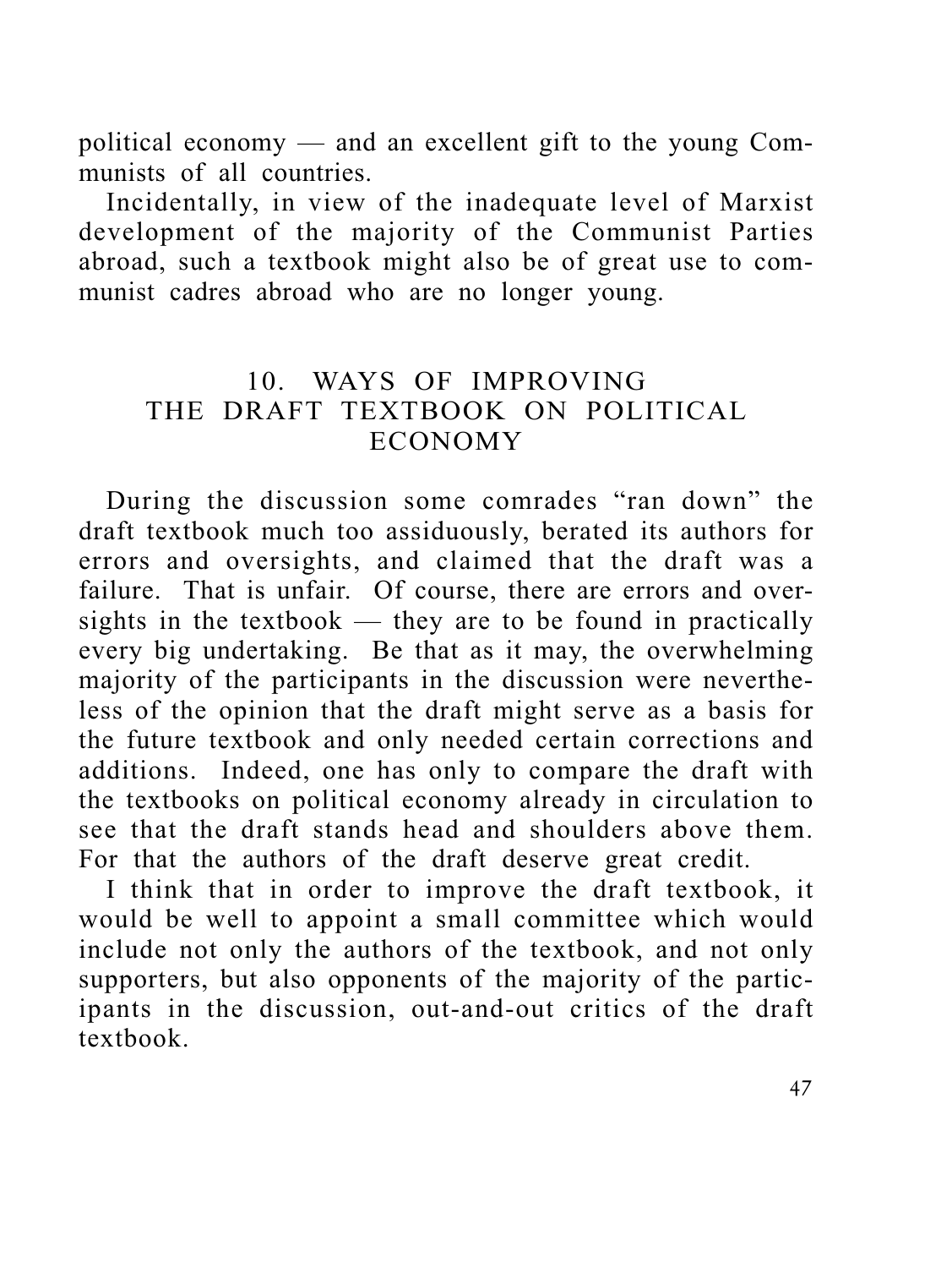political economy — and an excellent gift to the young Communists of all countries.

Incidentally, in view of the inadequate level of Marxist development of the majority of the Communist Parties abroad, such a textbook might also be of great use to communist cadres abroad who are no longer young.

## 10. WAYS OF IMPROVING THE DRAFT TEXTBOOK ON POLITICAL ECONOMY

During the discussion some comrades "ran down" the draft textbook much too assiduously, berated its authors for errors and oversights, and claimed that the draft was a failure. That is unfair. Of course, there are errors and oversights in the textbook — they are to be found in practically every big undertaking. Be that as it may, the overwhelming majority of the participants in the discussion were nevertheless of the opinion that the draft might serve as a basis for the future textbook and only needed certain corrections and additions. Indeed, one has only to compare the draft with the textbooks on political economy already in circulation to see that the draft stands head and shoulders above them. For that the authors of the draft deserve great credit.

I think that in order to improve the draft textbook, it would be well to appoint a small committee which would include not only the authors of the textbook, and not only supporters, but also opponents of the majority of the participants in the discussion, out-and-out critics of the draft textbook.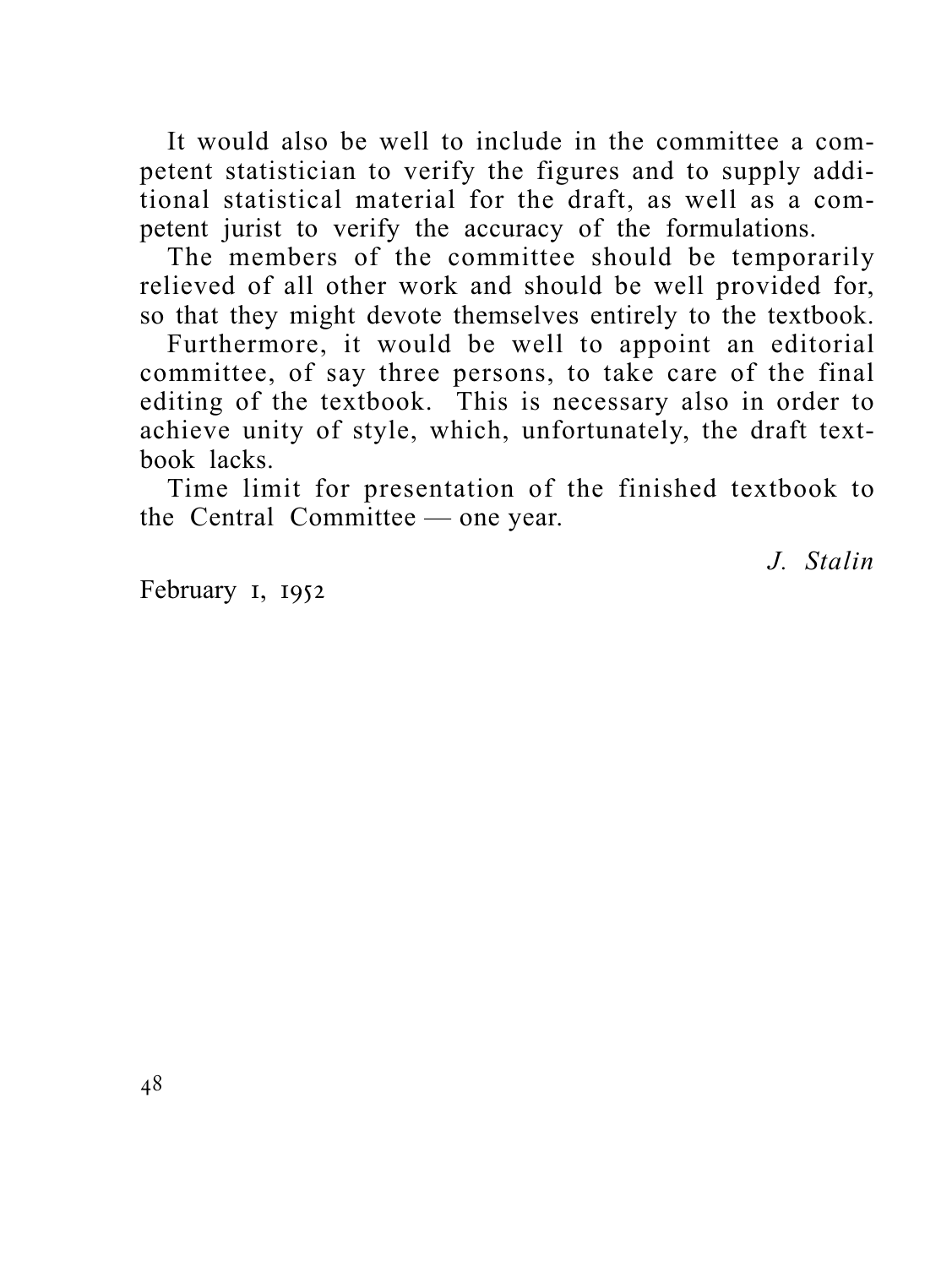It would also be well to include in the committee a competent statistician to verify the figures and to supply additional statistical material for the draft, as well as a competent jurist to verify the accuracy of the formulations.

The members of the committee should be temporarily relieved of all other work and should be well provided for, so that they might devote themselves entirely to the textbook.

Furthermore, it would be well to appoint an editorial committee, of say three persons, to take care of the final editing of the textbook. This is necessary also in order to achieve unity of style, which, unfortunately, the draft textbook lacks.

Time limit for presentation of the finished textbook to the Central Committee — one year.

*J. Stalin*

February 1, 1952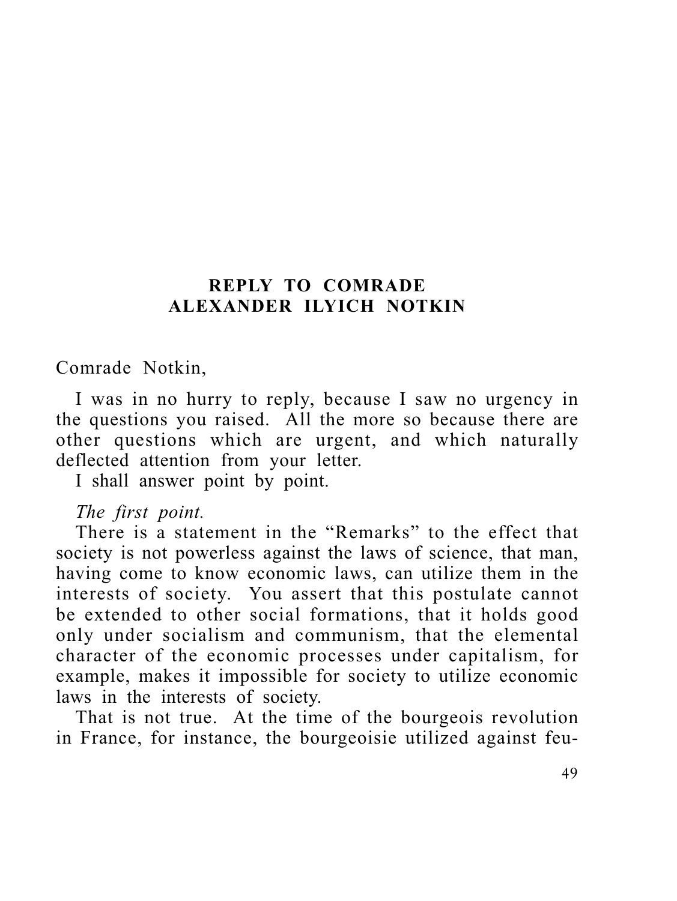## REPLY TO COMRADE ALEXANDER ILYICH NOTKIN

Comrade Notkin,

I was in no hurry to reply, because I saw no urgency in the questions you raised. All the more so because there are other questions which are urgent, and which naturally deflected attention from your letter.

I shall answer point by point.

*The first point.*

There is a statement in the "Remarks" to the effect that society is not powerless against the laws of science, that man, having come to know economic laws, can utilize them in the interests of society. You assert that this postulate cannot be extended to other social formations, that it holds good only under socialism and communism, that the elemental character of the economic processes under capitalism, for example, makes it impossible for society to utilize economic laws in the interests of society.

That is not true. At the time of the bourgeois revolution in France, for instance, the bourgeoisie utilized against feu-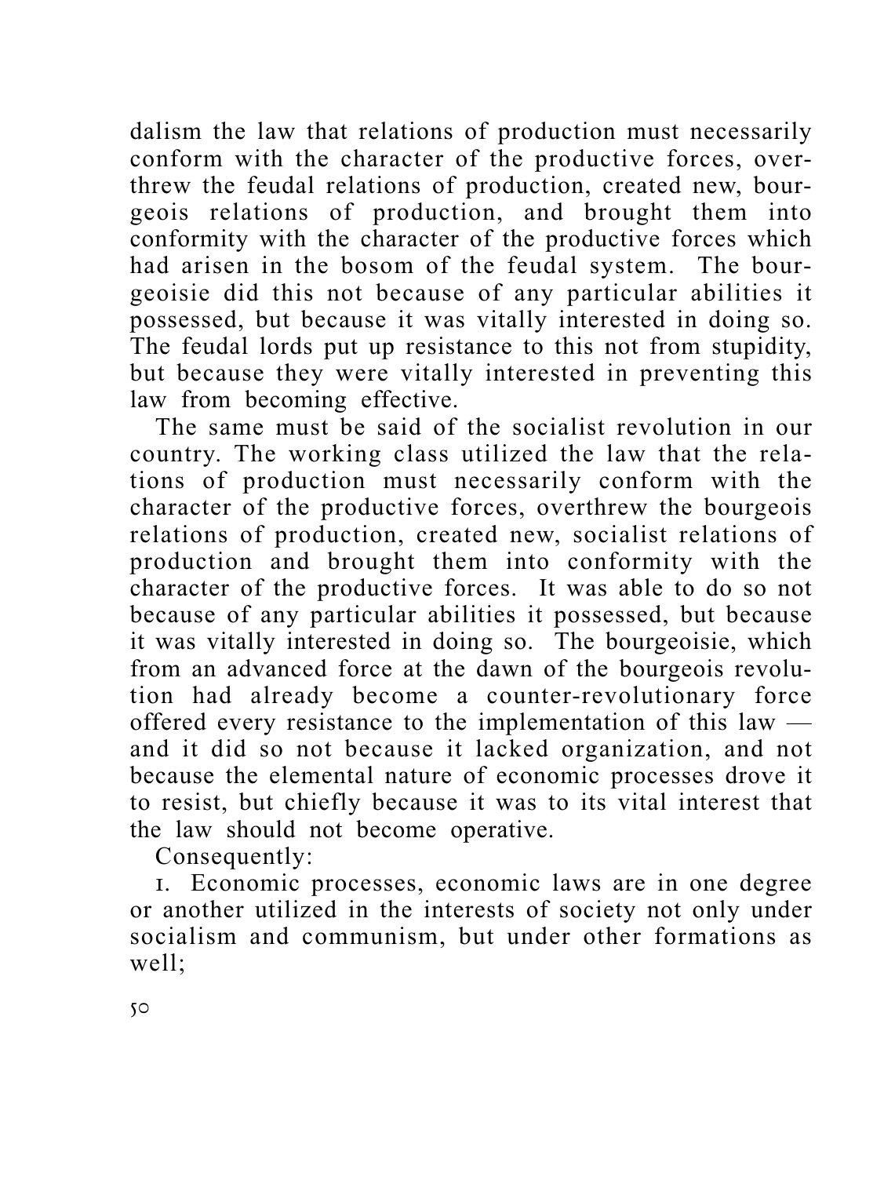dalism the law that relations of production must necessarily conform with the character of the productive forces, overthrew the feudal relations of production, created new, bourgeois relations of production, and brought them into conformity with the character of the productive forces which had arisen in the bosom of the feudal system. The bourgeoisie did this not because of any particular abilities it possessed, but because it was vitally interested in doing so. The feudal lords put up resistance to this not from stupidity, but because they were vitally interested in preventing this law from becoming effective.

The same must be said of the socialist revolution in our country. The working class utilized the law that the relations of production must necessarily conform with the character of the productive forces, overthrew the bourgeois relations of production, created new, socialist relations of production and brought them into conformity with the character of the productive forces. It was able to do so not because of any particular abilities it possessed, but because it was vitally interested in doing so. The bourgeoisie, which from an advanced force at the dawn of the bourgeois revolution had already become a counter-revolutionary force offered every resistance to the implementation of this law — and it did so not because it lacked organization, and not because the elemental nature of economic processes drove it to resist, but chiefly because it was to its vital interest that the law should not become operative.

Consequently:

1. Economic processes, economic laws are in one degree or another utilized in the interests of society not only under socialism and communism, but under other formations as well;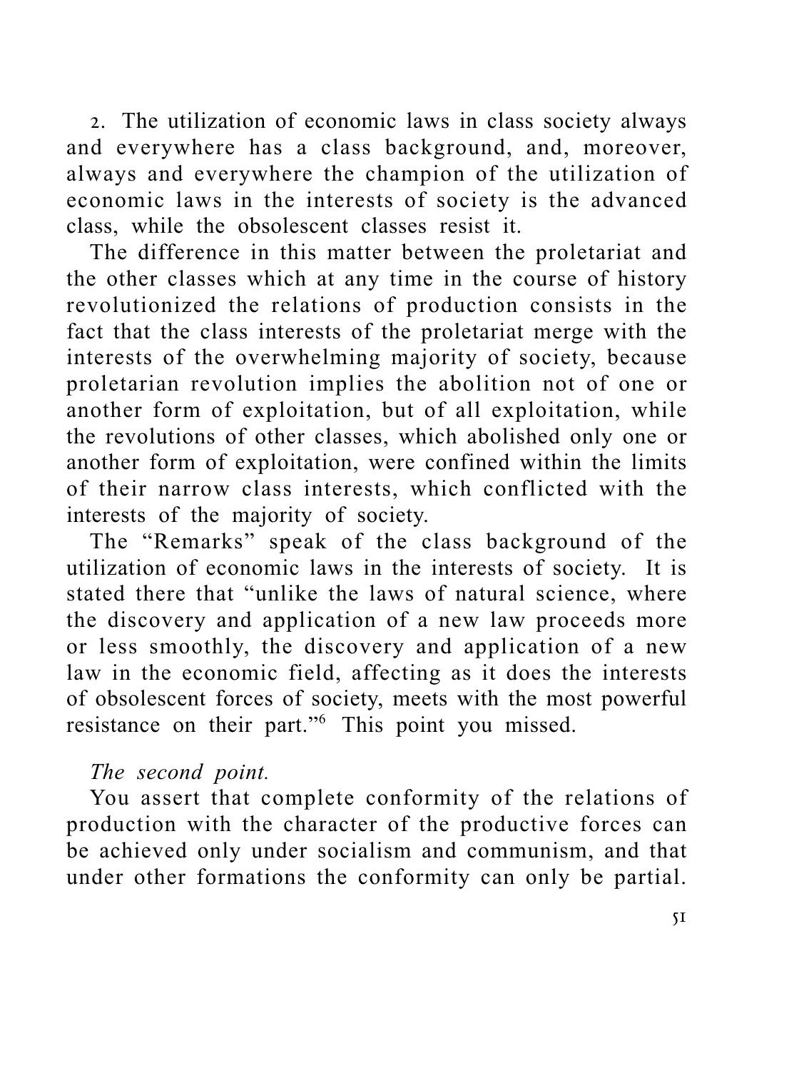2. The utilization of economic laws in class society always and everywhere has a class background, and, moreover, always and everywhere the champion of the utilization of economic laws in the interests of society is the advanced class, while the obsolescent classes resist it.

The difference in this matter between the proletariat and the other classes which at any time in the course of history revolutionized the relations of production consists in the fact that the class interests of the proletariat merge with the interests of the overwhelming majority of society, because proletarian revolution implies the abolition not of one or another form of exploitation, but of all exploitation, while the revolutions of other classes, which abolished only one or another form of exploitation, were confined within the limits of their narrow class interests, which conflicted with the interests of the majority of society.

The "Remarks" speak of the class background of the utilization of economic laws in the interests of society. It is stated there that "unlike the laws of natural science, where the discovery and application of a new law proceeds more or less smoothly, the discovery and application of a new law in the economic field, affecting as it does the interests of obsolescent forces of society, meets with the most powerful resistance on their part."[6] This point you missed.

*The second point.*

You assert that complete conformity of the relations of production with the character of the productive forces can be achieved only under socialism and communism, and that under other formations the conformity can only be partial.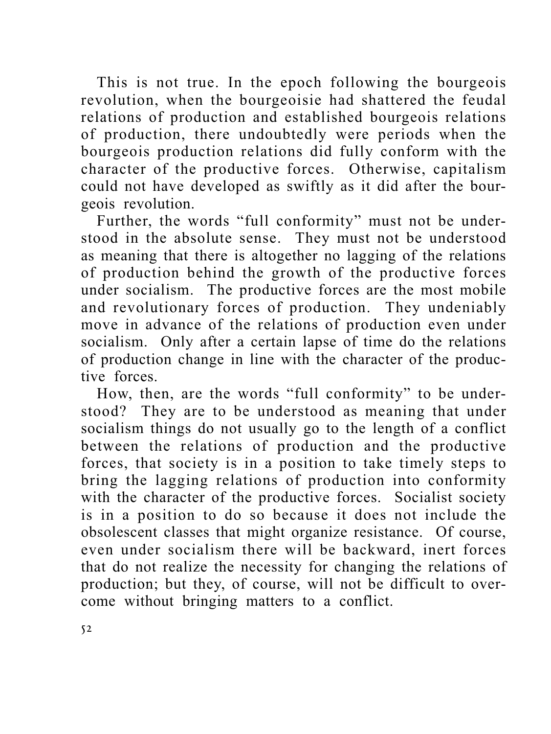This is not true. In the epoch following the bourgeois revolution, when the bourgeoisie had shattered the feudal relations of production and established bourgeois relations of production, there undoubtedly were periods when the bourgeois production relations did fully conform with the character of the productive forces. Otherwise, capitalism could not have developed as swiftly as it did after the bourgeois revolution.

Further, the words "full conformity" must not be understood in the absolute sense. They must not be understood as meaning that there is altogether no lagging of the relations of production behind the growth of the productive forces under socialism. The productive forces are the most mobile and revolutionary forces of production. They undeniably move in advance of the relations of production even under socialism. Only after a certain lapse of time do the relations of production change in line with the character of the productive forces.

How, then, are the words "full conformity" to be understood? They are to be understood as meaning that under socialism things do not usually go to the length of a conflict between the relations of production and the productive forces, that society is in a position to take timely steps to bring the lagging relations of production into conformity with the character of the productive forces. Socialist society is in a position to do so because it does not include the obsolescent classes that might organize resistance. Of course, even under socialism there will be backward, inert forces that do not realize the necessity for changing the relations of production; but they, of course, will not be difficult to overcome without bringing matters to a conflict.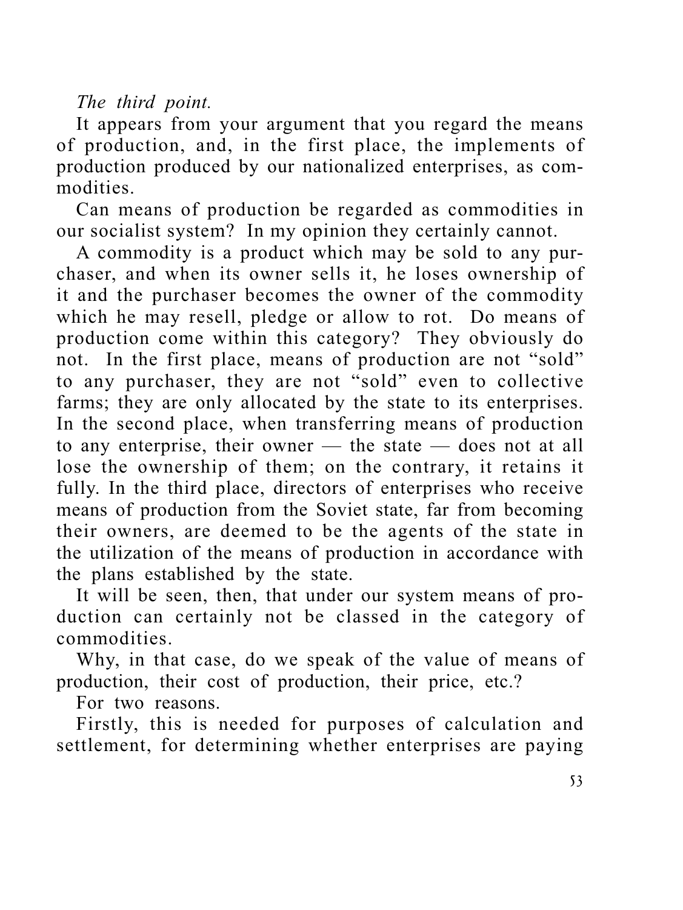*The third point.*

It appears from your argument that you regard the means of production, and, in the first place, the implements of production produced by our nationalized enterprises, as commodities.

Can means of production be regarded as commodities in our socialist system? In my opinion they certainly cannot.

A commodity is a product which may be sold to any purchaser, and when its owner sells it, he loses ownership of it and the purchaser becomes the owner of the commodity which he may resell, pledge or allow to rot. Do means of production come within this category? They obviously do not. In the first place, means of production are not "sold" to any purchaser, they are not "sold" even to collective farms; they are only allocated by the state to its enterprises. In the second place, when transferring means of production to any enterprise, their owner — the state — does not at all lose the ownership of them; on the contrary, it retains it fully. In the third place, directors of enterprises who receive means of production from the Soviet state, far from becoming their owners, are deemed to be the agents of the state in the utilization of the means of production in accordance with the plans established by the state.

It will be seen, then, that under our system means of production can certainly not be classed in the category of commodities.

Why, in that case, do we speak of the value of means of production, their cost of production, their price, etc.?

For two reasons.

Firstly, this is needed for purposes of calculation and settlement, for determining whether enterprises are paying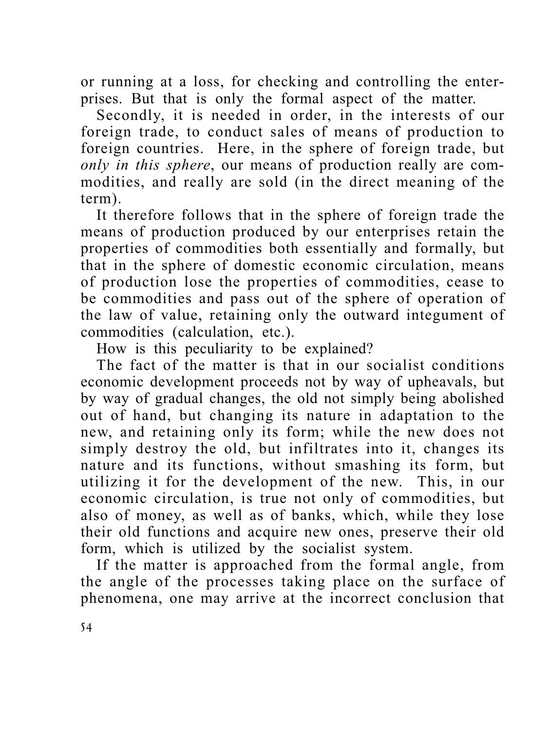or running at a loss, for checking and controlling the enterprises. But that is only the formal aspect of the matter.

Secondly, it is needed in order, in the interests of our foreign trade, to conduct sales of means of production to foreign countries. Here, in the sphere of foreign trade, but *only in this sphere*, our means of production really are commodities, and really are sold (in the direct meaning of the term).

It therefore follows that in the sphere of foreign trade the means of production produced by our enterprises retain the properties of commodities both essentially and formally, but that in the sphere of domestic economic circulation, means of production lose the properties of commodities, cease to be commodities and pass out of the sphere of operation of the law of value, retaining only the outward integument of commodities (calculation, etc.).

How is this peculiarity to be explained?

The fact of the matter is that in our socialist conditions economic development proceeds not by way of upheavals, but by way of gradual changes, the old not simply being abolished out of hand, but changing its nature in adaptation to the new, and retaining only its form; while the new does not simply destroy the old, but infiltrates into it, changes its nature and its functions, without smashing its form, but utilizing it for the development of the new. This, in our economic circulation, is true not only of commodities, but also of money, as well as of banks, which, while they lose their old functions and acquire new ones, preserve their old form, which is utilized by the socialist system.

If the matter is approached from the formal angle, from the angle of the processes taking place on the surface of phenomena, one may arrive at the incorrect conclusion that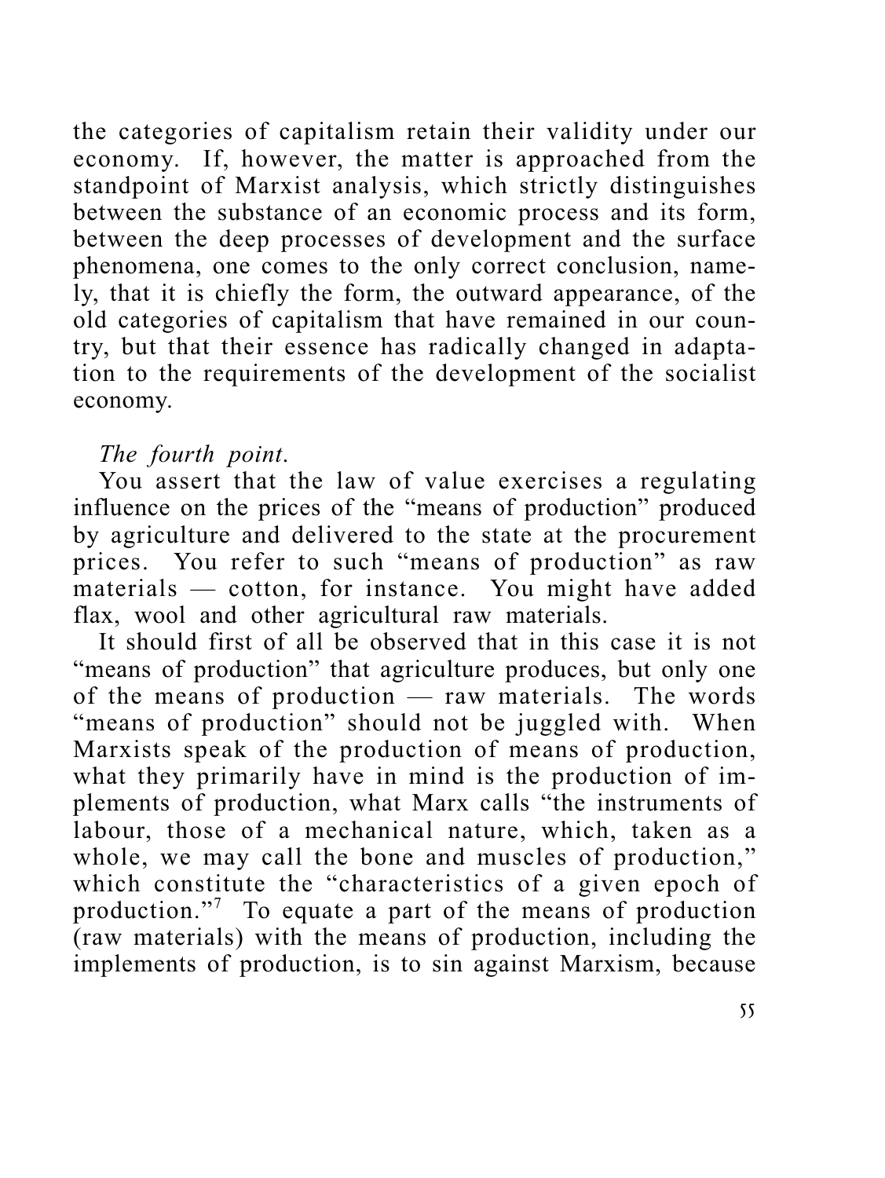the categories of capitalism retain their validity under our economy. If, however, the matter is approached from the standpoint of Marxist analysis, which strictly distinguishes between the substance of an economic process and its form, between the deep processes of development and the surface phenomena, one comes to the only correct conclusion, namely, that it is chiefly the form, the outward appearance, of the old categories of capitalism that have remained in our country, but that their essence has radically changed in adaptation to the requirements of the development of the socialist economy.

*The fourth point.*

You assert that the law of value exercises a regulating influence on the prices of the "means of production" produced by agriculture and delivered to the state at the procurement prices. You refer to such "means of production" as raw materials — cotton, for instance. You might have added flax, wool and other agricultural raw materials.

It should first of all be observed that in this case it is not "means of production" that agriculture produces, but only one of the means of production — raw materials. The words "means of production" should not be juggled with. When Marxists speak of the production of means of production, what they primarily have in mind is the production of implements of production, what Marx calls "the instruments of labour, those of a mechanical nature, which, taken as a whole, we may call the bone and muscles of production," which constitute the "characteristics of a given epoch of production."[7] To equate a part of the means of production (raw materials) with the means of production, including the implements of production, is to sin against Marxism, because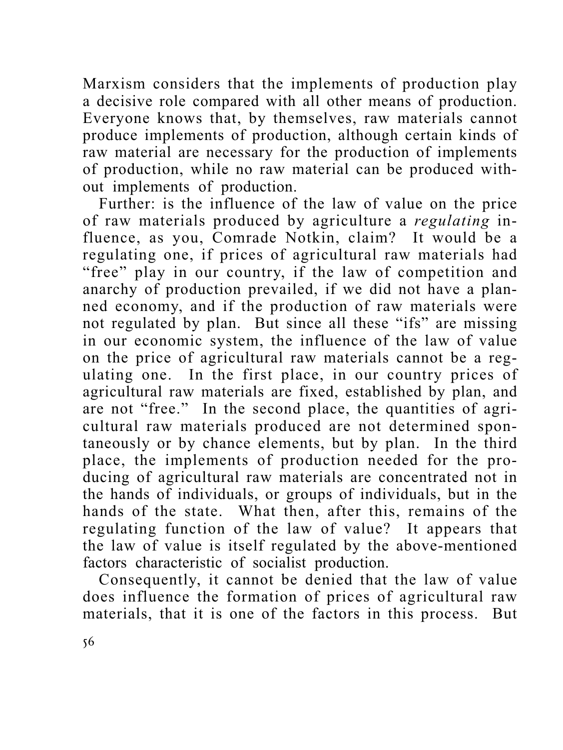Marxism considers that the implements of production play a decisive role compared with all other means of production. Everyone knows that, by themselves, raw materials cannot produce implements of production, although certain kinds of raw material are necessary for the production of implements of production, while no raw material can be produced without implements of production.

Further: is the influence of the law of value on the price of raw materials produced by agriculture a *regulating* influence, as you, Comrade Notkin, claim? It would be a regulating one, if prices of agricultural raw materials had "free" play in our country, if the law of competition and anarchy of production prevailed, if we did not have a planned economy, and if the production of raw materials were not regulated by plan. But since all these "ifs" are missing in our economic system, the influence of the law of value on the price of agricultural raw materials cannot be a regulating one. In the first place, in our country prices of agricultural raw materials are fixed, established by plan, and are not "free." In the second place, the quantities of agricultural raw materials produced are not determined spontaneously or by chance elements, but by plan. In the third place, the implements of production needed for the producing of agricultural raw materials are concentrated not in the hands of individuals, or groups of individuals, but in the hands of the state. What then, after this, remains of the regulating function of the law of value? It appears that the law of value is itself regulated by the above-mentioned factors characteristic of socialist production.

Consequently, it cannot be denied that the law of value does influence the formation of prices of agricultural raw materials, that it is one of the factors in this process. But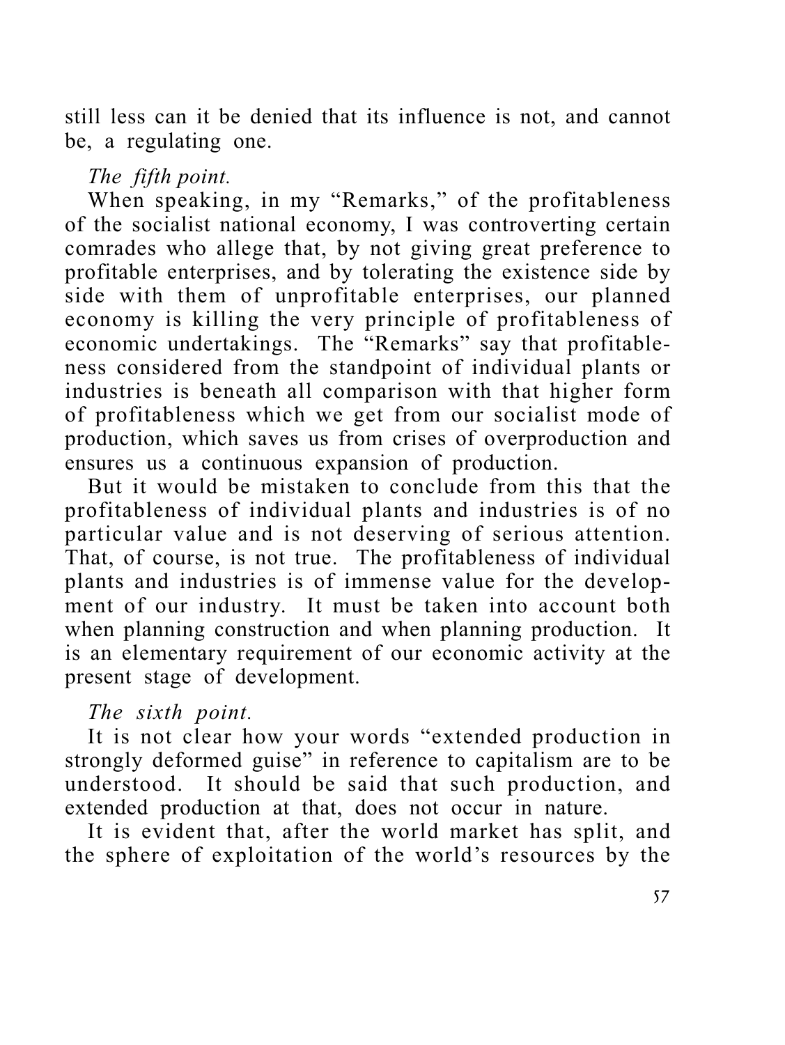still less can it be denied that its influence is not, and cannot be, a regulating one.

*The fifth point.*

When speaking, in my "Remarks," of the profitableness of the socialist national economy, I was controverting certain comrades who allege that, by not giving great preference to profitable enterprises, and by tolerating the existence side by side with them of unprofitable enterprises, our planned economy is killing the very principle of profitableness of economic undertakings. The "Remarks" say that profitableness considered from the standpoint of individual plants or industries is beneath all comparison with that higher form of profitableness which we get from our socialist mode of production, which saves us from crises of overproduction and ensures us a continuous expansion of production.

But it would be mistaken to conclude from this that the profitableness of individual plants and industries is of no particular value and is not deserving of serious attention. That, of course, is not true. The profitableness of individual plants and industries is of immense value for the development of our industry. It must be taken into account both when planning construction and when planning production. It is an elementary requirement of our economic activity at the present stage of development.

*The sixth point.*

It is not clear how your words "extended production in strongly deformed guise" in reference to capitalism are to be understood. It should be said that such production, and extended production at that, does not occur in nature.

It is evident that, after the world market has split, and the sphere of exploitation of the world's resources by the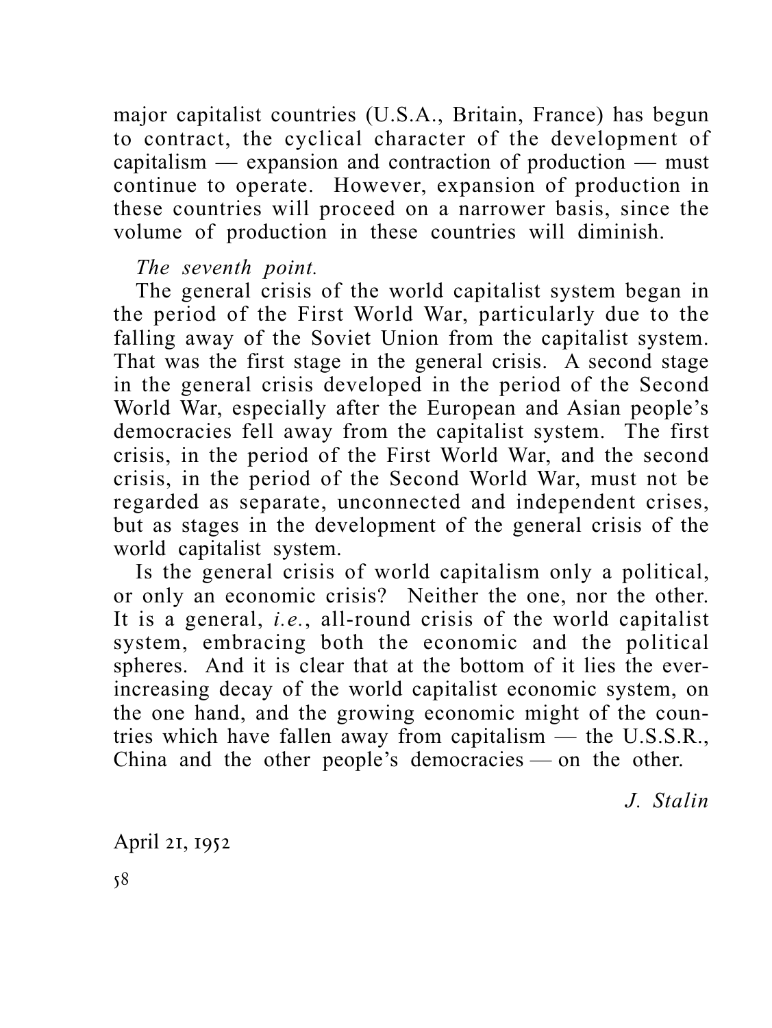major capitalist countries (U.S.A., Britain, France) has begun to contract, the cyclical character of the development of capitalism — expansion and contraction of production — must continue to operate. However, expansion of production in these countries will proceed on a narrower basis, since the volume of production in these countries will diminish.

*The seventh point.*

The general crisis of the world capitalist system began in the period of the First World War, particularly due to the falling away of the Soviet Union from the capitalist system. That was the first stage in the general crisis. A second stage in the general crisis developed in the period of the Second World War, especially after the European and Asian people's democracies fell away from the capitalist system. The first crisis, in the period of the First World War, and the second crisis, in the period of the Second World War, must not be regarded as separate, unconnected and independent crises, but as stages in the development of the general crisis of the world capitalist system.

Is the general crisis of world capitalism only a political, or only an economic crisis? Neither the one, nor the other. It is a general, *i.e.*, all-round crisis of the world capitalist system, embracing both the economic and the political spheres. And it is clear that at the bottom of it lies the ever-increasing decay of the world capitalist economic system, on the one hand, and the growing economic might of the countries which have fallen away from capitalism — the U.S.S.R., China and the other people's democracies — on the other.

*J. Stalin*

April 21, 1952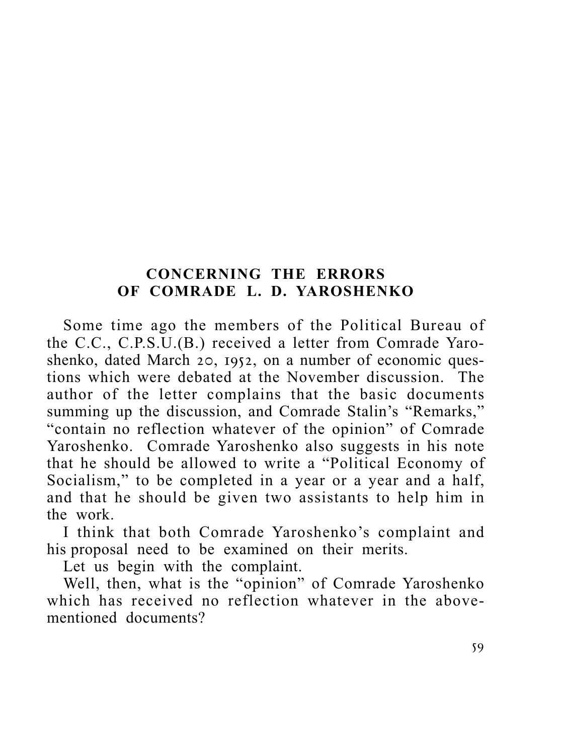## CONCERNING THE ERRORS OF COMRADE L. D. YAROSHENKO

Some time ago the members of the Political Bureau of the C.C., C.P.S.U.(B.) received a letter from Comrade Yaroshenko, dated March 20, 1952, on a number of economic questions which were debated at the November discussion. The author of the letter complains that the basic documents summing up the discussion, and Comrade Stalin's "Remarks," "contain no reflection whatever of the opinion" of Comrade Yaroshenko. Comrade Yaroshenko also suggests in his note that he should be allowed to write a "Political Economy of Socialism," to be completed in a year or a year and a half, and that he should be given two assistants to help him in the work.

I think that both Comrade Yaroshenko's complaint and his proposal need to be examined on their merits.

Let us begin with the complaint.

Well, then, what is the "opinion" of Comrade Yaroshenko which has received no reflection whatever in the above-mentioned documents?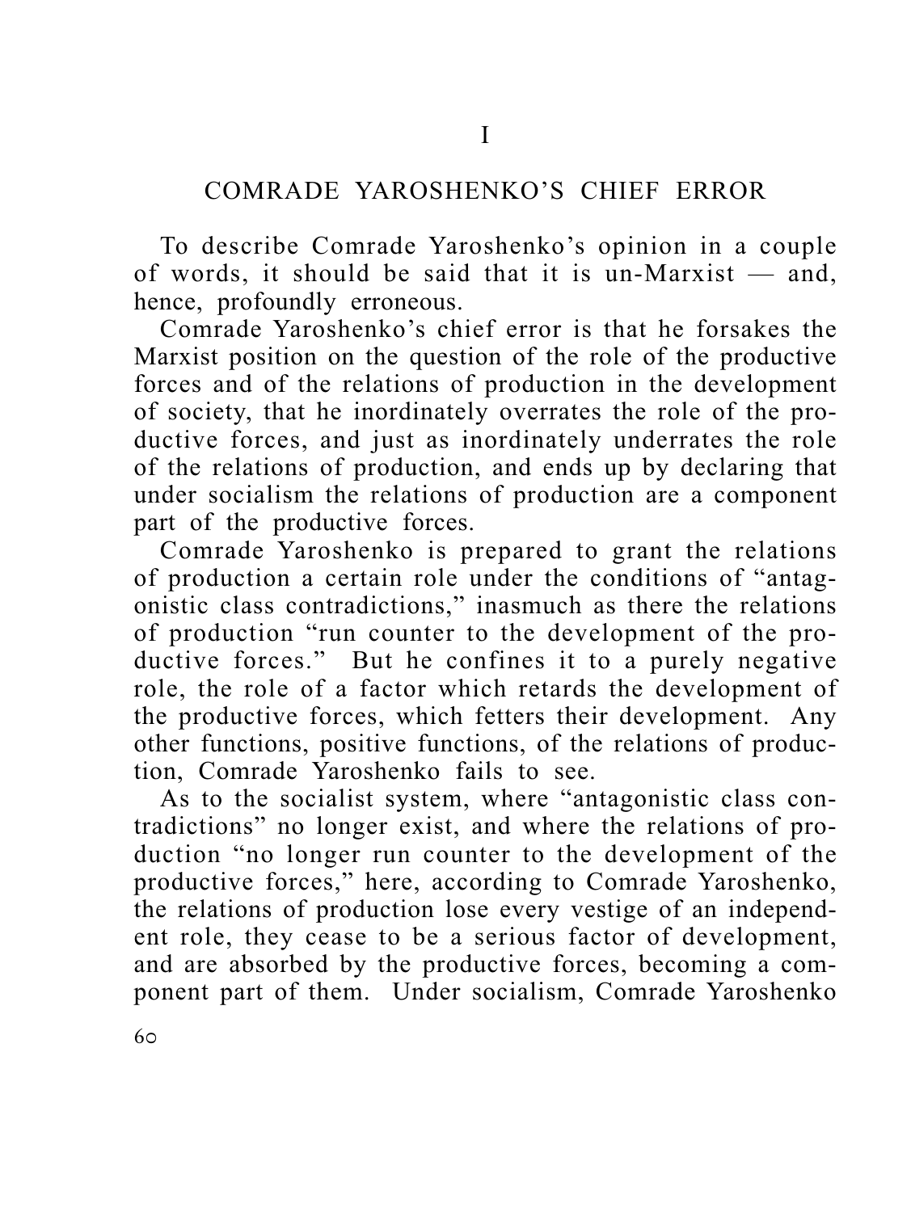## I

## COMRADE YAROSHENKO'S CHIEF ERROR

To describe Comrade Yaroshenko's opinion in a couple of words, it should be said that it is un-Marxist — and, hence, profoundly erroneous.

Comrade Yaroshenko's chief error is that he forsakes the Marxist position on the question of the role of the productive forces and of the relations of production in the development of society, that he inordinately overrates the role of the productive forces, and just as inordinately underrates the role of the relations of production, and ends up by declaring that under socialism the relations of production are a component part of the productive forces.

Comrade Yaroshenko is prepared to grant the relations of production a certain role under the conditions of "antagonistic class contradictions," inasmuch as there the relations of production "run counter to the development of the productive forces." But he confines it to a purely negative role, the role of a factor which retards the development of the productive forces, which fetters their development. Any other functions, positive functions, of the relations of production, Comrade Yaroshenko fails to see.

As to the socialist system, where "antagonistic class contradictions" no longer exist, and where the relations of production "no longer run counter to the development of the productive forces," here, according to Comrade Yaroshenko, the relations of production lose every vestige of an independent role, they cease to be a serious factor of development, and are absorbed by the productive forces, becoming a component part of them. Under socialism, Comrade Yaroshenko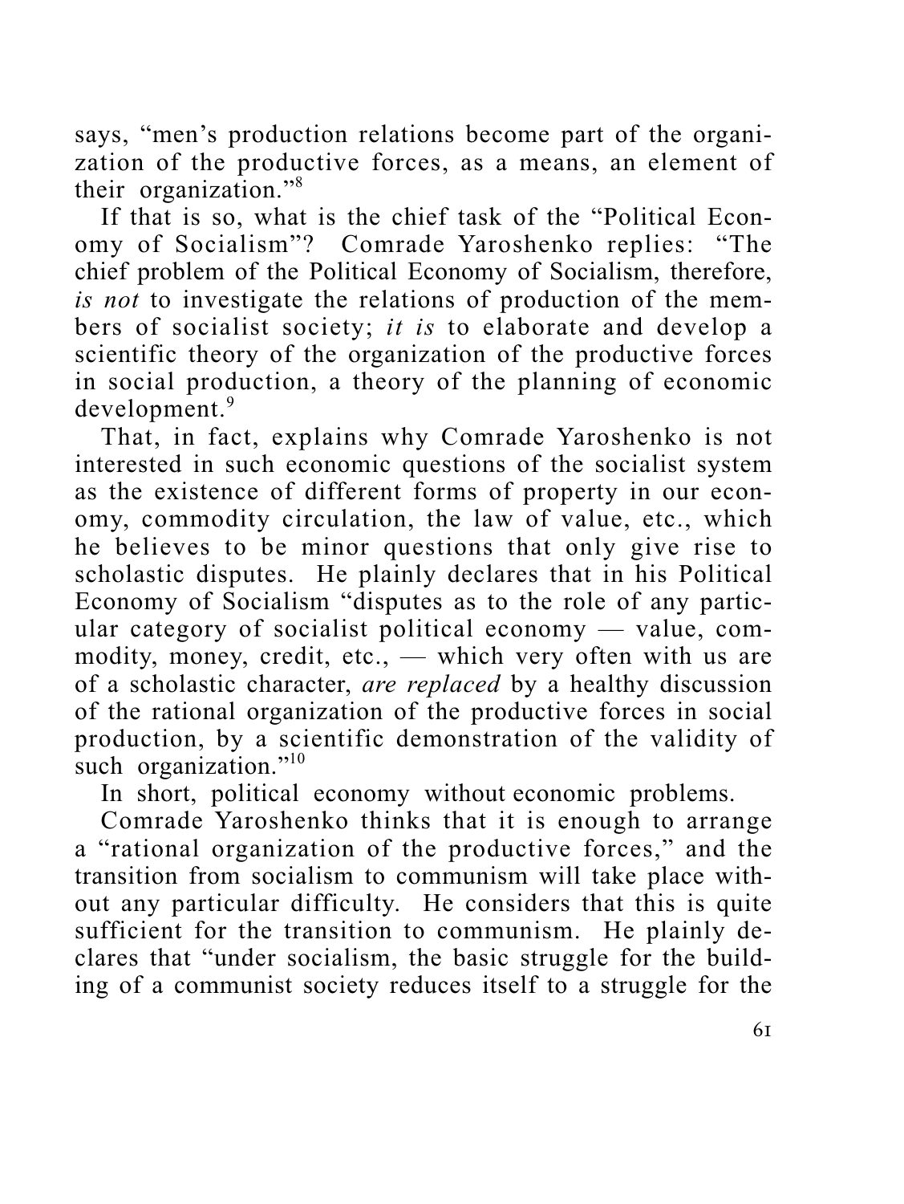says, "men's production relations become part of the organization of the productive forces, as a means, an element of their organization."[8]

If that is so, what is the chief task of the "Political Economy of Socialism"? Comrade Yaroshenko replies: "The chief problem of the Political Economy of Socialism, therefore, *is not* to investigate the relations of production of the members of socialist society; *it is* to elaborate and develop a scientific theory of the organization of the productive forces in social production, a theory of the planning of economic development.[9]

That, in fact, explains why Comrade Yaroshenko is not interested in such economic questions of the socialist system as the existence of different forms of property in our economy, commodity circulation, the law of value, etc., which he believes to be minor questions that only give rise to scholastic disputes. He plainly declares that in his Political Economy of Socialism "disputes as to the role of any particular category of socialist political economy — value, commodity, money, credit, etc., — which very often with us are of a scholastic character, *are replaced* by a healthy discussion of the rational organization of the productive forces in social production, by a scientific demonstration of the validity of such organization."[10]

In short, political economy without economic problems.

Comrade Yaroshenko thinks that it is enough to arrange a "rational organization of the productive forces," and the transition from socialism to communism will take place without any particular difficulty. He considers that this is quite sufficient for the transition to communism. He plainly declares that "under socialism, the basic struggle for the building of a communist society reduces itself to a struggle for the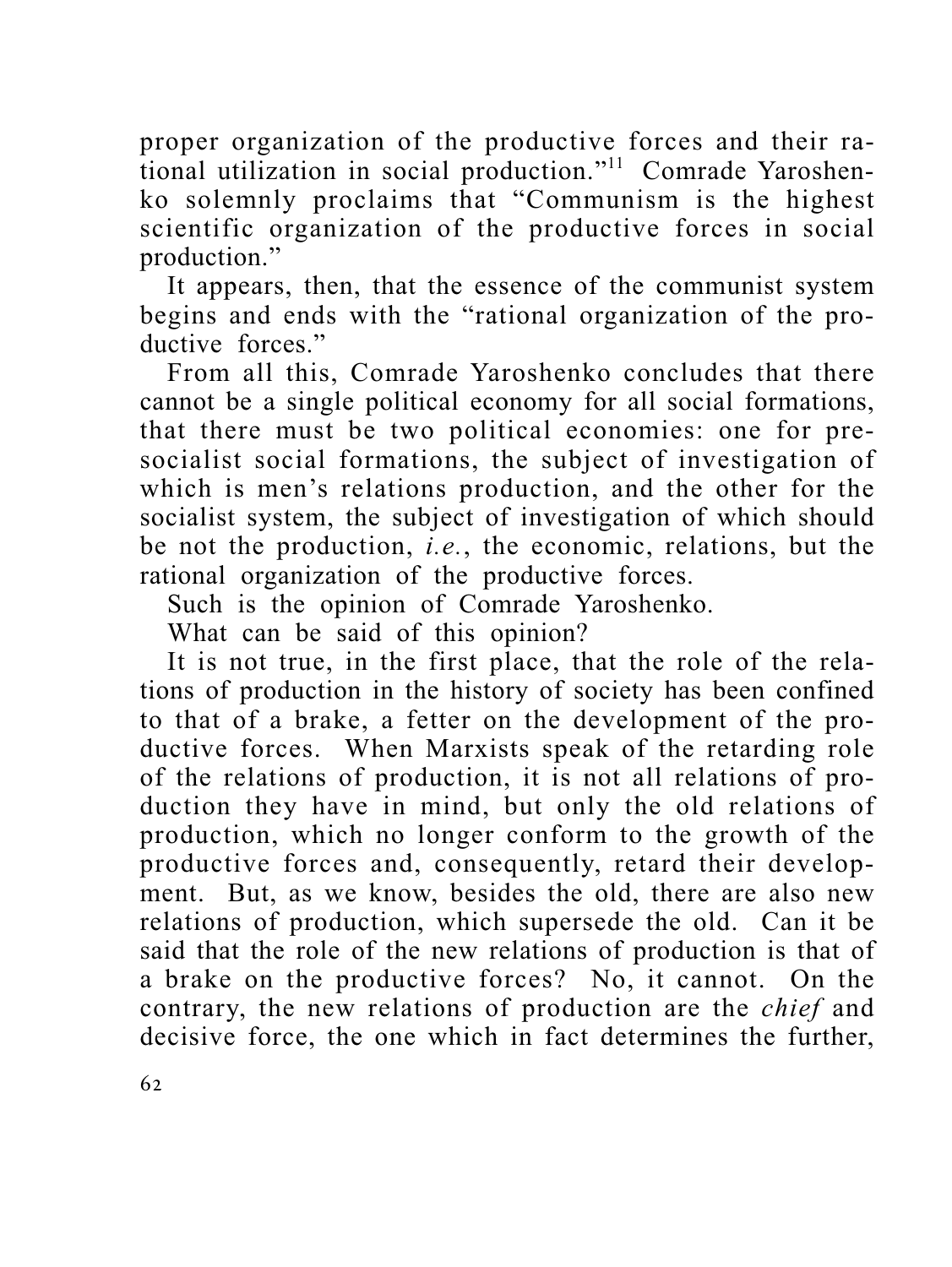proper organization of the productive forces and their rational utilization in social production."[11] Comrade Yaroshenko solemnly proclaims that "Communism is the highest scientific organization of the productive forces in social production."

It appears, then, that the essence of the communist system begins and ends with the "rational organization of the productive forces."

From all this, Comrade Yaroshenko concludes that there cannot be a single political economy for all social formations, that there must be two political economies: one for pre-socialist social formations, the subject of investigation of which is men's relations production, and the other for the socialist system, the subject of investigation of which should be not the production, *i.e.*, the economic, relations, but the rational organization of the productive forces.

Such is the opinion of Comrade Yaroshenko.

What can be said of this opinion?

It is not true, in the first place, that the role of the relations of production in the history of society has been confined to that of a brake, a fetter on the development of the productive forces. When Marxists speak of the retarding role of the relations of production, it is not all relations of production they have in mind, but only the old relations of production, which no longer conform to the growth of the productive forces and, consequently, retard their development. But, as we know, besides the old, there are also new relations of production, which supersede the old. Can it be said that the role of the new relations of production is that of a brake on the productive forces? No, it cannot. On the contrary, the new relations of production are the *chief* and decisive force, the one which in fact determines the further,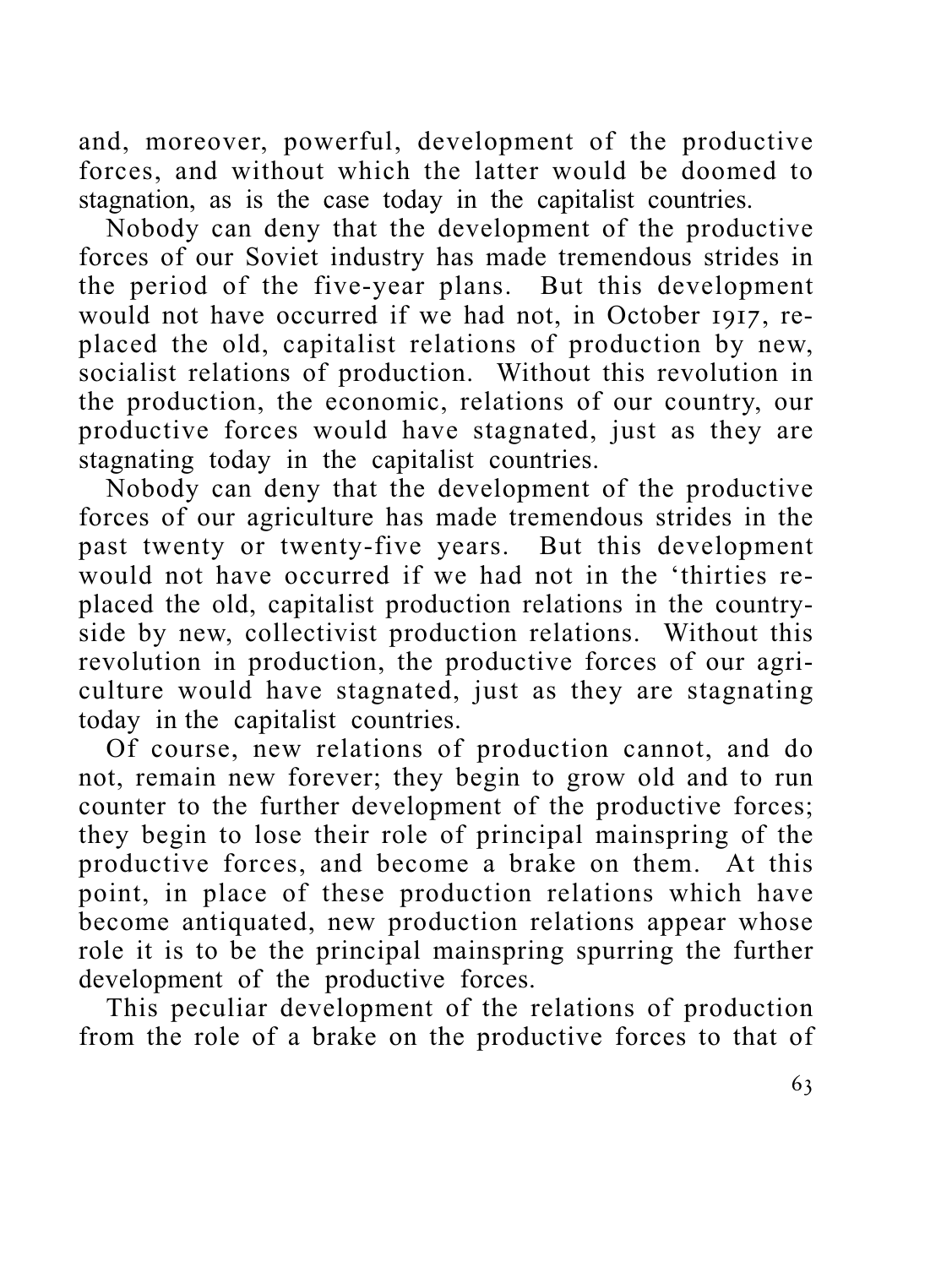and, moreover, powerful, development of the productive forces, and without which the latter would be doomed to stagnation, as is the case today in the capitalist countries.

Nobody can deny that the development of the productive forces of our Soviet industry has made tremendous strides in the period of the five-year plans. But this development would not have occurred if we had not, in October 1917, replaced the old, capitalist relations of production by new, socialist relations of production. Without this revolution in the production, the economic, relations of our country, our productive forces would have stagnated, just as they are stagnating today in the capitalist countries.

Nobody can deny that the development of the productive forces of our agriculture has made tremendous strides in the past twenty or twenty-five years. But this development would not have occurred if we had not in the 'thirties replaced the old, capitalist production relations in the countryside by new, collectivist production relations. Without this revolution in production, the productive forces of our agriculture would have stagnated, just as they are stagnating today in the capitalist countries.

Of course, new relations of production cannot, and do not, remain new forever; they begin to grow old and to run counter to the further development of the productive forces; they begin to lose their role of principal mainspring of the productive forces, and become a brake on them. At this point, in place of these production relations which have become antiquated, new production relations appear whose role it is to be the principal mainspring spurring the further development of the productive forces.

This peculiar development of the relations of production from the role of a brake on the productive forces to that of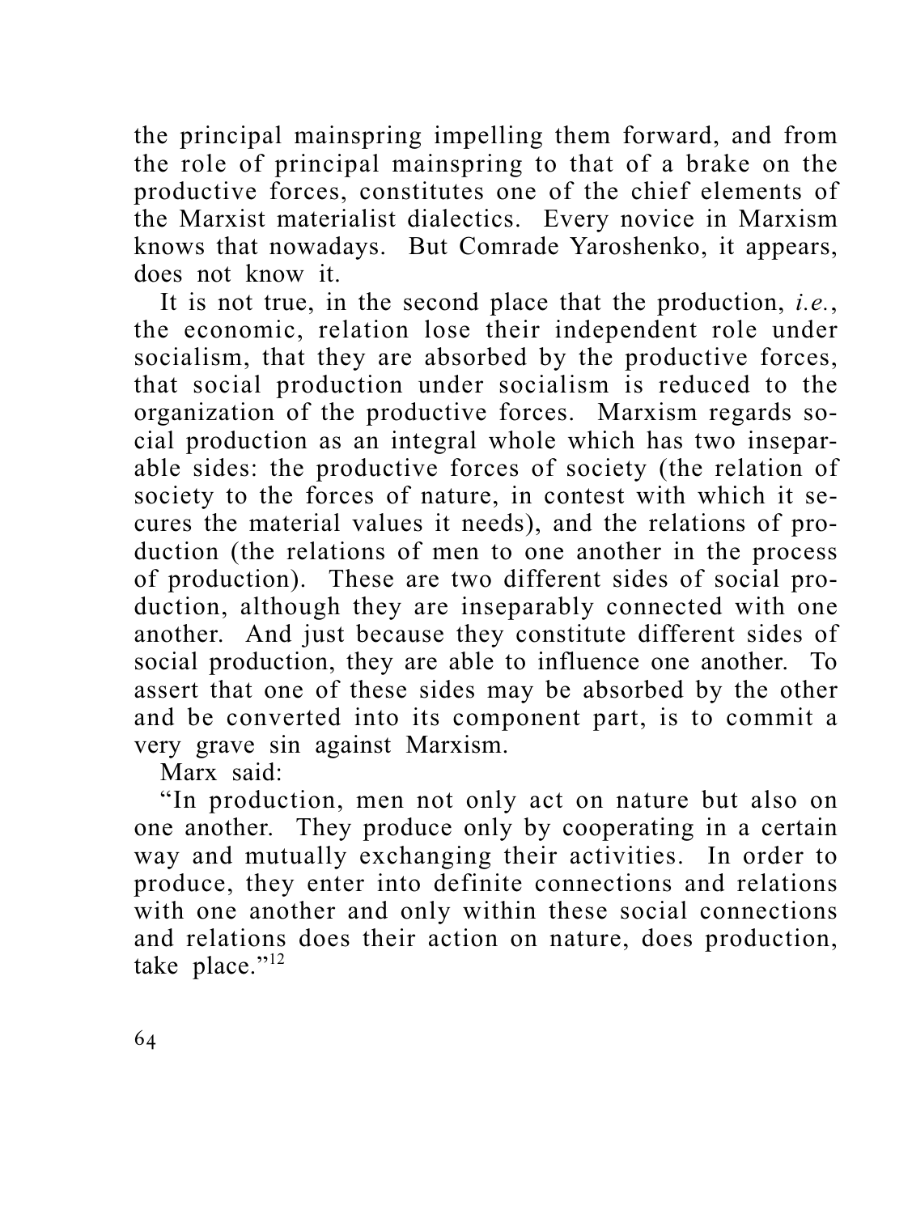the principal mainspring impelling them forward, and from the role of principal mainspring to that of a brake on the productive forces, constitutes one of the chief elements of the Marxist materialist dialectics. Every novice in Marxism knows that nowadays. But Comrade Yaroshenko, it appears, does not know it.

It is not true, in the second place that the production, *i.e.*, the economic, relation lose their independent role under socialism, that they are absorbed by the productive forces, that social production under socialism is reduced to the organization of the productive forces. Marxism regards social production as an integral whole which has two inseparable sides: the productive forces of society (the relation of society to the forces of nature, in contest with which it secures the material values it needs), and the relations of production (the relations of men to one another in the process of production). These are two different sides of social production, although they are inseparably connected with one another. And just because they constitute different sides of social production, they are able to influence one another. To assert that one of these sides may be absorbed by the other and be converted into its component part, is to commit a very grave sin against Marxism.

Marx said:

"In production, men not only act on nature but also on one another. They produce only by cooperating in a certain way and mutually exchanging their activities. In order to produce, they enter into definite connections and relations with one another and only within these social connections and relations does their action on nature, does production, take place."[12]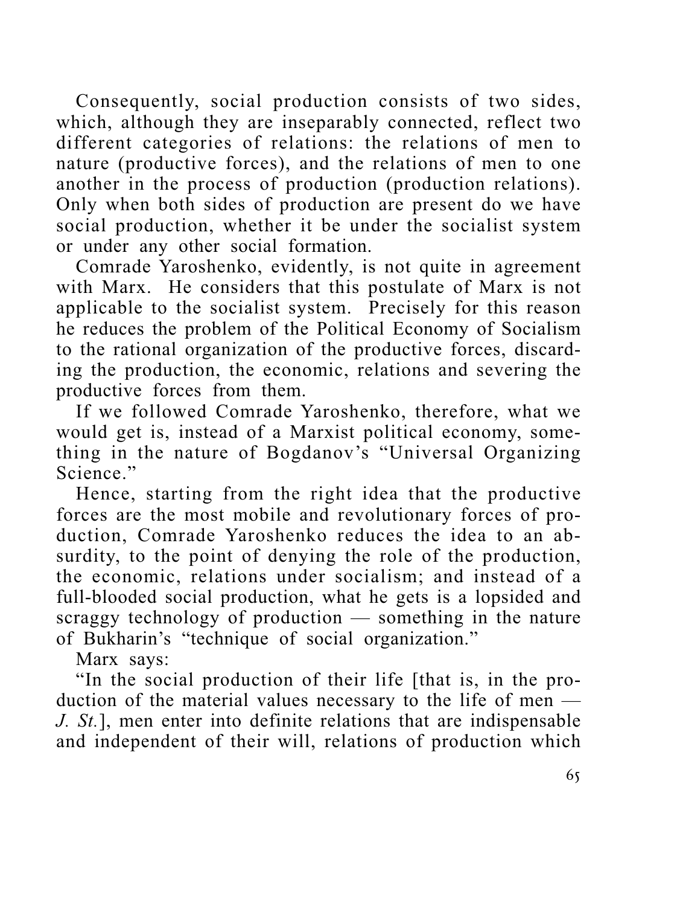Consequently, social production consists of two sides, which, although they are inseparably connected, reflect two different categories of relations: the relations of men to nature (productive forces), and the relations of men to one another in the process of production (production relations). Only when both sides of production are present do we have social production, whether it be under the socialist system or under any other social formation.

Comrade Yaroshenko, evidently, is not quite in agreement with Marx. He considers that this postulate of Marx is not applicable to the socialist system. Precisely for this reason he reduces the problem of the Political Economy of Socialism to the rational organization of the productive forces, discarding the production, the economic, relations and severing the productive forces from them.

If we followed Comrade Yaroshenko, therefore, what we would get is, instead of a Marxist political economy, something in the nature of Bogdanov's "Universal Organizing Science."

Hence, starting from the right idea that the productive forces are the most mobile and revolutionary forces of production, Comrade Yaroshenko reduces the idea to an absurdity, to the point of denying the role of the production, the economic, relations under socialism; and instead of a full-blooded social production, what he gets is a lopsided and scraggy technology of production — something in the nature of Bukharin's "technique of social organization."

Marx says:

"In the social production of their life [that is, in the production of the material values necessary to the life of men — *J. St.*], men enter into definite relations that are indispensable and independent of their will, relations of production which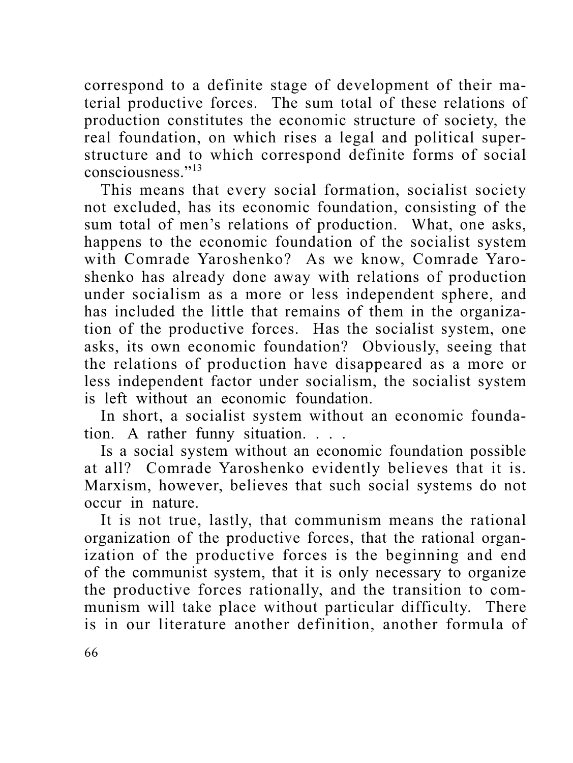correspond to a definite stage of development of their material productive forces. The sum total of these relations of production constitutes the economic structure of society, the real foundation, on which rises a legal and political superstructure and to which correspond definite forms of social consciousness."[13]

This means that every social formation, socialist society not excluded, has its economic foundation, consisting of the sum total of men's relations of production. What, one asks, happens to the economic foundation of the socialist system with Comrade Yaroshenko? As we know, Comrade Yaroshenko has already done away with relations of production under socialism as a more or less independent sphere, and has included the little that remains of them in the organization of the productive forces. Has the socialist system, one asks, its own economic foundation? Obviously, seeing that the relations of production have disappeared as a more or less independent factor under socialism, the socialist system is left without an economic foundation.

In short, a socialist system without an economic foundation. A rather funny situation. . . .

Is a social system without an economic foundation possible at all? Comrade Yaroshenko evidently believes that it is. Marxism, however, believes that such social systems do not occur in nature.

It is not true, lastly, that communism means the rational organization of the productive forces, that the rational organization of the productive forces is the beginning and end of the communist system, that it is only necessary to organize the productive forces rationally, and the transition to communism will take place without particular difficulty. There is in our literature another definition, another formula of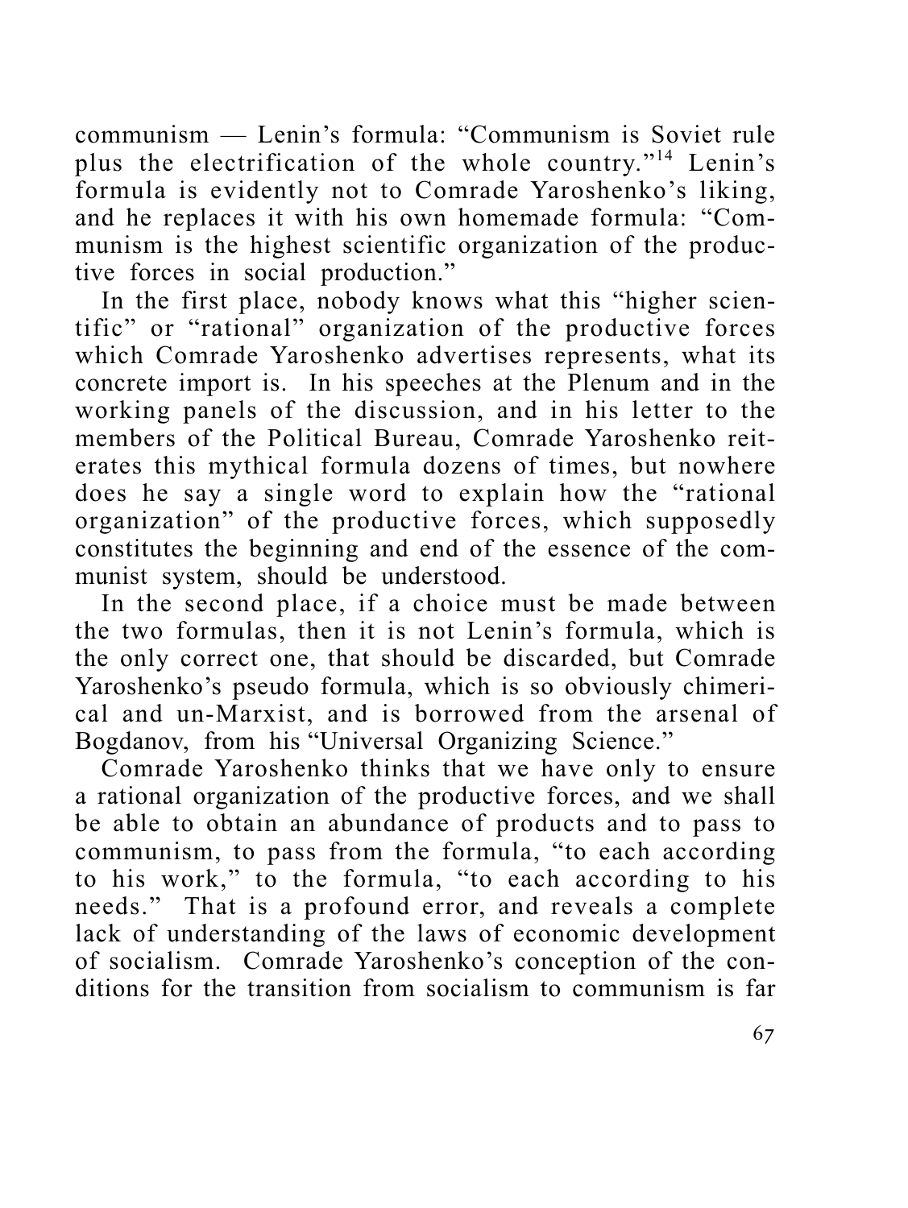communism — Lenin's formula: "Communism is Soviet rule plus the electrification of the whole country."[14] Lenin's formula is evidently not to Comrade Yaroshenko's liking, and he replaces it with his own homemade formula: "Communism is the highest scientific organization of the productive forces in social production."

In the first place, nobody knows what this "higher scientific" or "rational" organization of the productive forces which Comrade Yaroshenko advertises represents, what its concrete import is. In his speeches at the Plenum and in the working panels of the discussion, and in his letter to the members of the Political Bureau, Comrade Yaroshenko reiterates this mythical formula dozens of times, but nowhere does he say a single word to explain how the "rational organization" of the productive forces, which supposedly constitutes the beginning and end of the essence of the communist system, should be understood.

In the second place, if a choice must be made between the two formulas, then it is not Lenin's formula, which is the only correct one, that should be discarded, but Comrade Yaroshenko's pseudo formula, which is so obviously chimerical and un-Marxist, and is borrowed from the arsenal of Bogdanov, from his "Universal Organizing Science."

Comrade Yaroshenko thinks that we have only to ensure a rational organization of the productive forces, and we shall be able to obtain an abundance of products and to pass to communism, to pass from the formula, "to each according to his work," to the formula, "to each according to his needs." That is a profound error, and reveals a complete lack of understanding of the laws of economic development of socialism. Comrade Yaroshenko's conception of the conditions for the transition from socialism to communism is far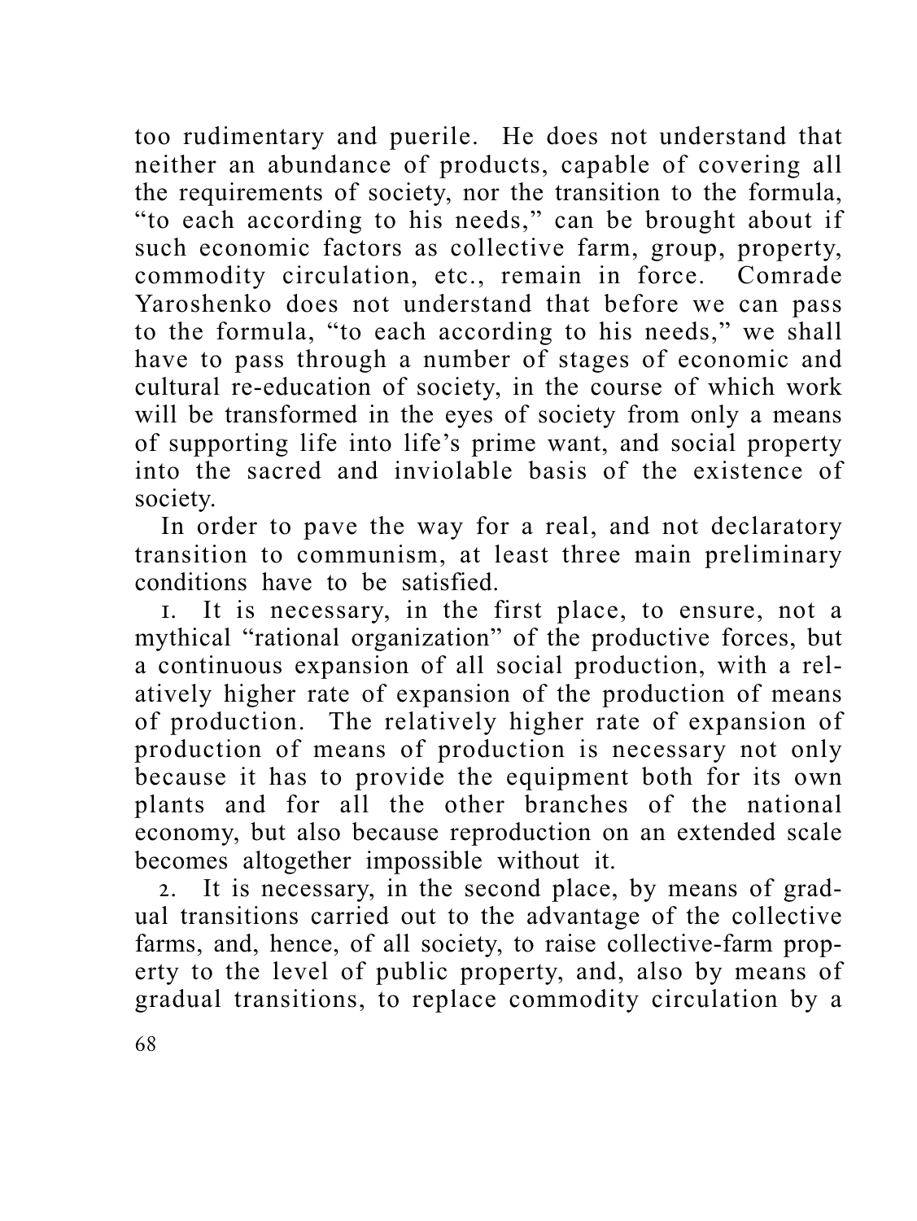too rudimentary and puerile. He does not understand that neither an abundance of products, capable of covering all the requirements of society, nor the transition to the formula, "to each according to his needs," can be brought about if such economic factors as collective farm, group, property, commodity circulation, etc., remain in force. Comrade Yaroshenko does not understand that before we can pass to the formula, "to each according to his needs," we shall have to pass through a number of stages of economic and cultural re-education of society, in the course of which work will be transformed in the eyes of society from only a means of supporting life into life's prime want, and social property into the sacred and inviolable basis of the existence of society.

In order to pave the way for a real, and not declaratory transition to communism, at least three main preliminary conditions have to be satisfied.

1. It is necessary, in the first place, to ensure, not a mythical "rational organization" of the productive forces, but a continuous expansion of all social production, with a relatively higher rate of expansion of the production of means of production. The relatively higher rate of expansion of production of means of production is necessary not only because it has to provide the equipment both for its own plants and for all the other branches of the national economy, but also because reproduction on an extended scale becomes altogether impossible without it.

2. It is necessary, in the second place, by means of gradual transitions carried out to the advantage of the collective farms, and, hence, of all society, to raise collective-farm property to the level of public property, and, also by means of gradual transitions, to replace commodity circulation by a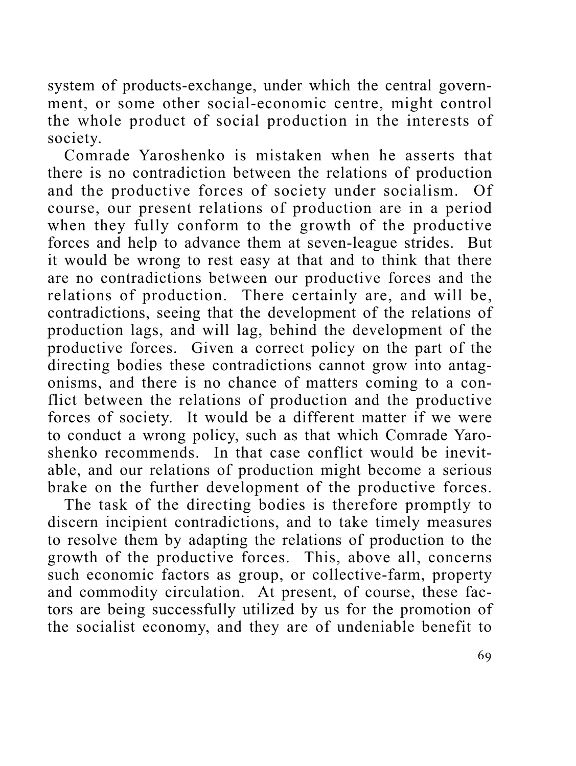system of products-exchange, under which the central government, or some other social-economic centre, might control the whole product of social production in the interests of society.

Comrade Yaroshenko is mistaken when he asserts that there is no contradiction between the relations of production and the productive forces of society under socialism. Of course, our present relations of production are in a period when they fully conform to the growth of the productive forces and help to advance them at seven-league strides. But it would be wrong to rest easy at that and to think that there are no contradictions between our productive forces and the relations of production. There certainly are, and will be, contradictions, seeing that the development of the relations of production lags, and will lag, behind the development of the productive forces. Given a correct policy on the part of the directing bodies these contradictions cannot grow into antagonisms, and there is no chance of matters coming to a conflict between the relations of production and the productive forces of society. It would be a different matter if we were to conduct a wrong policy, such as that which Comrade Yaroshenko recommends. In that case conflict would be inevitable, and our relations of production might become a serious brake on the further development of the productive forces.

The task of the directing bodies is therefore promptly to discern incipient contradictions, and to take timely measures to resolve them by adapting the relations of production to the growth of the productive forces. This, above all, concerns such economic factors as group, or collective-farm, property and commodity circulation. At present, of course, these factors are being successfully utilized by us for the promotion of the socialist economy, and they are of undeniable benefit to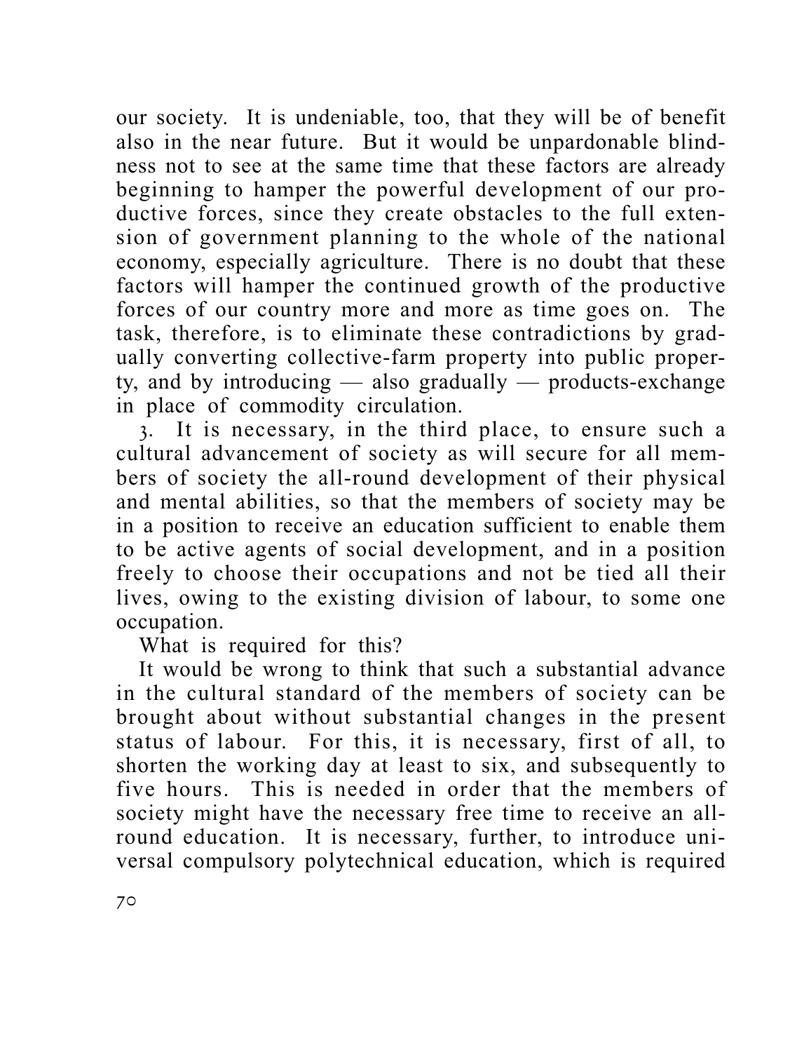our society. It is undeniable, too, that they will be of benefit also in the near future. But it would be unpardonable blindness not to see at the same time that these factors are already beginning to hamper the powerful development of our productive forces, since they create obstacles to the full extension of government planning to the whole of the national economy, especially agriculture. There is no doubt that these factors will hamper the continued growth of the productive forces of our country more and more as time goes on. The task, therefore, is to eliminate these contradictions by gradually converting collective-farm property into public property, and by introducing — also gradually — products-exchange in place of commodity circulation.

3. It is necessary, in the third place, to ensure such a cultural advancement of society as will secure for all members of society the all-round development of their physical and mental abilities, so that the members of society may be in a position to receive an education sufficient to enable them to be active agents of social development, and in a position freely to choose their occupations and not be tied all their lives, owing to the existing division of labour, to some one occupation.

What is required for this?

It would be wrong to think that such a substantial advance in the cultural standard of the members of society can be brought about without substantial changes in the present status of labour. For this, it is necessary, first of all, to shorten the working day at least to six, and subsequently to five hours. This is needed in order that the members of society might have the necessary free time to receive an all-round education. It is necessary, further, to introduce universal compulsory polytechnical education, which is required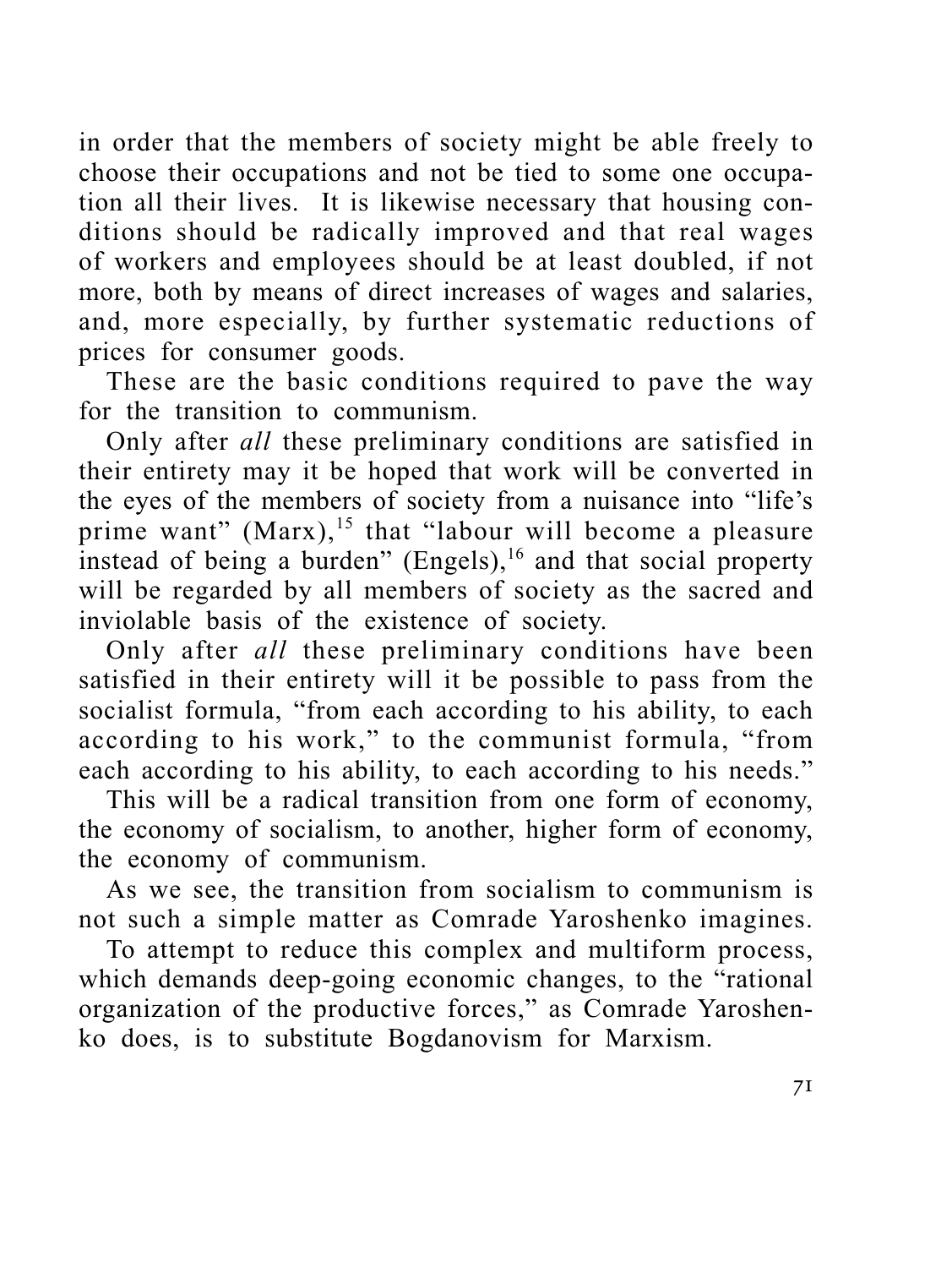in order that the members of society might be able freely to choose their occupations and not be tied to some one occupation all their lives. It is likewise necessary that housing conditions should be radically improved and that real wages of workers and employees should be at least doubled, if not more, both by means of direct increases of wages and salaries, and, more especially, by further systematic reductions of prices for consumer goods.

These are the basic conditions required to pave the way for the transition to communism.

Only after *all* these preliminary conditions are satisfied in their entirety may it be hoped that work will be converted in the eyes of the members of society from a nuisance into "life's prime want" (Marx),[15] that "labour will become a pleasure instead of being a burden" (Engels),[16] and that social property will be regarded by all members of society as the sacred and inviolable basis of the existence of society.

Only after *all* these preliminary conditions have been satisfied in their entirety will it be possible to pass from the socialist formula, "from each according to his ability, to each according to his work," to the communist formula, "from each according to his ability, to each according to his needs."

This will be a radical transition from one form of economy, the economy of socialism, to another, higher form of economy, the economy of communism.

As we see, the transition from socialism to communism is not such a simple matter as Comrade Yaroshenko imagines.

To attempt to reduce this complex and multiform process, which demands deep-going economic changes, to the "rational organization of the productive forces," as Comrade Yaroshenko does, is to substitute Bogdanovism for Marxism.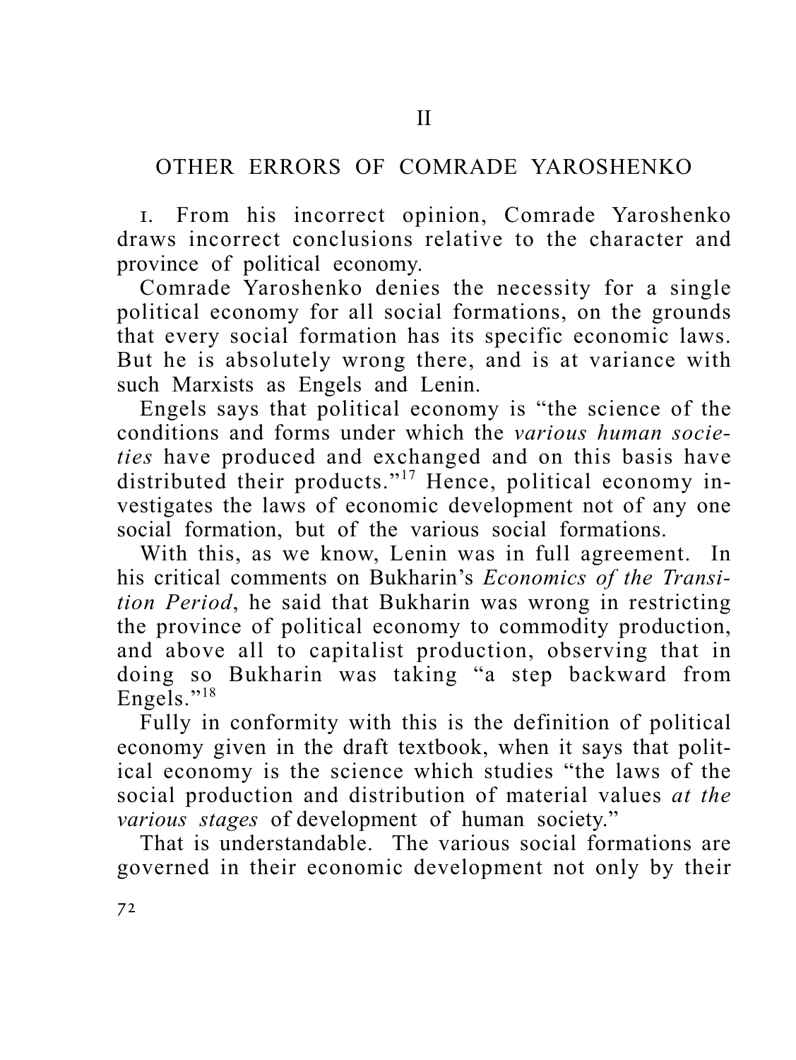## II

## OTHER ERRORS OF COMRADE YAROSHENKO

1. From his incorrect opinion, Comrade Yaroshenko draws incorrect conclusions relative to the character and province of political economy.

Comrade Yaroshenko denies the necessity for a single political economy for all social formations, on the grounds that every social formation has its specific economic laws. But he is absolutely wrong there, and is at variance with such Marxists as Engels and Lenin.

Engels says that political economy is "the science of the conditions and forms under which the *various human societies* have produced and exchanged and on this basis have distributed their products."[17] Hence, political economy investigates the laws of economic development not of any one social formation, but of the various social formations.

With this, as we know, Lenin was in full agreement. In his critical comments on Bukharin's *Economics of the Transition Period*, he said that Bukharin was wrong in restricting the province of political economy to commodity production, and above all to capitalist production, observing that in doing so Bukharin was taking "a step backward from Engels."[18]

Fully in conformity with this is the definition of political economy given in the draft textbook, when it says that political economy is the science which studies "the laws of the social production and distribution of material values *at the various stages* of development of human society."

That is understandable. The various social formations are governed in their economic development not only by their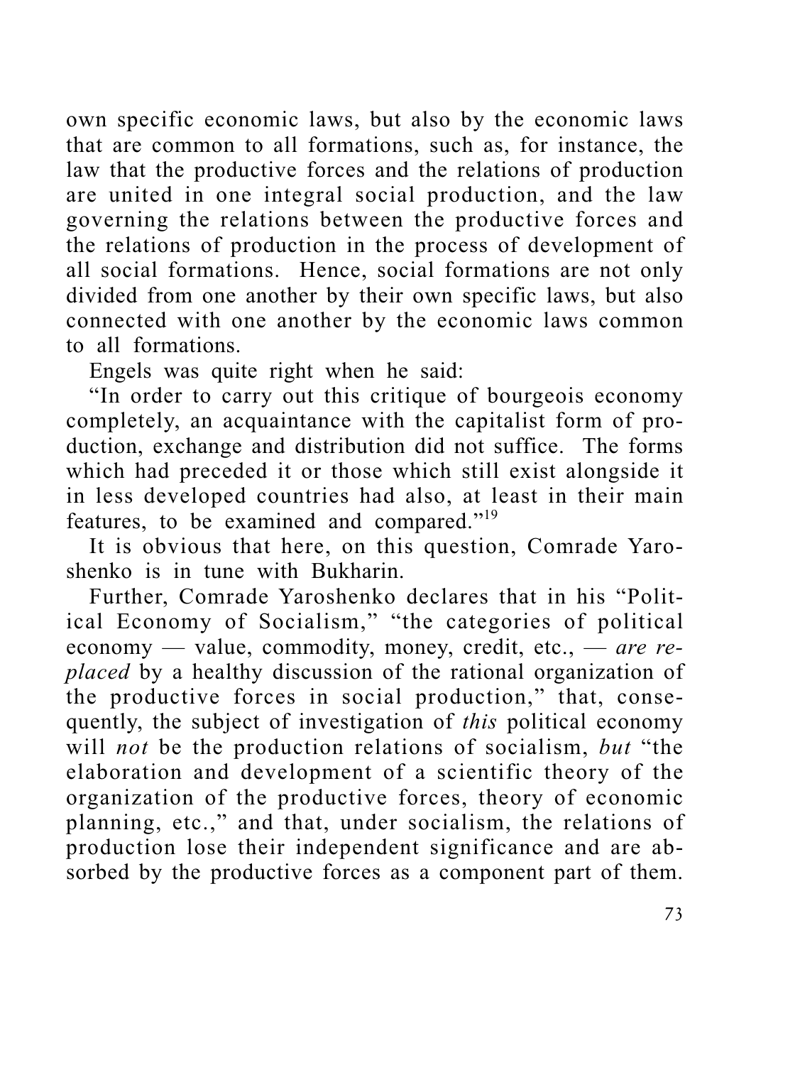own specific economic laws, but also by the economic laws that are common to all formations, such as, for instance, the law that the productive forces and the relations of production are united in one integral social production, and the law governing the relations between the productive forces and the relations of production in the process of development of all social formations. Hence, social formations are not only divided from one another by their own specific laws, but also connected with one another by the economic laws common to all formations.

Engels was quite right when he said:

"In order to carry out this critique of bourgeois economy completely, an acquaintance with the capitalist form of production, exchange and distribution did not suffice. The forms which had preceded it or those which still exist alongside it in less developed countries had also, at least in their main features, to be examined and compared."[19]

It is obvious that here, on this question, Comrade Yaroshenko is in tune with Bukharin.

Further, Comrade Yaroshenko declares that in his "Political Economy of Socialism," "the categories of political economy — value, commodity, money, credit, etc., — *are replaced* by a healthy discussion of the rational organization of the productive forces in social production," that, consequently, the subject of investigation of *this* political economy will *not* be the production relations of socialism, *but* "the elaboration and development of a scientific theory of the organization of the productive forces, theory of economic planning, etc.," and that, under socialism, the relations of production lose their independent significance and are absorbed by the productive forces as a component part of them.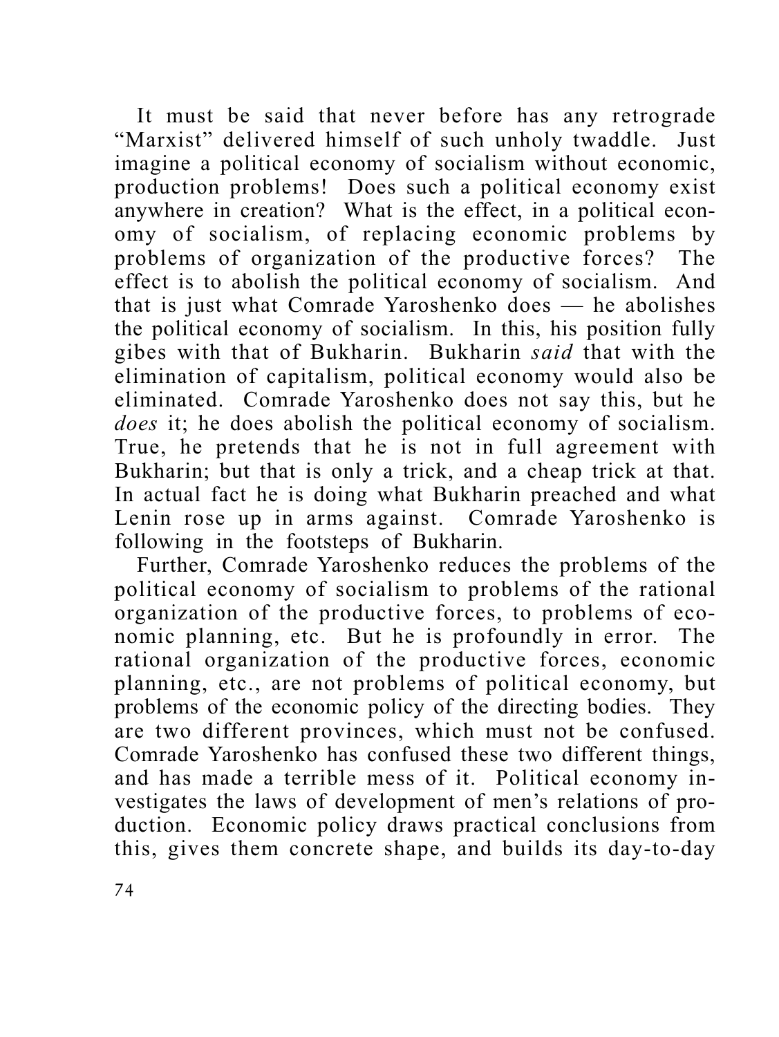It must be said that never before has any retrograde "Marxist" delivered himself of such unholy twaddle. Just imagine a political economy of socialism without economic, production problems! Does such a political economy exist anywhere in creation? What is the effect, in a political economy of socialism, of replacing economic problems by problems of organization of the productive forces? The effect is to abolish the political economy of socialism. And that is just what Comrade Yaroshenko does — he abolishes the political economy of socialism. In this, his position fully gibes with that of Bukharin. Bukharin *said* that with the elimination of capitalism, political economy would also be eliminated. Comrade Yaroshenko does not say this, but he *does* it; he does abolish the political economy of socialism. True, he pretends that he is not in full agreement with Bukharin; but that is only a trick, and a cheap trick at that. In actual fact he is doing what Bukharin preached and what Lenin rose up in arms against. Comrade Yaroshenko is following in the footsteps of Bukharin.

Further, Comrade Yaroshenko reduces the problems of the political economy of socialism to problems of the rational organization of the productive forces, to problems of economic planning, etc. But he is profoundly in error. The rational organization of the productive forces, economic planning, etc., are not problems of political economy, but problems of the economic policy of the directing bodies. They are two different provinces, which must not be confused. Comrade Yaroshenko has confused these two different things, and has made a terrible mess of it. Political economy investigates the laws of development of men's relations of production. Economic policy draws practical conclusions from this, gives them concrete shape, and builds its day-to-day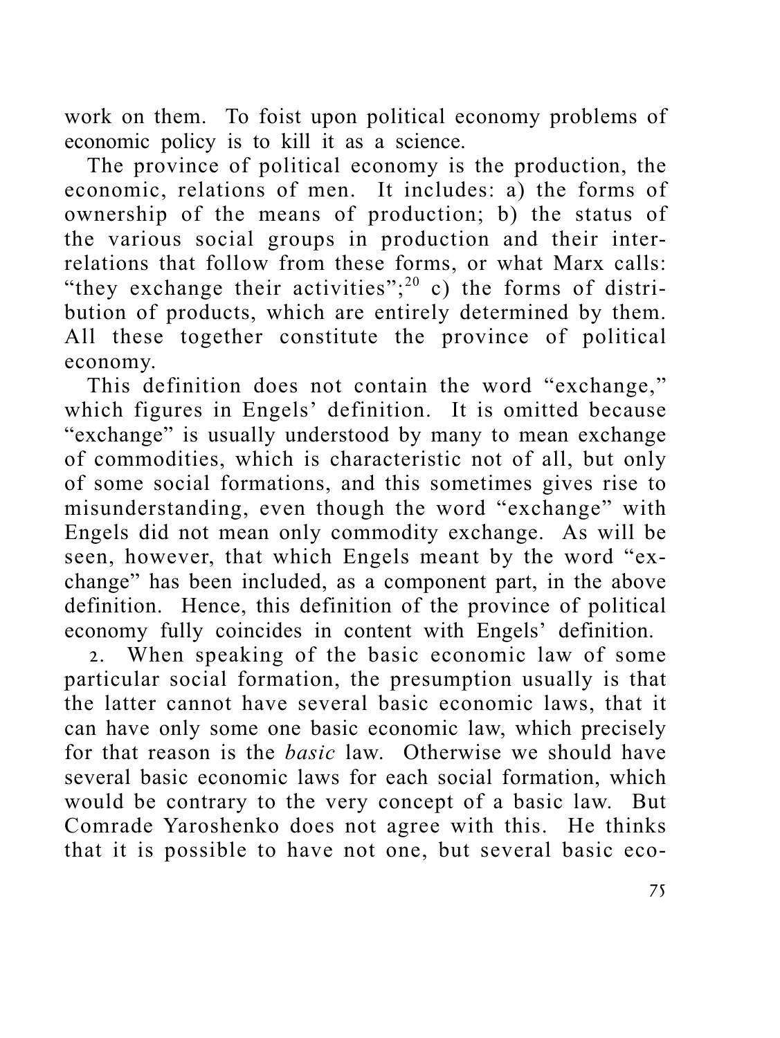work on them. To foist upon political economy problems of economic policy is to kill it as a science.

The province of political economy is the production, the economic, relations of men. It includes: a) the forms of ownership of the means of production; b) the status of the various social groups in production and their inter-relations that follow from these forms, or what Marx calls: "they exchange their activities";[20] c) the forms of distribution of products, which are entirely determined by them. All these together constitute the province of political economy.

This definition does not contain the word "exchange," which figures in Engels' definition. It is omitted because "exchange" is usually understood by many to mean exchange of commodities, which is characteristic not of all, but only of some social formations, and this sometimes gives rise to misunderstanding, even though the word "exchange" with Engels did not mean only commodity exchange. As will be seen, however, that which Engels meant by the word "exchange" has been included, as a component part, in the above definition. Hence, this definition of the province of political economy fully coincides in content with Engels' definition.

2. When speaking of the basic economic law of some particular social formation, the presumption usually is that the latter cannot have several basic economic laws, that it can have only some one basic economic law, which precisely for that reason is the *basic* law. Otherwise we should have several basic economic laws for each social formation, which would be contrary to the very concept of a basic law. But Comrade Yaroshenko does not agree with this. He thinks that it is possible to have not one, but several basic eco-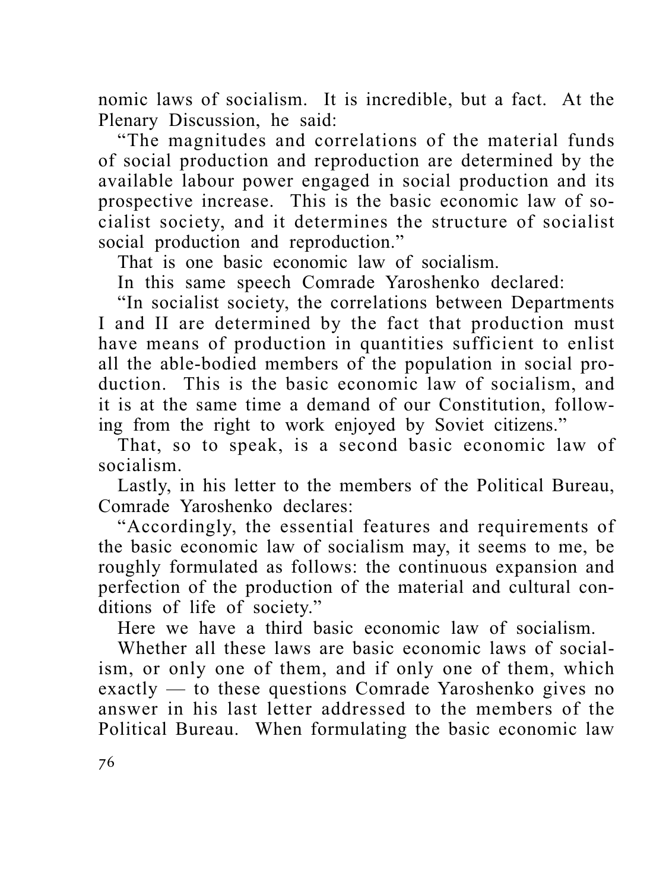nomic laws of socialism. It is incredible, but a fact. At the Plenary Discussion, he said:

"The magnitudes and correlations of the material funds of social production and reproduction are determined by the available labour power engaged in social production and its prospective increase. This is the basic economic law of socialist society, and it determines the structure of socialist social production and reproduction."

That is one basic economic law of socialism.

In this same speech Comrade Yaroshenko declared:

"In socialist society, the correlations between Departments I and II are determined by the fact that production must have means of production in quantities sufficient to enlist all the able-bodied members of the population in social production. This is the basic economic law of socialism, and it is at the same time a demand of our Constitution, following from the right to work enjoyed by Soviet citizens."

That, so to speak, is a second basic economic law of socialism.

Lastly, in his letter to the members of the Political Bureau, Comrade Yaroshenko declares:

"Accordingly, the essential features and requirements of the basic economic law of socialism may, it seems to me, be roughly formulated as follows: the continuous expansion and perfection of the production of the material and cultural conditions of life of society."

Here we have a third basic economic law of socialism.

Whether all these laws are basic economic laws of socialism, or only one of them, and if only one of them, which exactly — to these questions Comrade Yaroshenko gives no answer in his last letter addressed to the members of the Political Bureau. When formulating the basic economic law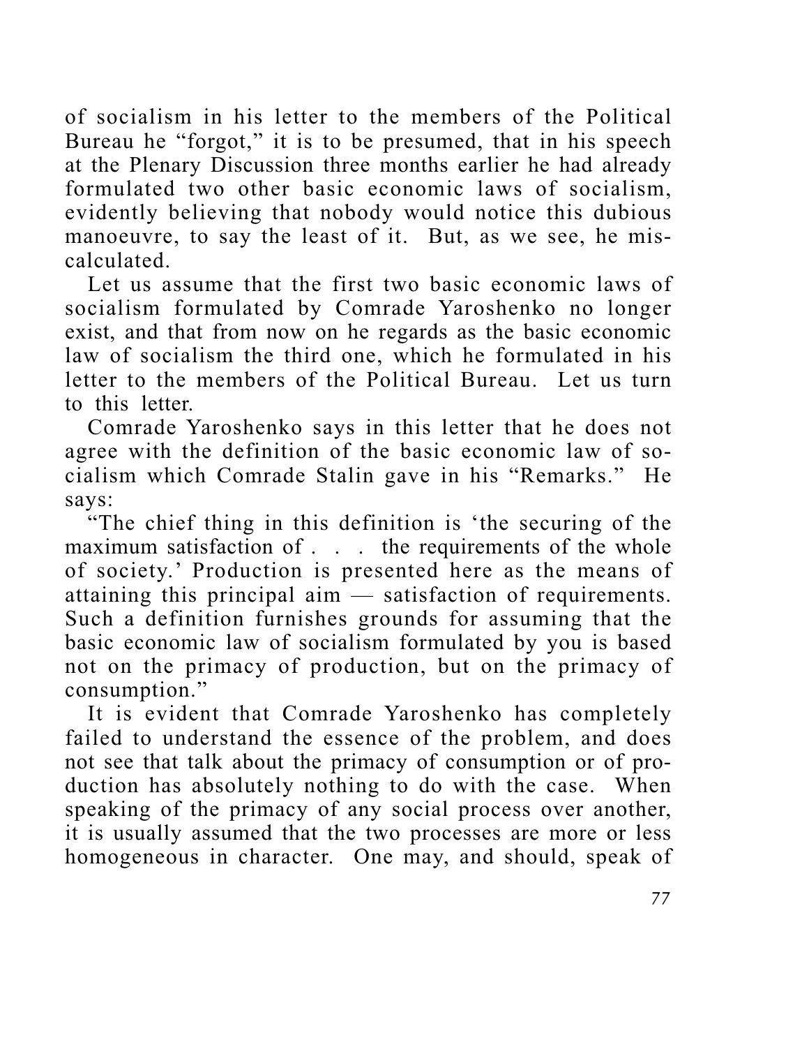of socialism in his letter to the members of the Political Bureau he "forgot," it is to be presumed, that in his speech at the Plenary Discussion three months earlier he had already formulated two other basic economic laws of socialism, evidently believing that nobody would notice this dubious manoeuvre, to say the least of it. But, as we see, he miscalculated.

Let us assume that the first two basic economic laws of socialism formulated by Comrade Yaroshenko no longer exist, and that from now on he regards as the basic economic law of socialism the third one, which he formulated in his letter to the members of the Political Bureau. Let us turn to this letter.

Comrade Yaroshenko says in this letter that he does not agree with the definition of the basic economic law of socialism which Comrade Stalin gave in his "Remarks." He says:

"The chief thing in this definition is 'the securing of the maximum satisfaction of . . . the requirements of the whole of society.' Production is presented here as the means of attaining this principal aim — satisfaction of requirements. Such a definition furnishes grounds for assuming that the basic economic law of socialism formulated by you is based not on the primacy of production, but on the primacy of consumption."

It is evident that Comrade Yaroshenko has completely failed to understand the essence of the problem, and does not see that talk about the primacy of consumption or of production has absolutely nothing to do with the case. When speaking of the primacy of any social process over another, it is usually assumed that the two processes are more or less homogeneous in character. One may, and should, speak of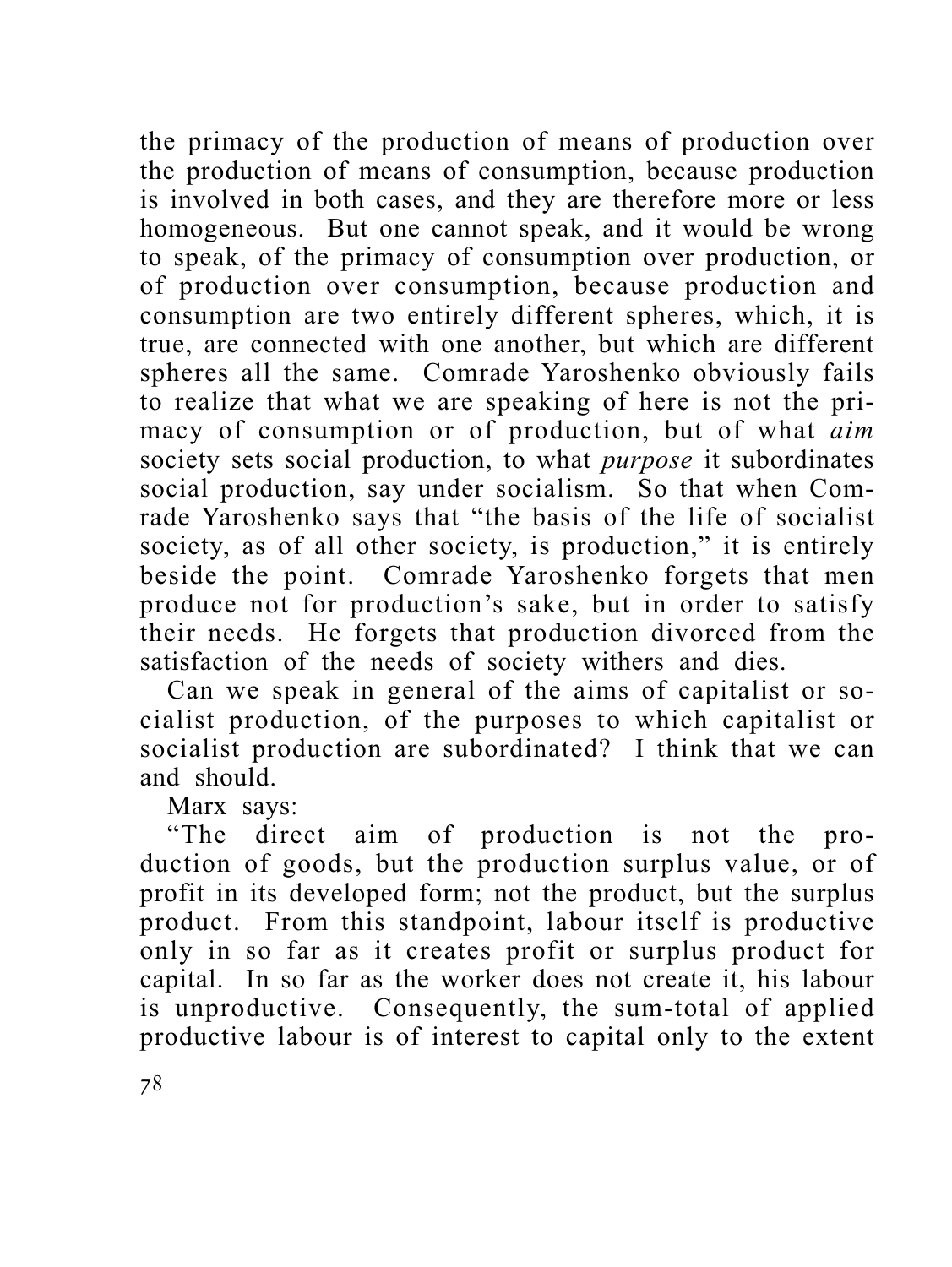the primacy of the production of means of production over the production of means of consumption, because production is involved in both cases, and they are therefore more or less homogeneous. But one cannot speak, and it would be wrong to speak, of the primacy of consumption over production, or of production over consumption, because production and consumption are two entirely different spheres, which, it is true, are connected with one another, but which are different spheres all the same. Comrade Yaroshenko obviously fails to realize that what we are speaking of here is not the primacy of consumption or of production, but of what *aim* society sets social production, to what *purpose* it subordinates social production, say under socialism. So that when Comrade Yaroshenko says that "the basis of the life of socialist society, as of all other society, is production," it is entirely beside the point. Comrade Yaroshenko forgets that men produce not for production's sake, but in order to satisfy their needs. He forgets that production divorced from the satisfaction of the needs of society withers and dies.

Can we speak in general of the aims of capitalist or socialist production, of the purposes to which capitalist or socialist production are subordinated? I think that we can and should.

Marx says:

"The direct aim of production is not the production of goods, but the production surplus value, or of profit in its developed form; not the product, but the surplus product. From this standpoint, labour itself is productive only in so far as it creates profit or surplus product for capital. In so far as the worker does not create it, his labour is unproductive. Consequently, the sum-total of applied productive labour is of interest to capital only to the extent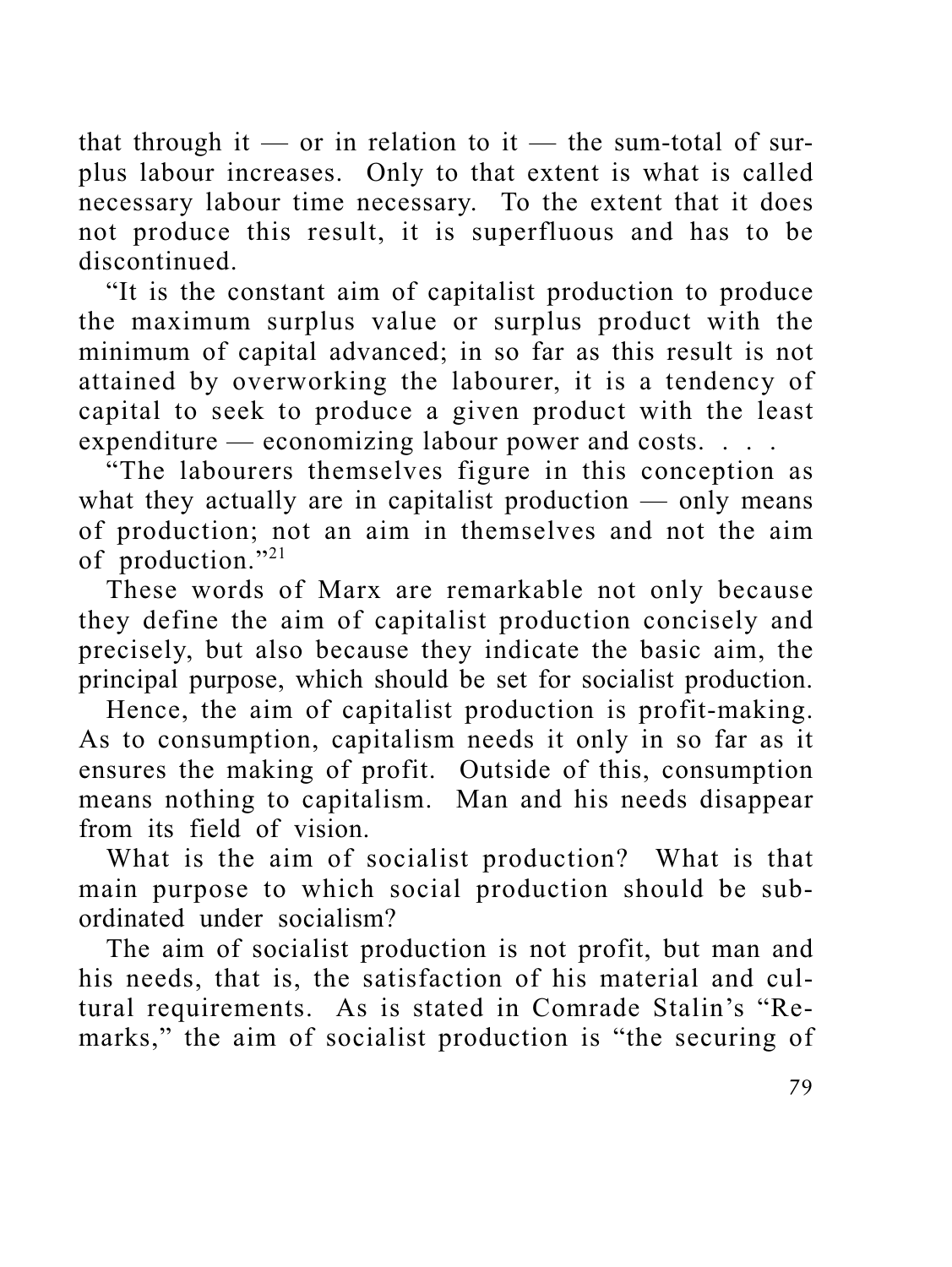that through it — or in relation to it — the sum-total of surplus labour increases. Only to that extent is what is called necessary labour time necessary. To the extent that it does not produce this result, it is superfluous and has to be discontinued.

"It is the constant aim of capitalist production to produce the maximum surplus value or surplus product with the minimum of capital advanced; in so far as this result is not attained by overworking the labourer, it is a tendency of capital to seek to produce a given product with the least expenditure — economizing labour power and costs. . . .

"The labourers themselves figure in this conception as what they actually are in capitalist production — only means of production; not an aim in themselves and not the aim of production."[21]

These words of Marx are remarkable not only because they define the aim of capitalist production concisely and precisely, but also because they indicate the basic aim, the principal purpose, which should be set for socialist production.

Hence, the aim of capitalist production is profit-making. As to consumption, capitalism needs it only in so far as it ensures the making of profit. Outside of this, consumption means nothing to capitalism. Man and his needs disappear from its field of vision.

What is the aim of socialist production? What is that main purpose to which social production should be subordinated under socialism?

The aim of socialist production is not profit, but man and his needs, that is, the satisfaction of his material and cultural requirements. As is stated in Comrade Stalin's "Remarks," the aim of socialist production is "the securing of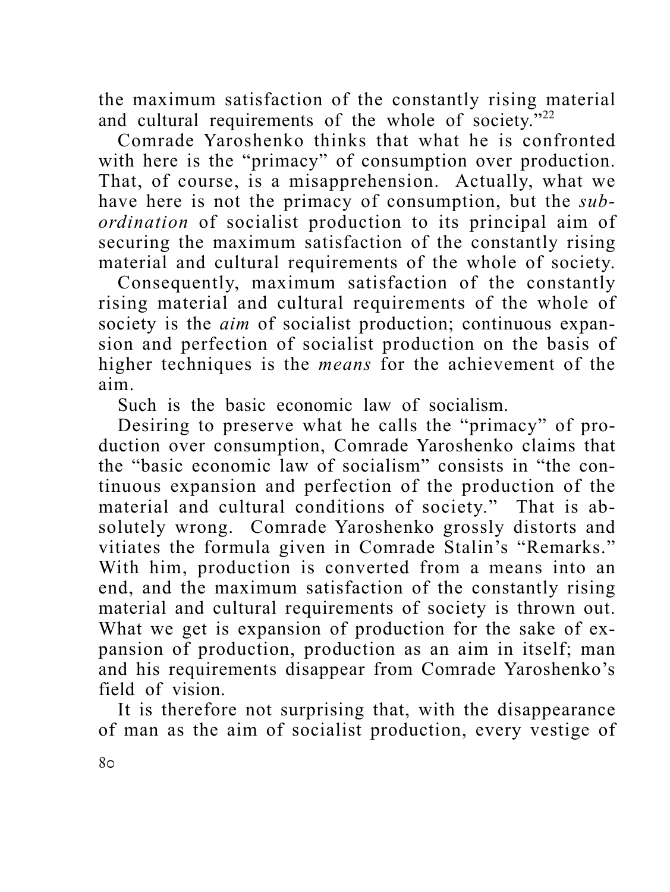the maximum satisfaction of the constantly rising material and cultural requirements of the whole of society."[22]

Comrade Yaroshenko thinks that what he is confronted with here is the "primacy" of consumption over production. That, of course, is a misapprehension. Actually, what we have here is not the primacy of consumption, but the *subordination* of socialist production to its principal aim of securing the maximum satisfaction of the constantly rising material and cultural requirements of the whole of society.

Consequently, maximum satisfaction of the constantly rising material and cultural requirements of the whole of society is the *aim* of socialist production; continuous expansion and perfection of socialist production on the basis of higher techniques is the *means* for the achievement of the aim.

Such is the basic economic law of socialism.

Desiring to preserve what he calls the "primacy" of production over consumption, Comrade Yaroshenko claims that the "basic economic law of socialism" consists in "the continuous expansion and perfection of the production of the material and cultural conditions of society." That is absolutely wrong. Comrade Yaroshenko grossly distorts and vitiates the formula given in Comrade Stalin's "Remarks." With him, production is converted from a means into an end, and the maximum satisfaction of the constantly rising material and cultural requirements of society is thrown out. What we get is expansion of production for the sake of expansion of production, production as an aim in itself; man and his requirements disappear from Comrade Yaroshenko's field of vision.

It is therefore not surprising that, with the disappearance of man as the aim of socialist production, every vestige of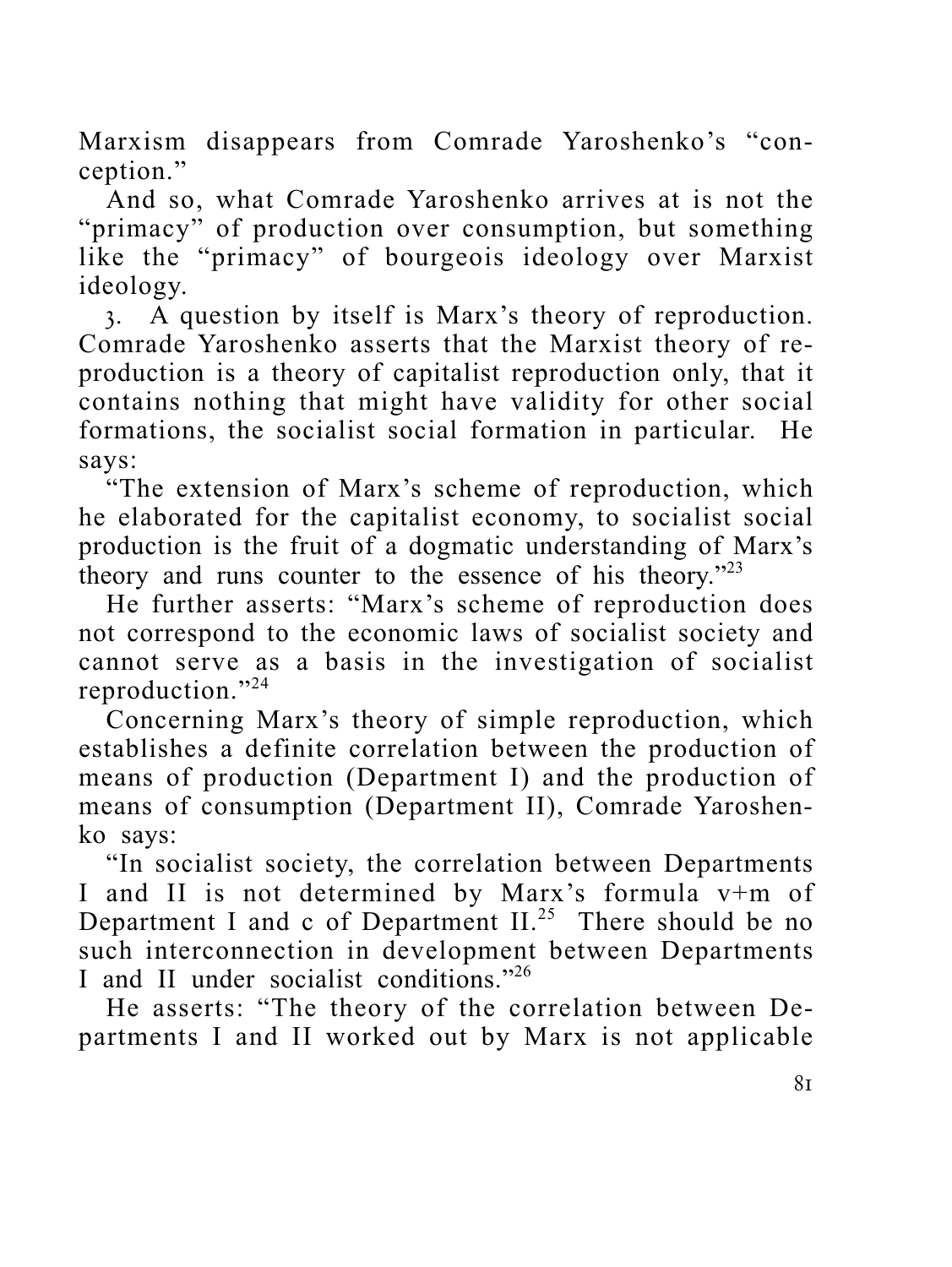Marxism disappears from Comrade Yaroshenko's "conception."

And so, what Comrade Yaroshenko arrives at is not the "primacy" of production over consumption, but something like the "primacy" of bourgeois ideology over Marxist ideology.

3. A question by itself is Marx's theory of reproduction. Comrade Yaroshenko asserts that the Marxist theory of reproduction is a theory of capitalist reproduction only, that it contains nothing that might have validity for other social formations, the socialist social formation in particular. He says:

"The extension of Marx's scheme of reproduction, which he elaborated for the capitalist economy, to socialist social production is the fruit of a dogmatic understanding of Marx's theory and runs counter to the essence of his theory."[23]

He further asserts: "Marx's scheme of reproduction does not correspond to the economic laws of socialist society and cannot serve as a basis in the investigation of socialist reproduction."[24]

Concerning Marx's theory of simple reproduction, which establishes a definite correlation between the production of means of production (Department I) and the production of means of consumption (Department II), Comrade Yaroshenko says:

"In socialist society, the correlation between Departments I and II is not determined by Marx's formula $v+m$ of Department I and $c$ of Department II.[25] There should be no such interconnection in development between Departments I and II under socialist conditions."[26]

He asserts: "The theory of the correlation between Departments I and II worked out by Marx is not applicable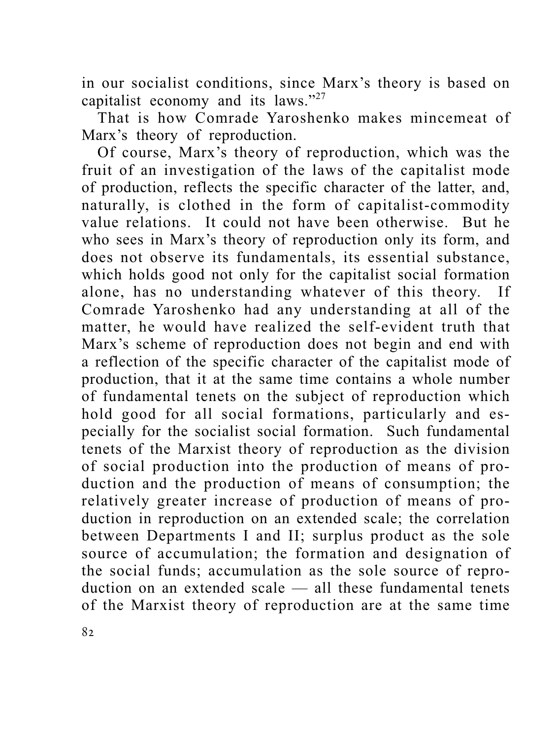in our socialist conditions, since Marx's theory is based on capitalist economy and its laws."[27]

That is how Comrade Yaroshenko makes mincemeat of Marx's theory of reproduction.

Of course, Marx's theory of reproduction, which was the fruit of an investigation of the laws of the capitalist mode of production, reflects the specific character of the latter, and, naturally, is clothed in the form of capitalist-commodity value relations. It could not have been otherwise. But he who sees in Marx's theory of reproduction only its form, and does not observe its fundamentals, its essential substance, which holds good not only for the capitalist social formation alone, has no understanding whatever of this theory. If Comrade Yaroshenko had any understanding at all of the matter, he would have realized the self-evident truth that Marx's scheme of reproduction does not begin and end with a reflection of the specific character of the capitalist mode of production, that it at the same time contains a whole number of fundamental tenets on the subject of reproduction which hold good for all social formations, particularly and especially for the socialist social formation. Such fundamental tenets of the Marxist theory of reproduction as the division of social production into the production of means of production and the production of means of consumption; the relatively greater increase of production of means of production in reproduction on an extended scale; the correlation between Departments I and II; surplus product as the sole source of accumulation; the formation and designation of the social funds; accumulation as the sole source of reproduction on an extended scale — all these fundamental tenets of the Marxist theory of reproduction are at the same time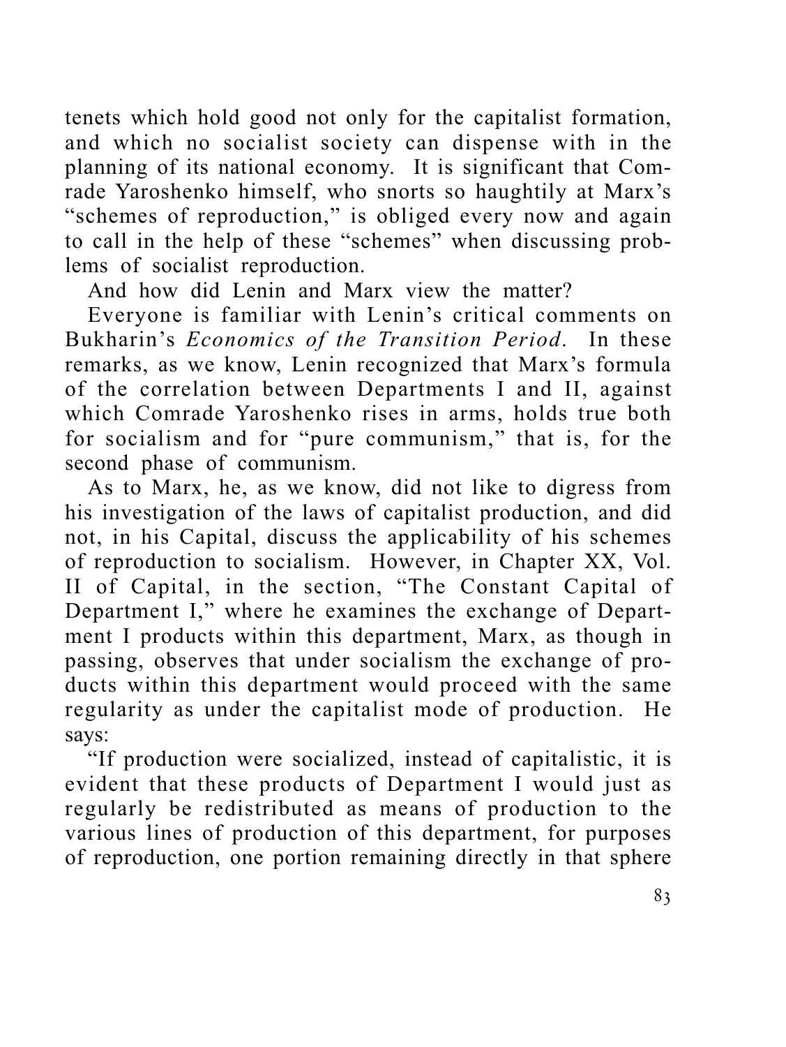tenets which hold good not only for the capitalist formation, and which no socialist society can dispense with in the planning of its national economy. It is significant that Comrade Yaroshenko himself, who snorts so haughtily at Marx's "schemes of reproduction," is obliged every now and again to call in the help of these "schemes" when discussing problems of socialist reproduction.

And how did Lenin and Marx view the matter?

Everyone is familiar with Lenin's critical comments on Bukharin's *Economics of the Transition Period*. In these remarks, as we know, Lenin recognized that Marx's formula of the correlation between Departments I and II, against which Comrade Yaroshenko rises in arms, holds true both for socialism and for "pure communism," that is, for the second phase of communism.

As to Marx, he, as we know, did not like to digress from his investigation of the laws of capitalist production, and did not, in his Capital, discuss the applicability of his schemes of reproduction to socialism. However, in Chapter XX, Vol. II of Capital, in the section, "The Constant Capital of Department I," where he examines the exchange of Department I products within this department, Marx, as though in passing, observes that under socialism the exchange of products within this department would proceed with the same regularity as under the capitalist mode of production. He says:

"If production were socialized, instead of capitalistic, it is evident that these products of Department I would just as regularly be redistributed as means of production to the various lines of production of this department, for purposes of reproduction, one portion remaining directly in that sphere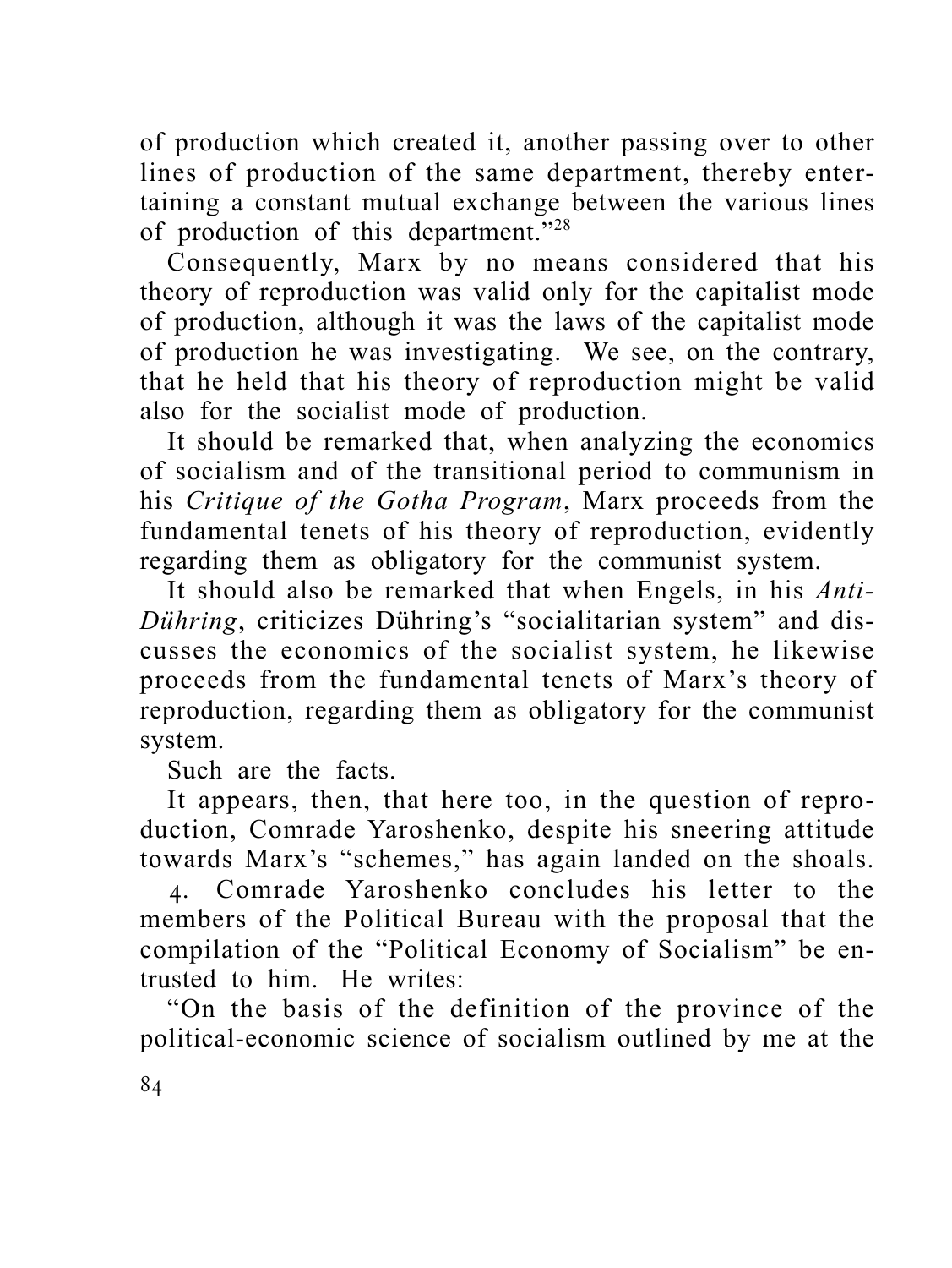of production which created it, another passing over to other lines of production of the same department, thereby entertaining a constant mutual exchange between the various lines of production of this department."[28]

Consequently, Marx by no means considered that his theory of reproduction was valid only for the capitalist mode of production, although it was the laws of the capitalist mode of production he was investigating. We see, on the contrary, that he held that his theory of reproduction might be valid also for the socialist mode of production.

It should be remarked that, when analyzing the economics of socialism and of the transitional period to communism in his *Critique of the Gotha Program*, Marx proceeds from the fundamental tenets of his theory of reproduction, evidently regarding them as obligatory for the communist system.

It should also be remarked that when Engels, in his *Anti-Dühring*, criticizes Dühring's "socialitarian system" and discusses the economics of the socialist system, he likewise proceeds from the fundamental tenets of Marx's theory of reproduction, regarding them as obligatory for the communist system.

Such are the facts.

It appears, then, that here too, in the question of reproduction, Comrade Yaroshenko, despite his sneering attitude towards Marx's "schemes," has again landed on the shoals.

4. Comrade Yaroshenko concludes his letter to the members of the Political Bureau with the proposal that the compilation of the "Political Economy of Socialism" be entrusted to him. He writes:

"On the basis of the definition of the province of the political-economic science of socialism outlined by me at the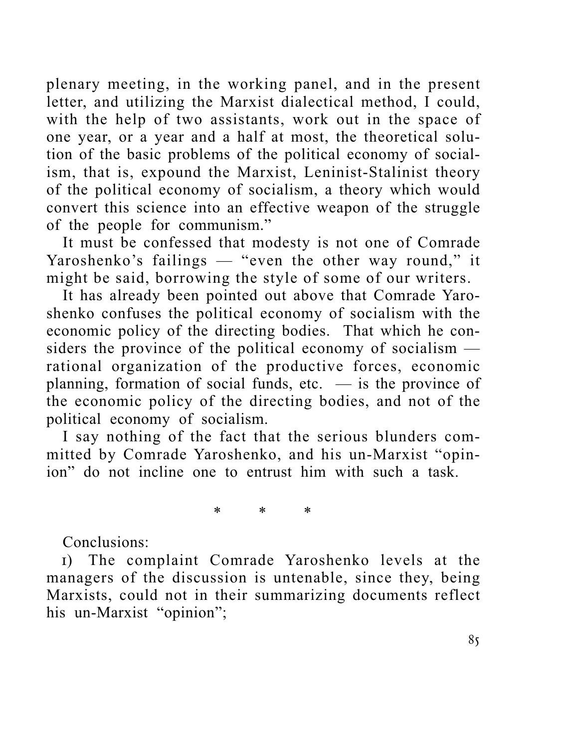plenary meeting, in the working panel, and in the present letter, and utilizing the Marxist dialectical method, I could, with the help of two assistants, work out in the space of one year, or a year and a half at most, the theoretical solution of the basic problems of the political economy of socialism, that is, expound the Marxist, Leninist-Stalinist theory of the political economy of socialism, a theory which would convert this science into an effective weapon of the struggle of the people for communism."

It must be confessed that modesty is not one of Comrade Yaroshenko's failings — "even the other way round," it might be said, borrowing the style of some of our writers.

It has already been pointed out above that Comrade Yaroshenko confuses the political economy of socialism with the economic policy of the directing bodies. That which he considers the province of the political economy of socialism — rational organization of the productive forces, economic planning, formation of social funds, etc. — is the province of the economic policy of the directing bodies, and not of the political economy of socialism.

I say nothing of the fact that the serious blunders committed by Comrade Yaroshenko, and his un-Marxist "opinion" do not incline one to entrust him with such a task.

\* \* \*

Conclusions:

1) The complaint Comrade Yaroshenko levels at the managers of the discussion is untenable, since they, being Marxists, could not in their summarizing documents reflect his un-Marxist "opinion";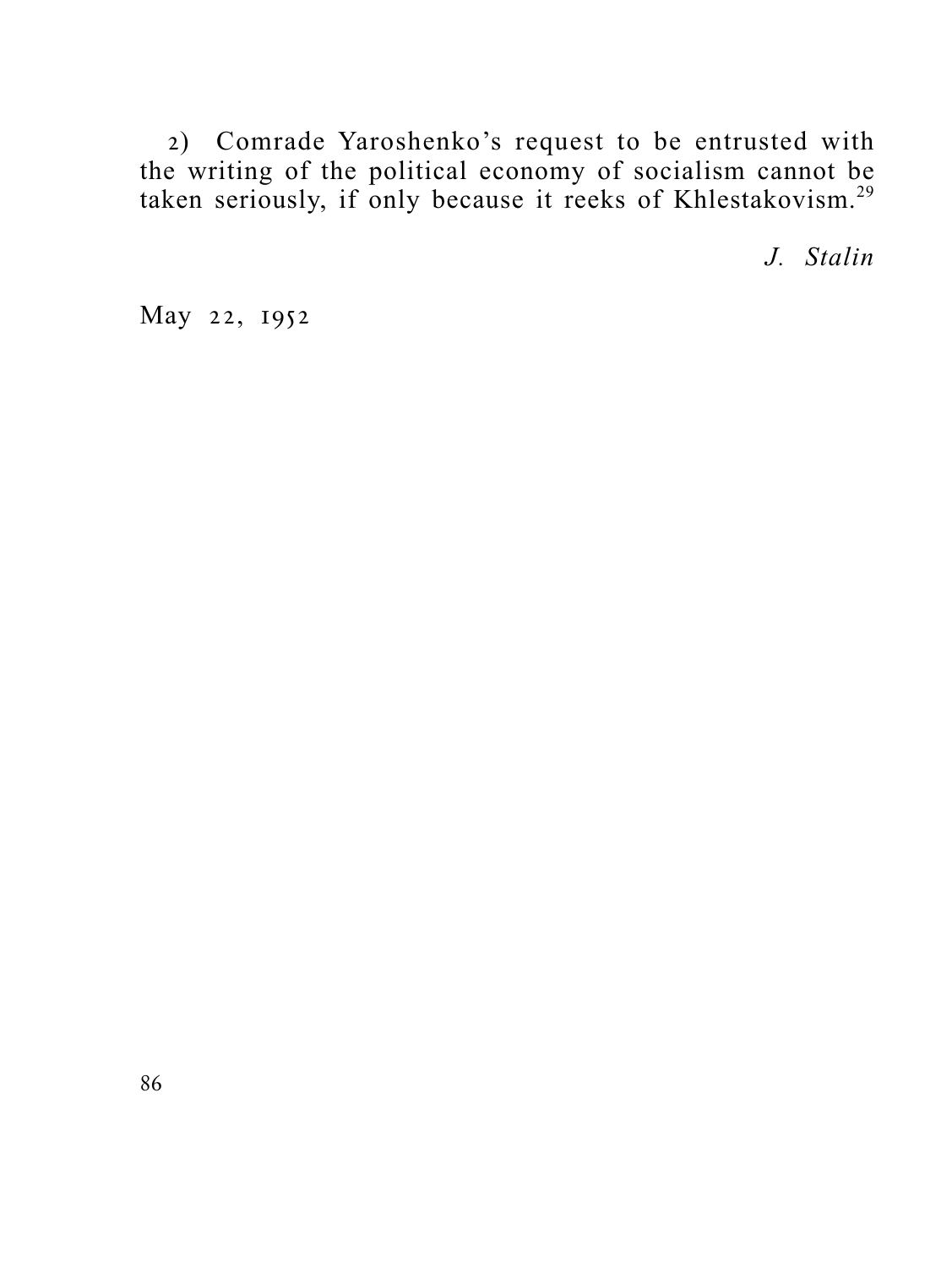2) Comrade Yaroshenko's request to be entrusted with the writing of the political economy of socialism cannot be taken seriously, if only because it reeks of Khlestakovism.[29]

*J. Stalin*

May 22, 1952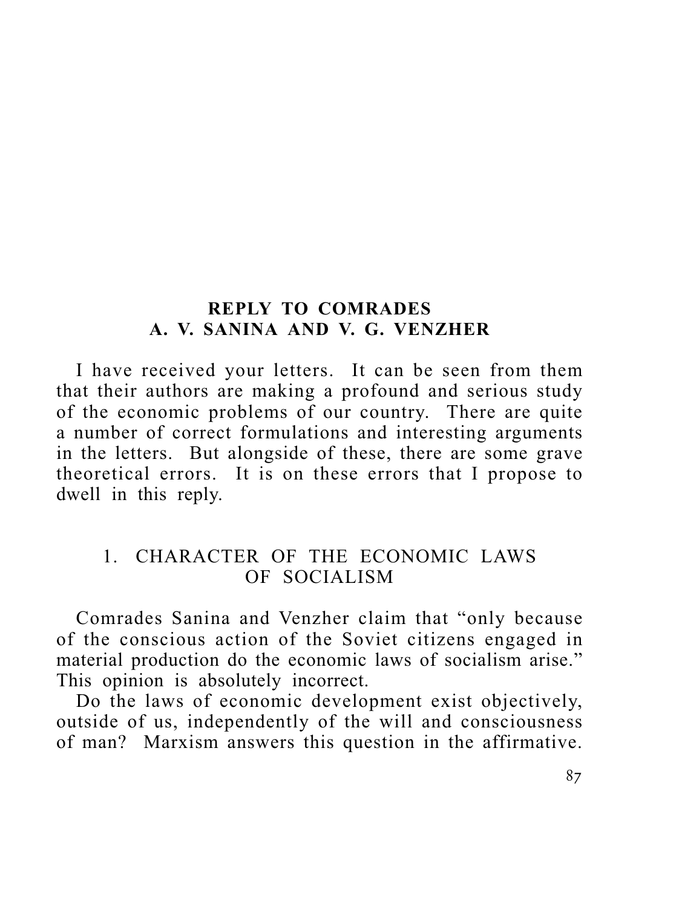## REPLY TO COMRADES A. V. SANINA AND V. G. VENZHER

I have received your letters. It can be seen from them that their authors are making a profound and serious study of the economic problems of our country. There are quite a number of correct formulations and interesting arguments in the letters. But alongside of these, there are some grave theoretical errors. It is on these errors that I propose to dwell in this reply.

### 1. CHARACTER OF THE ECONOMIC LAWS OF SOCIALISM

Comrades Sanina and Venzher claim that "only because of the conscious action of the Soviet citizens engaged in material production do the economic laws of socialism arise." This opinion is absolutely incorrect.

Do the laws of economic development exist objectively, outside of us, independently of the will and consciousness of man? Marxism answers this question in the affirmative.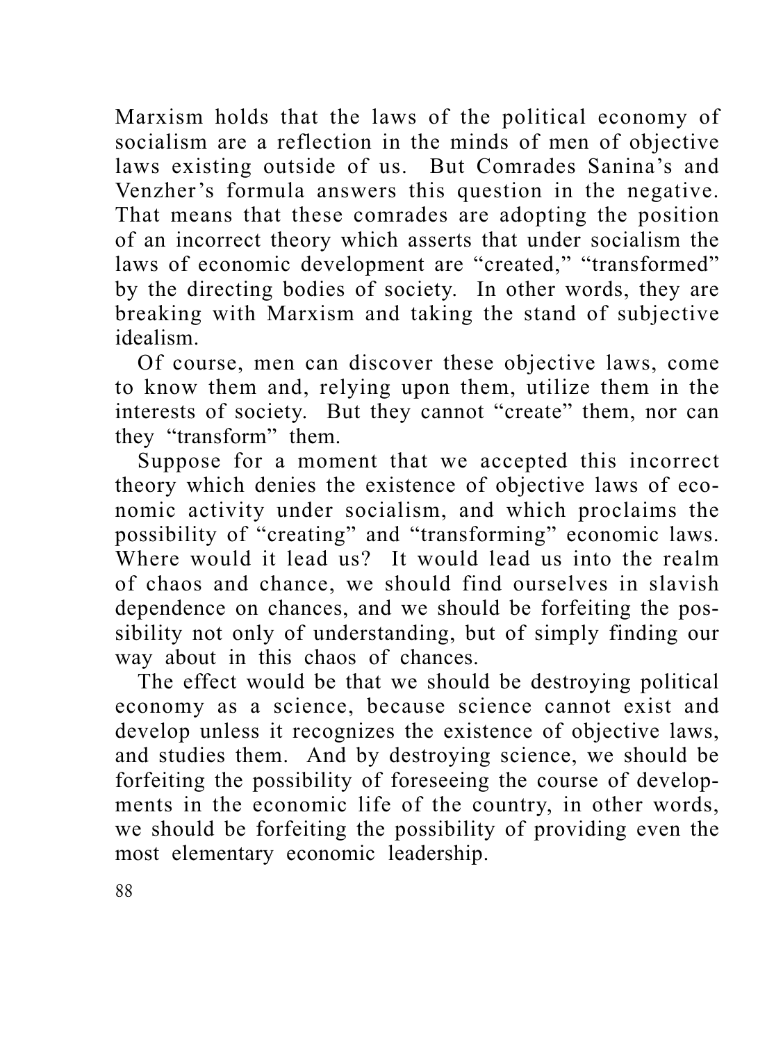Marxism holds that the laws of the political economy of socialism are a reflection in the minds of men of objective laws existing outside of us. But Comrades Sanina's and Venzher's formula answers this question in the negative. That means that these comrades are adopting the position of an incorrect theory which asserts that under socialism the laws of economic development are "created," "transformed" by the directing bodies of society. In other words, they are breaking with Marxism and taking the stand of subjective idealism.

Of course, men can discover these objective laws, come to know them and, relying upon them, utilize them in the interests of society. But they cannot "create" them, nor can they "transform" them.

Suppose for a moment that we accepted this incorrect theory which denies the existence of objective laws of economic activity under socialism, and which proclaims the possibility of "creating" and "transforming" economic laws. Where would it lead us? It would lead us into the realm of chaos and chance, we should find ourselves in slavish dependence on chances, and we should be forfeiting the possibility not only of understanding, but of simply finding our way about in this chaos of chances.

The effect would be that we should be destroying political economy as a science, because science cannot exist and develop unless it recognizes the existence of objective laws, and studies them. And by destroying science, we should be forfeiting the possibility of foreseeing the course of developments in the economic life of the country, in other words, we should be forfeiting the possibility of providing even the most elementary economic leadership.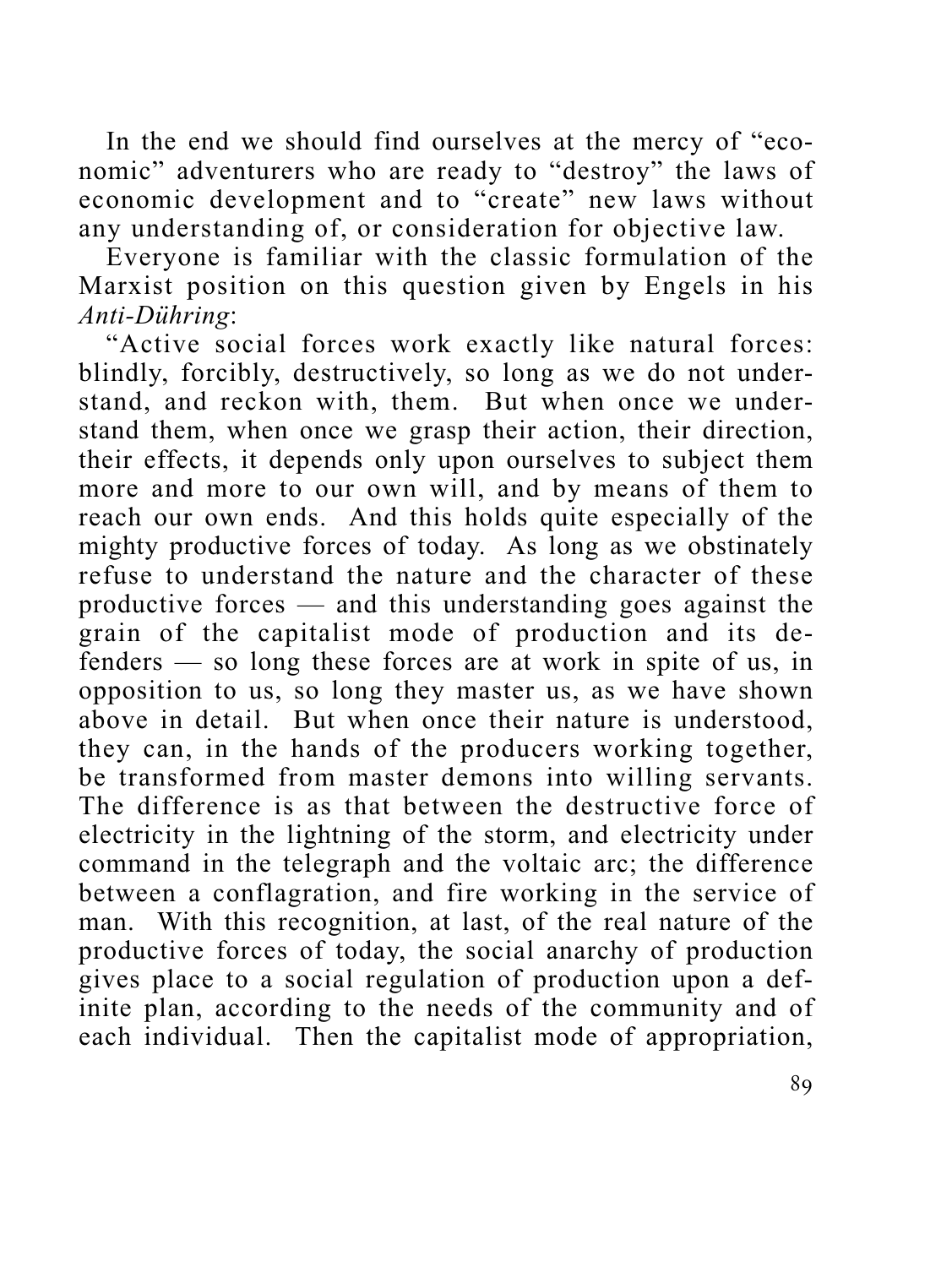In the end we should find ourselves at the mercy of "economic" adventurers who are ready to "destroy" the laws of economic development and to "create" new laws without any understanding of, or consideration for objective law.

Everyone is familiar with the classic formulation of the Marxist position on this question given by Engels in his *Anti-Dühring*:

"Active social forces work exactly like natural forces: blindly, forcibly, destructively, so long as we do not understand, and reckon with, them. But when once we understand them, when once we grasp their action, their direction, their effects, it depends only upon ourselves to subject them more and more to our own will, and by means of them to reach our own ends. And this holds quite especially of the mighty productive forces of today. As long as we obstinately refuse to understand the nature and the character of these productive forces — and this understanding goes against the grain of the capitalist mode of production and its defenders — so long these forces are at work in spite of us, in opposition to us, so long they master us, as we have shown above in detail. But when once their nature is understood, they can, in the hands of the producers working together, be transformed from master demons into willing servants. The difference is as that between the destructive force of electricity in the lightning of the storm, and electricity under command in the telegraph and the voltaic arc; the difference between a conflagration, and fire working in the service of man. With this recognition, at last, of the real nature of the productive forces of today, the social anarchy of production gives place to a social regulation of production upon a definite plan, according to the needs of the community and of each individual. Then the capitalist mode of appropriation,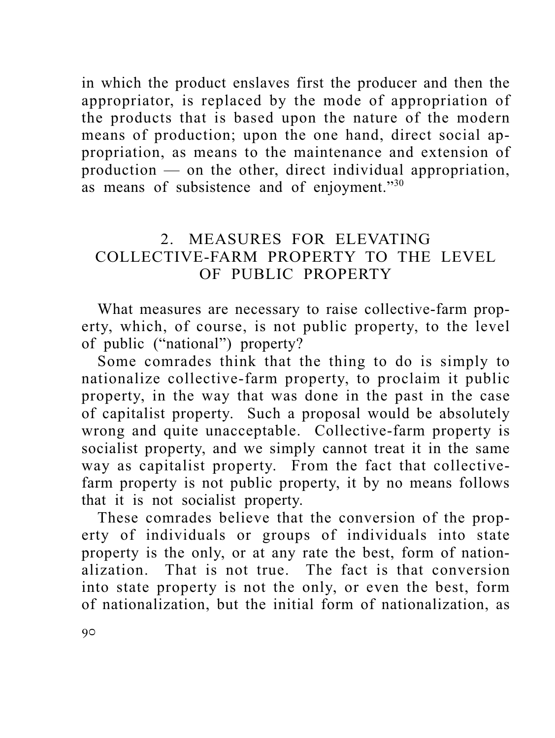in which the product enslaves first the producer and then the appropriator, is replaced by the mode of appropriation of the products that is based upon the nature of the modern means of production; upon the one hand, direct social appropriation, as means to the maintenance and extension of production — on the other, direct individual appropriation, as means of subsistence and of enjoyment."[30]

## 2. MEASURES FOR ELEVATING COLLECTIVE-FARM PROPERTY TO THE LEVEL OF PUBLIC PROPERTY

What measures are necessary to raise collective-farm property, which, of course, is not public property, to the level of public ("national") property?

Some comrades think that the thing to do is simply to nationalize collective-farm property, to proclaim it public property, in the way that was done in the past in the case of capitalist property. Such a proposal would be absolutely wrong and quite unacceptable. Collective-farm property is socialist property, and we simply cannot treat it in the same way as capitalist property. From the fact that collective-farm property is not public property, it by no means follows that it is not socialist property.

These comrades believe that the conversion of the property of individuals or groups of individuals into state property is the only, or at any rate the best, form of nationalization. That is not true. The fact is that conversion into state property is not the only, or even the best, form of nationalization, but the initial form of nationalization, as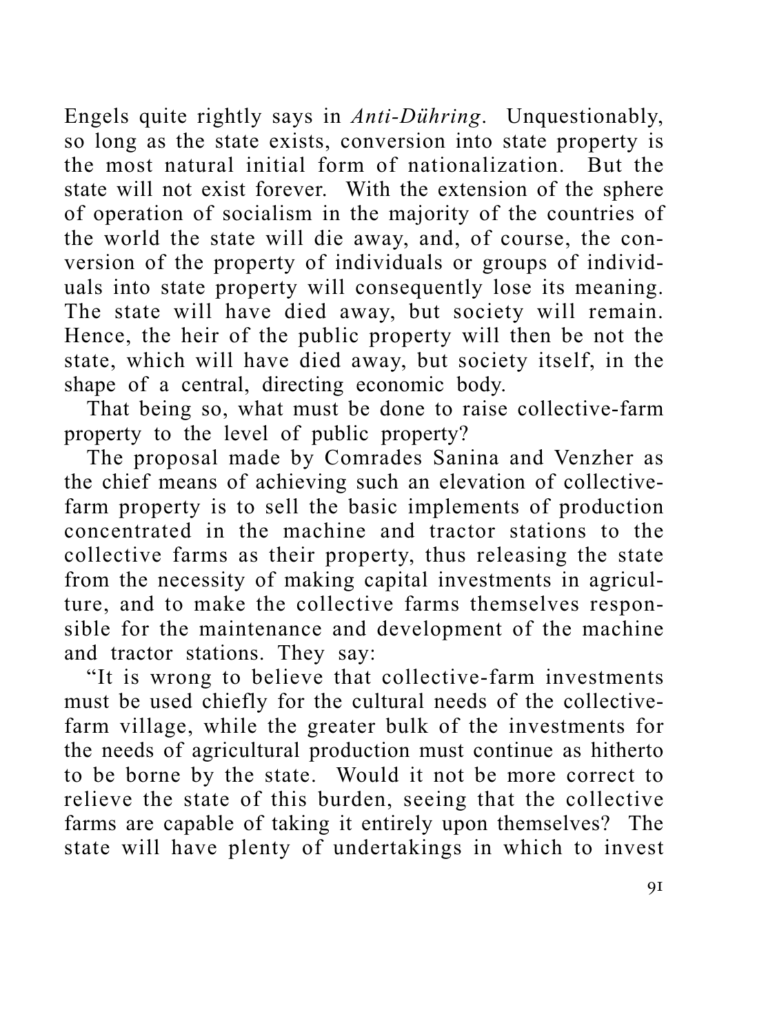Engels quite rightly says in *Anti-Dühring*. Unquestionably, so long as the state exists, conversion into state property is the most natural initial form of nationalization. But the state will not exist forever. With the extension of the sphere of operation of socialism in the majority of the countries of the world the state will die away, and, of course, the conversion of the property of individuals or groups of individuals into state property will consequently lose its meaning. The state will have died away, but society will remain. Hence, the heir of the public property will then be not the state, which will have died away, but society itself, in the shape of a central, directing economic body.

That being so, what must be done to raise collective-farm property to the level of public property?

The proposal made by Comrades Sanina and Venzher as the chief means of achieving such an elevation of collective-farm property is to sell the basic implements of production concentrated in the machine and tractor stations to the collective farms as their property, thus releasing the state from the necessity of making capital investments in agriculture, and to make the collective farms themselves responsible for the maintenance and development of the machine and tractor stations. They say:

"It is wrong to believe that collective-farm investments must be used chiefly for the cultural needs of the collective-farm village, while the greater bulk of the investments for the needs of agricultural production must continue as hitherto to be borne by the state. Would it not be more correct to relieve the state of this burden, seeing that the collective farms are capable of taking it entirely upon themselves? The state will have plenty of undertakings in which to invest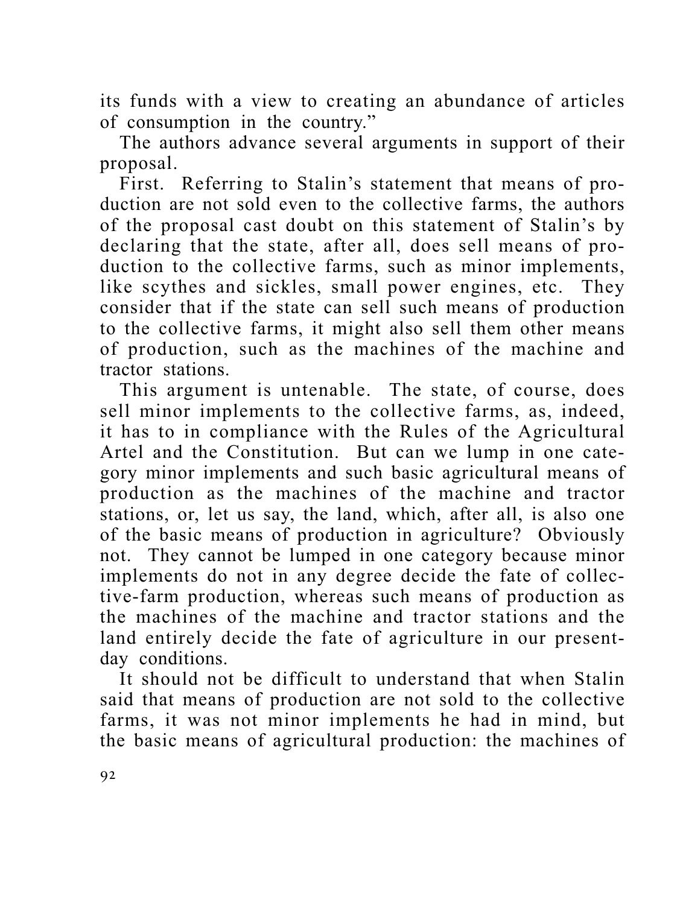its funds with a view to creating an abundance of articles of consumption in the country."

The authors advance several arguments in support of their proposal.

First. Referring to Stalin's statement that means of production are not sold even to the collective farms, the authors of the proposal cast doubt on this statement of Stalin's by declaring that the state, after all, does sell means of production to the collective farms, such as minor implements, like scythes and sickles, small power engines, etc. They consider that if the state can sell such means of production to the collective farms, it might also sell them other means of production, such as the machines of the machine and tractor stations.

This argument is untenable. The state, of course, does sell minor implements to the collective farms, as, indeed, it has to in compliance with the Rules of the Agricultural Artel and the Constitution. But can we lump in one category minor implements and such basic agricultural means of production as the machines of the machine and tractor stations, or, let us say, the land, which, after all, is also one of the basic means of production in agriculture? Obviously not. They cannot be lumped in one category because minor implements do not in any degree decide the fate of collective-farm production, whereas such means of production as the machines of the machine and tractor stations and the land entirely decide the fate of agriculture in our present-day conditions.

It should not be difficult to understand that when Stalin said that means of production are not sold to the collective farms, it was not minor implements he had in mind, but the basic means of agricultural production: the machines of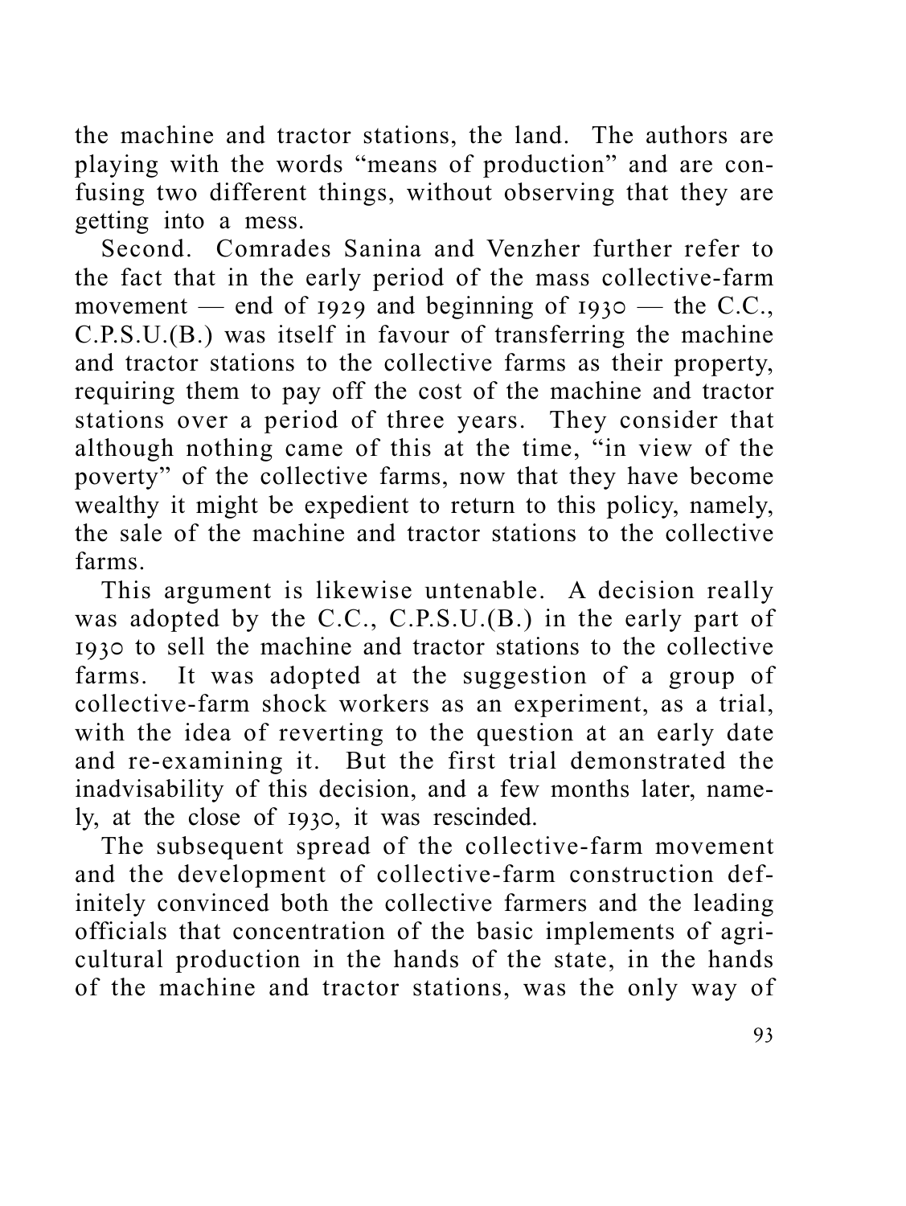the machine and tractor stations, the land. The authors are playing with the words "means of production" and are confusing two different things, without observing that they are getting into a mess.

Second. Comrades Sanina and Venzher further refer to the fact that in the early period of the mass collective-farm movement — end of 1929 and beginning of 1930 — the C.C., C.P.S.U.(B.) was itself in favour of transferring the machine and tractor stations to the collective farms as their property, requiring them to pay off the cost of the machine and tractor stations over a period of three years. They consider that although nothing came of this at the time, "in view of the poverty" of the collective farms, now that they have become wealthy it might be expedient to return to this policy, namely, the sale of the machine and tractor stations to the collective farms.

This argument is likewise untenable. A decision really was adopted by the C.C., C.P.S.U.(B.) in the early part of 1930 to sell the machine and tractor stations to the collective farms. It was adopted at the suggestion of a group of collective-farm shock workers as an experiment, as a trial, with the idea of reverting to the question at an early date and re-examining it. But the first trial demonstrated the inadvisability of this decision, and a few months later, namely, at the close of 1930, it was rescinded.

The subsequent spread of the collective-farm movement and the development of collective-farm construction definitely convinced both the collective farmers and the leading officials that concentration of the basic implements of agricultural production in the hands of the state, in the hands of the machine and tractor stations, was the only way of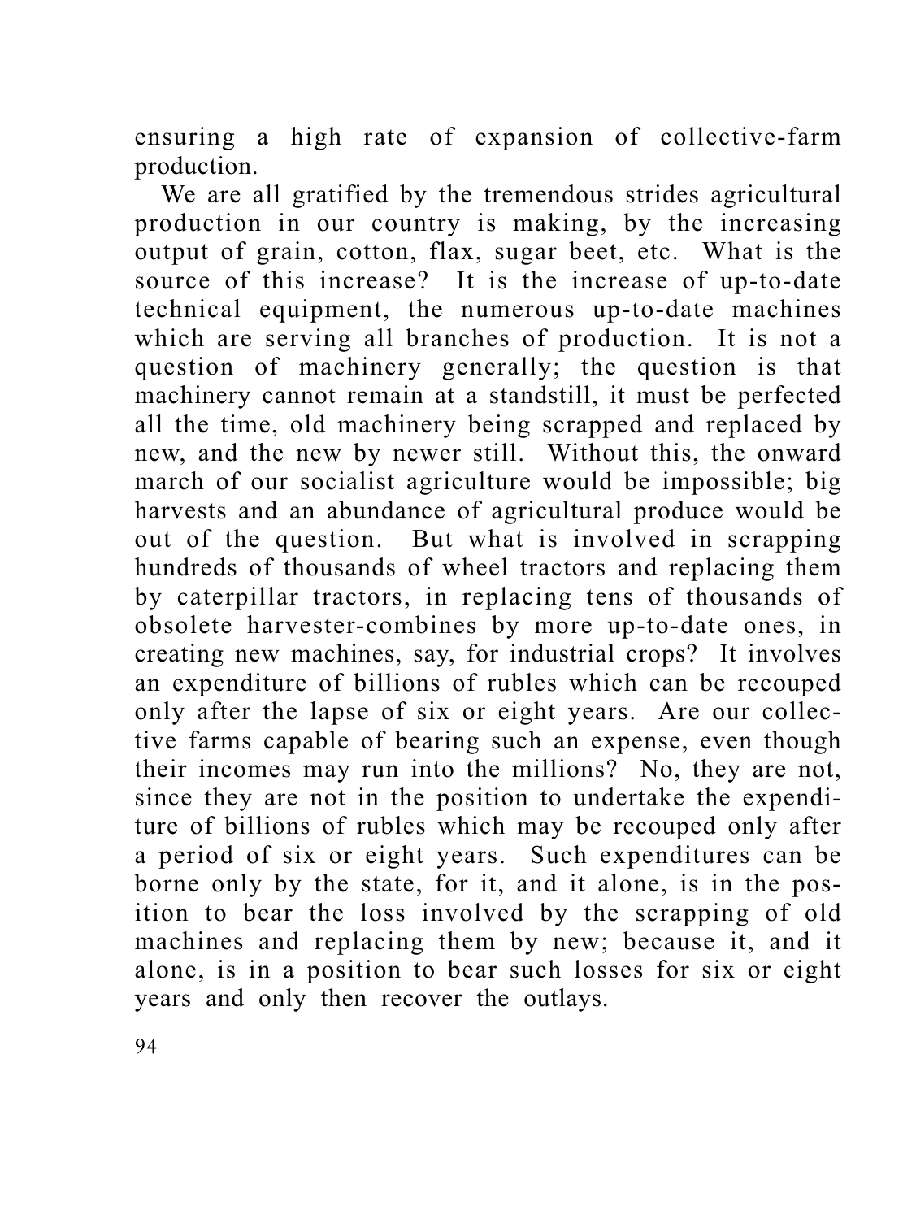ensuring a high rate of expansion of collective-farm production.

We are all gratified by the tremendous strides agricultural production in our country is making, by the increasing output of grain, cotton, flax, sugar beet, etc. What is the source of this increase? It is the increase of up-to-date technical equipment, the numerous up-to-date machines which are serving all branches of production. It is not a question of machinery generally; the question is that machinery cannot remain at a standstill, it must be perfected all the time, old machinery being scrapped and replaced by new, and the new by newer still. Without this, the onward march of our socialist agriculture would be impossible; big harvests and an abundance of agricultural produce would be out of the question. But what is involved in scrapping hundreds of thousands of wheel tractors and replacing them by caterpillar tractors, in replacing tens of thousands of obsolete harvester-combines by more up-to-date ones, in creating new machines, say, for industrial crops? It involves an expenditure of billions of rubles which can be recouped only after the lapse of six or eight years. Are our collective farms capable of bearing such an expense, even though their incomes may run into the millions? No, they are not, since they are not in the position to undertake the expenditure of billions of rubles which may be recouped only after a period of six or eight years. Such expenditures can be borne only by the state, for it, and it alone, is in the position to bear the loss involved by the scrapping of old machines and replacing them by new; because it, and it alone, is in a position to bear such losses for six or eight years and only then recover the outlays.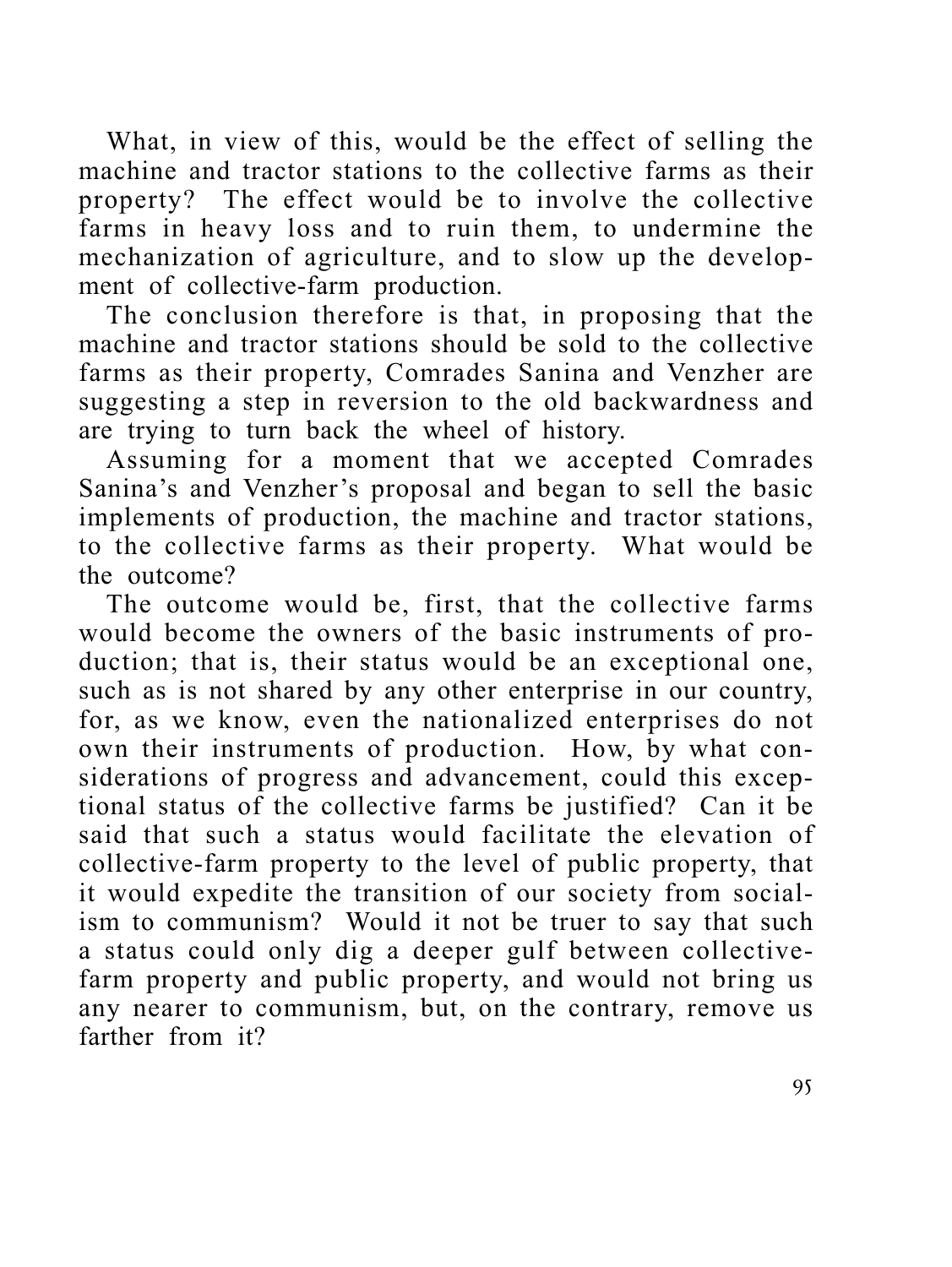What, in view of this, would be the effect of selling the machine and tractor stations to the collective farms as their property? The effect would be to involve the collective farms in heavy loss and to ruin them, to undermine the mechanization of agriculture, and to slow up the development of collective-farm production.

The conclusion therefore is that, in proposing that the machine and tractor stations should be sold to the collective farms as their property, Comrades Sanina and Venzher are suggesting a step in reversion to the old backwardness and are trying to turn back the wheel of history.

Assuming for a moment that we accepted Comrades Sanina's and Venzher's proposal and began to sell the basic implements of production, the machine and tractor stations, to the collective farms as their property. What would be the outcome?

The outcome would be, first, that the collective farms would become the owners of the basic instruments of production; that is, their status would be an exceptional one, such as is not shared by any other enterprise in our country, for, as we know, even the nationalized enterprises do not own their instruments of production. How, by what considerations of progress and advancement, could this exceptional status of the collective farms be justified? Can it be said that such a status would facilitate the elevation of collective-farm property to the level of public property, that it would expedite the transition of our society from socialism to communism? Would it not be truer to say that such a status could only dig a deeper gulf between collective-farm property and public property, and would not bring us any nearer to communism, but, on the contrary, remove us farther from it?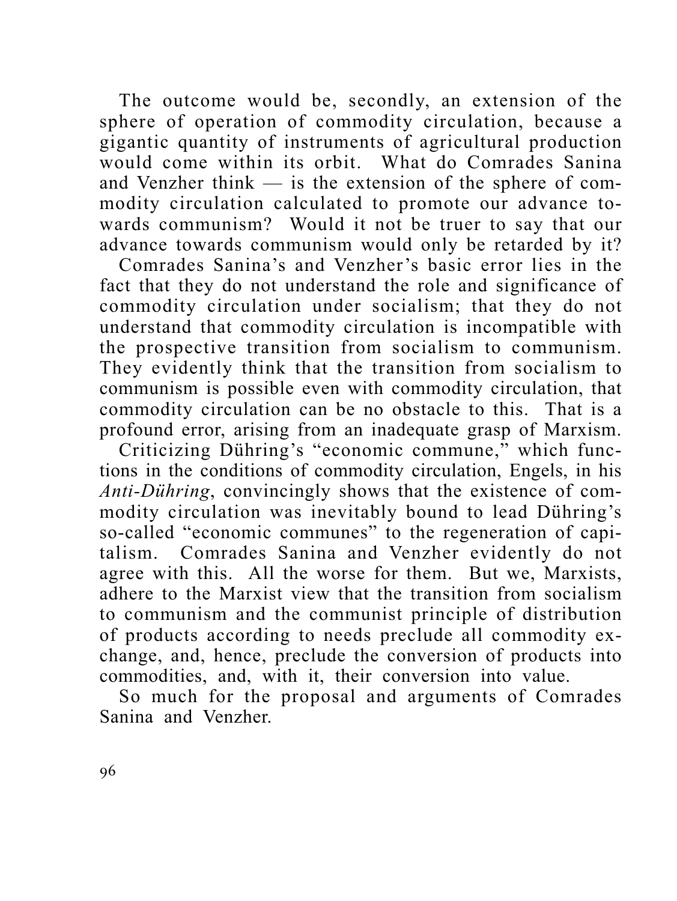The outcome would be, secondly, an extension of the sphere of operation of commodity circulation, because a gigantic quantity of instruments of agricultural production would come within its orbit. What do Comrades Sanina and Venzher think — is the extension of the sphere of commodity circulation calculated to promote our advance towards communism? Would it not be truer to say that our advance towards communism would only be retarded by it?

Comrades Sanina's and Venzher's basic error lies in the fact that they do not understand the role and significance of commodity circulation under socialism; that they do not understand that commodity circulation is incompatible with the prospective transition from socialism to communism. They evidently think that the transition from socialism to communism is possible even with commodity circulation, that commodity circulation can be no obstacle to this. That is a profound error, arising from an inadequate grasp of Marxism.

Criticizing Dühring's "economic commune," which functions in the conditions of commodity circulation, Engels, in his *Anti-Dühring*, convincingly shows that the existence of commodity circulation was inevitably bound to lead Dühring's so-called "economic communes" to the regeneration of capitalism. Comrades Sanina and Venzher evidently do not agree with this. All the worse for them. But we, Marxists, adhere to the Marxist view that the transition from socialism to communism and the communist principle of distribution of products according to needs preclude all commodity exchange, and, hence, preclude the conversion of products into commodities, and, with it, their conversion into value.

So much for the proposal and arguments of Comrades Sanina and Venzher.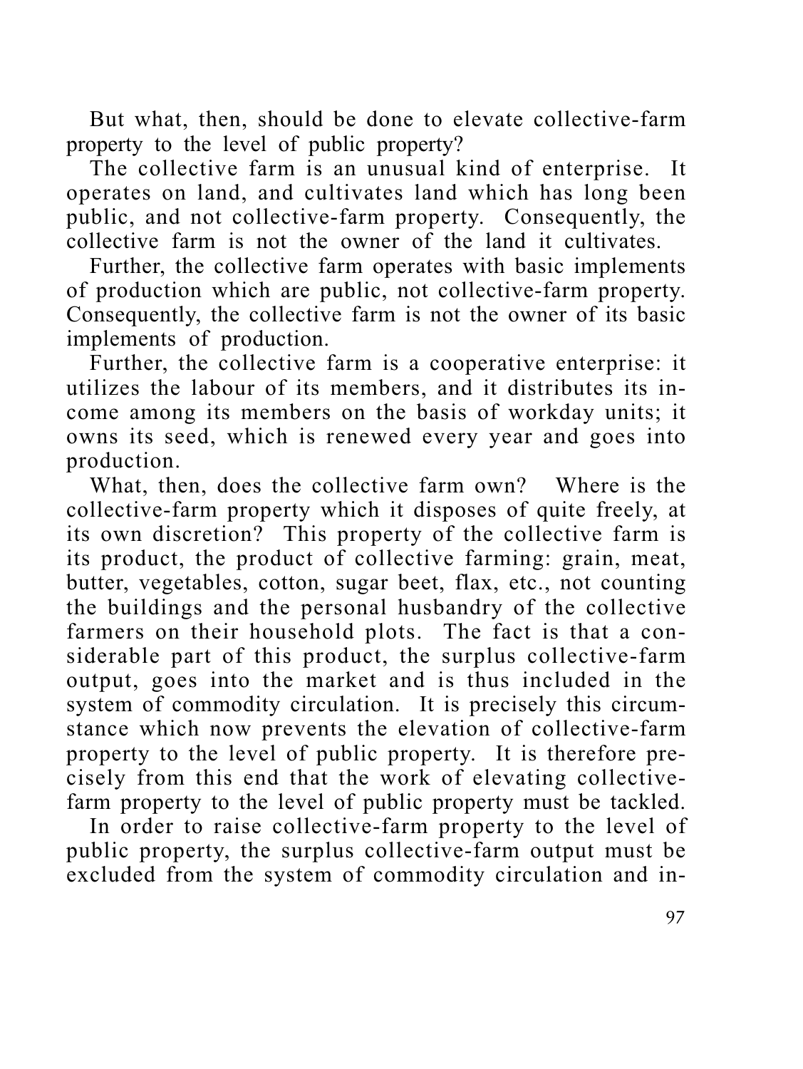But what, then, should be done to elevate collective-farm property to the level of public property?

The collective farm is an unusual kind of enterprise. It operates on land, and cultivates land which has long been public, and not collective-farm property. Consequently, the collective farm is not the owner of the land it cultivates.

Further, the collective farm operates with basic implements of production which are public, not collective-farm property. Consequently, the collective farm is not the owner of its basic implements of production.

Further, the collective farm is a cooperative enterprise: it utilizes the labour of its members, and it distributes its income among its members on the basis of workday units; it owns its seed, which is renewed every year and goes into production.

What, then, does the collective farm own? Where is the collective-farm property which it disposes of quite freely, at its own discretion? This property of the collective farm is its product, the product of collective farming: grain, meat, butter, vegetables, cotton, sugar beet, flax, etc., not counting the buildings and the personal husbandry of the collective farmers on their household plots. The fact is that a considerable part of this product, the surplus collective-farm output, goes into the market and is thus included in the system of commodity circulation. It is precisely this circumstance which now prevents the elevation of collective-farm property to the level of public property. It is therefore precisely from this end that the work of elevating collective-farm property to the level of public property must be tackled.

In order to raise collective-farm property to the level of public property, the surplus collective-farm output must be excluded from the system of commodity circulation and in-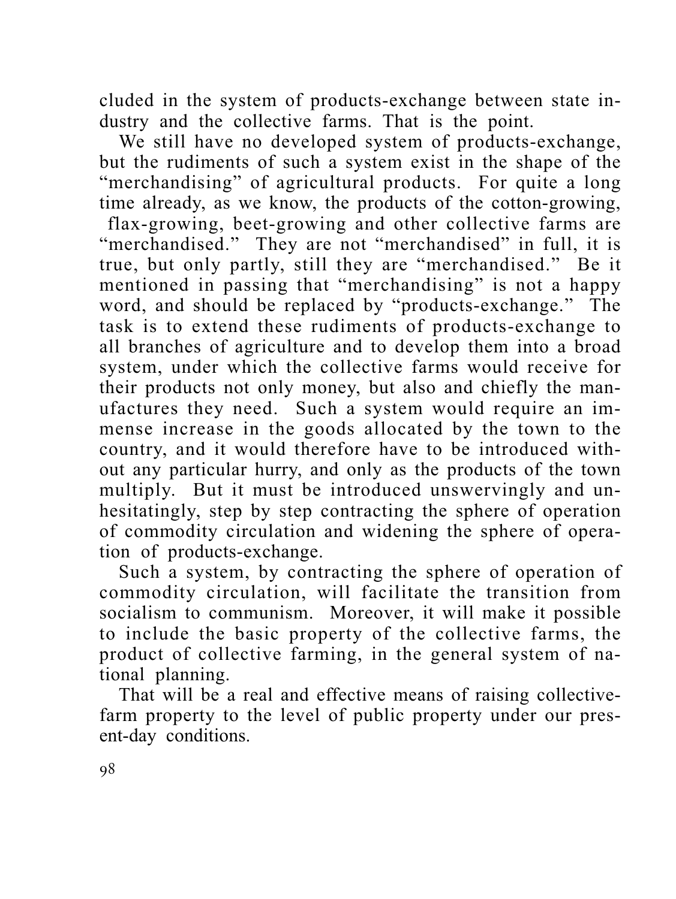cluded in the system of products-exchange between state industry and the collective farms. That is the point.

We still have no developed system of products-exchange, but the rudiments of such a system exist in the shape of the "merchandising" of agricultural products. For quite a long time already, as we know, the products of the cotton-growing, flax-growing, beet-growing and other collective farms are "merchandised." They are not "merchandised" in full, it is true, but only partly, still they are "merchandised." Be it mentioned in passing that "merchandising" is not a happy word, and should be replaced by "products-exchange." The task is to extend these rudiments of products-exchange to all branches of agriculture and to develop them into a broad system, under which the collective farms would receive for their products not only money, but also and chiefly the manufactures they need. Such a system would require an immense increase in the goods allocated by the town to the country, and it would therefore have to be introduced without any particular hurry, and only as the products of the town multiply. But it must be introduced unswervingly and unhesitatingly, step by step contracting the sphere of operation of commodity circulation and widening the sphere of operation of products-exchange.

Such a system, by contracting the sphere of operation of commodity circulation, will facilitate the transition from socialism to communism. Moreover, it will make it possible to include the basic property of the collective farms, the product of collective farming, in the general system of national planning.

That will be a real and effective means of raising collective-farm property to the level of public property under our present-day conditions.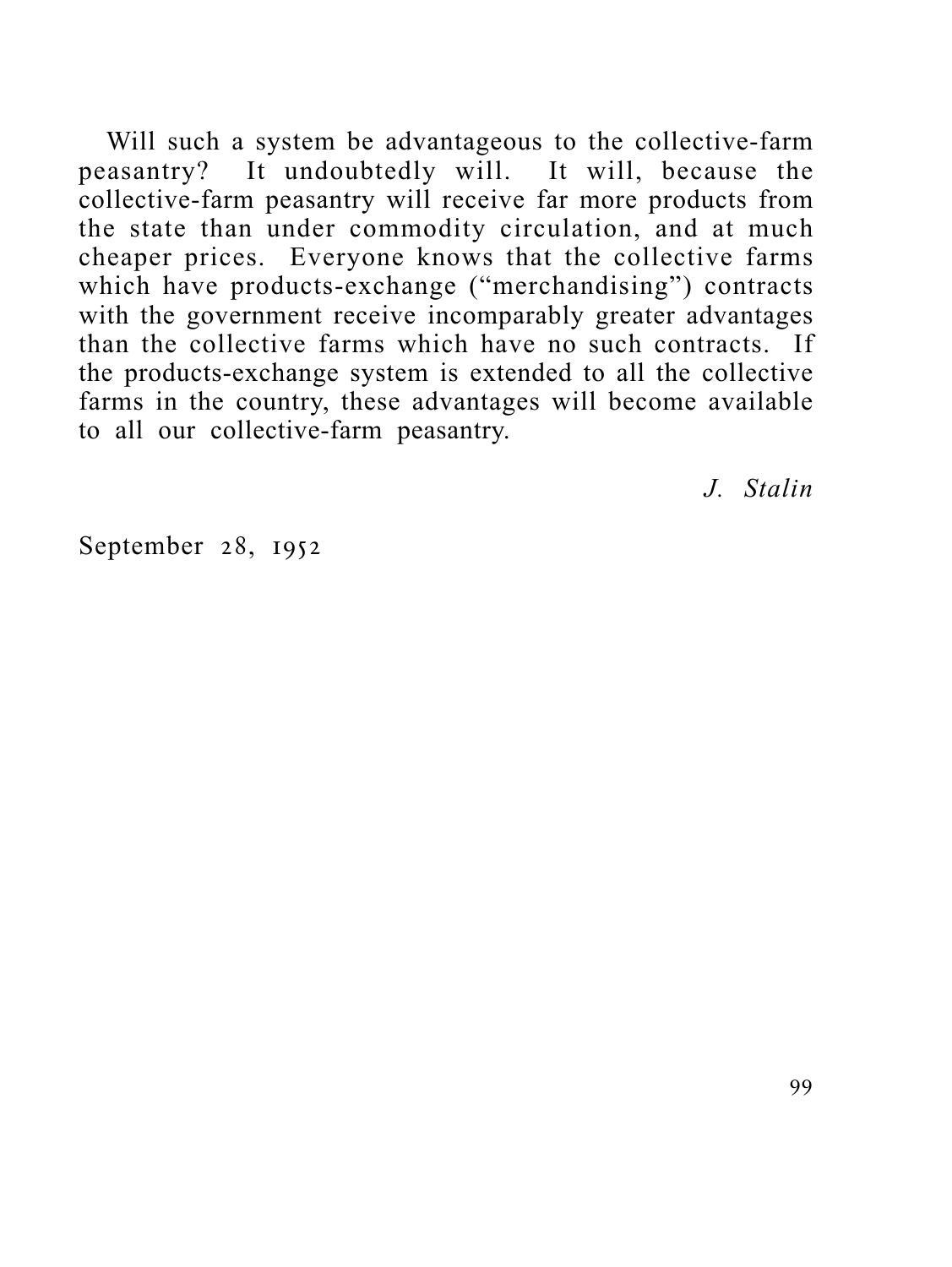Will such a system be advantageous to the collective-farm peasantry? It undoubtedly will. It will, because the collective-farm peasantry will receive far more products from the state than under commodity circulation, and at much cheaper prices. Everyone knows that the collective farms which have products-exchange ("merchandising") contracts with the government receive incomparably greater advantages than the collective farms which have no such contracts. If the products-exchange system is extended to all the collective farms in the country, these advantages will become available to all our collective-farm peasantry.

*J. Stalin*

September 28, 1952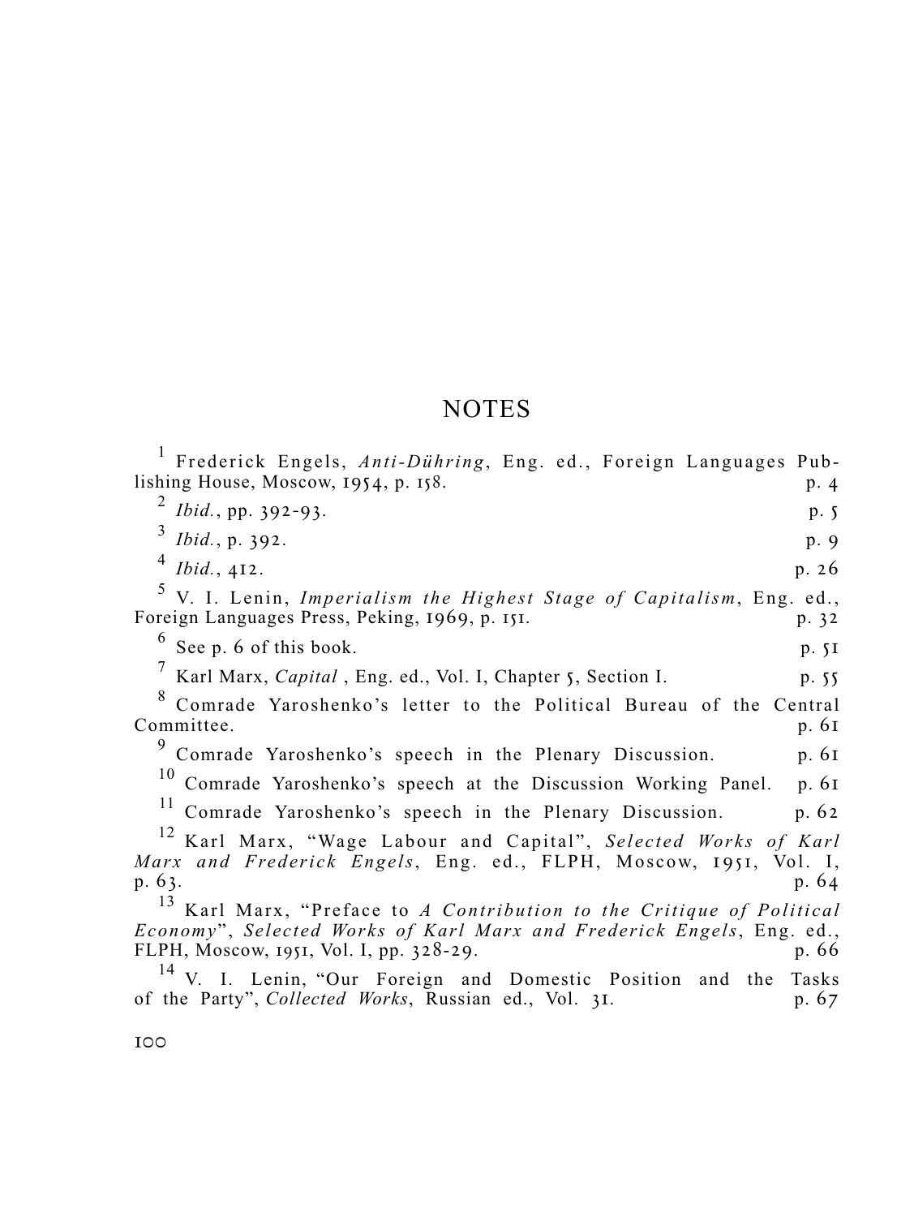# NOTES

[1] Frederick Engels, *Anti-Dühring*, Eng. ed., Foreign Languages Publishing House, Moscow, 1954, p. 158. p. 4

[2] *Ibid.*, pp. 392-93. p. 5

[3] *Ibid.*, p. 392. p. 9

[4] *Ibid.*, 412. p. 26

[5] V. I. Lenin, *Imperialism the Highest Stage of Capitalism*, Eng. ed., Foreign Languages Press, Peking, 1969, p. 151. p. 32

[6] See p. 6 of this book. p. 51

[7] Karl Marx, *Capital* , Eng. ed., Vol. I, Chapter 5, Section I. p. 55

[8] Comrade Yaroshenko's letter to the Political Bureau of the Central Committee. p. 61

[9] Comrade Yaroshenko's speech in the Plenary Discussion. p. 61

[10] Comrade Yaroshenko's speech at the Discussion Working Panel. p. 61

[11] Comrade Yaroshenko's speech in the Plenary Discussion. p. 62

[12] Karl Marx, "Wage Labour and Capital", *Selected Works of Karl Marx and Frederick Engels*, Eng. ed., FLPH, Moscow, 1951, Vol. I, p. 63. p. 64

[13] Karl Marx, "Preface to *A Contribution to the Critique of Political Economy*", *Selected Works of Karl Marx and Frederick Engels*, Eng. ed., FLPH, Moscow, 1951, Vol. I, pp. 328-29. p. 66

[14] V. I. Lenin, "Our Foreign and Domestic Position and the Tasks of the Party", *Collected Works*, Russian ed., Vol. 31. p. 67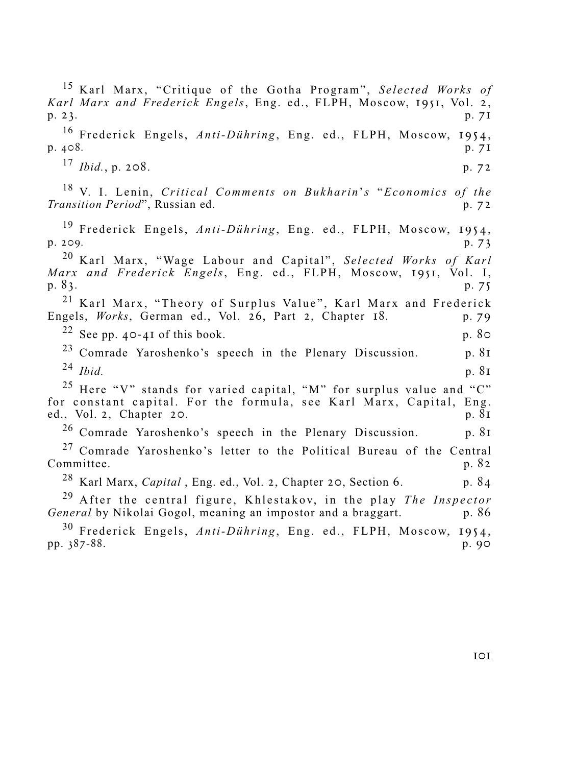[15] Karl Marx, "Critique of the Gotha Program", *Selected Works of Karl Marx and Frederick Engels*, Eng. ed., FLPH, Moscow, 1951, Vol. 2, p. 23. p. 71

[16] Frederick Engels, *Anti-Dühring*, Eng. ed., FLPH, Moscow, 1954, p. 408. p. 71

[17] *Ibid.*, p. 208. p. 72

[18] V. I. Lenin, *Critical Comments on Bukharin's "Economics of the Transition Period"*, Russian ed. p. 72

[19] Frederick Engels, *Anti-Dühring*, Eng. ed., FLPH, Moscow, 1954, p. 209. p. 73

[20] Karl Marx, "Wage Labour and Capital", *Selected Works of Karl Marx and Frederick Engels*, Eng. ed., FLPH, Moscow, 1951, Vol. I, p. 83. p. 75

[21] Karl Marx, "Theory of Surplus Value", Karl Marx and Frederick Engels, *Works*, German ed., Vol. 26, Part 2, Chapter 18. p. 79

[22] See pp. 40-41 of this book. p. 80

[23] Comrade Yaroshenko's speech in the Plenary Discussion. p. 81

[24] *Ibid.* p. 81

[25] Here "V" stands for varied capital, "M" for surplus value and "C" for constant capital. For the formula, see Karl Marx, Capital, Eng. ed., Vol. 2, Chapter 20. p. 81

[26] Comrade Yaroshenko's speech in the Plenary Discussion. p. 81

[27] Comrade Yaroshenko's letter to the Political Bureau of the Central Committee. p. 82

[28] Karl Marx, *Capital* , Eng. ed., Vol. 2, Chapter 20, Section 6. p. 84

[29] After the central figure, Khlestakov, in the play *The Inspector General* by Nikolai Gogol, meaning an impostor and a braggart. p. 86

[30] Frederick Engels, *Anti-Dühring*, Eng. ed., FLPH, Moscow, 1954, pp. 387-88. p. 90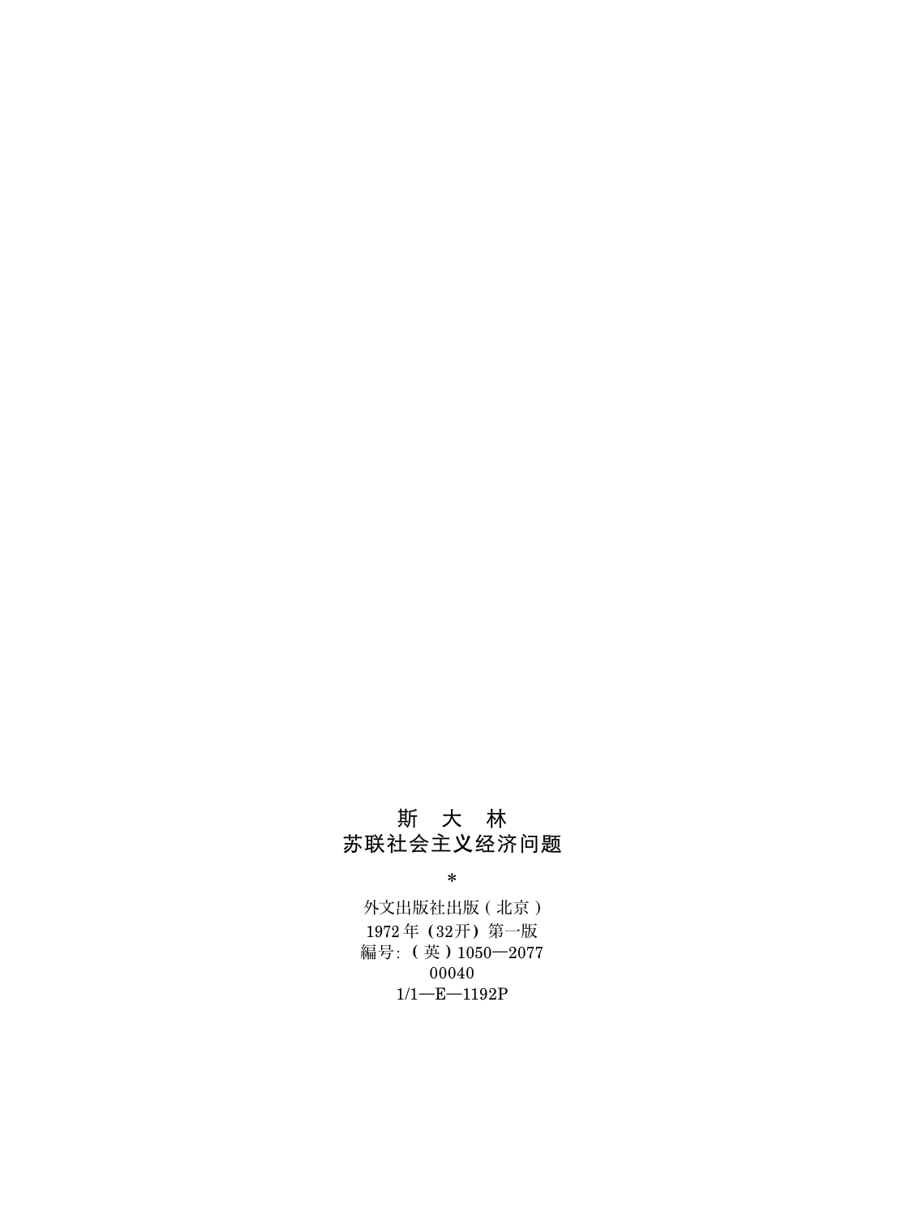斯　大　林

苏联社会主义经济问题

*

外文出版社出版（北京）

1972 年（32开）第一版

編号:（英）1050—2077

00040

1/1—E—1192P